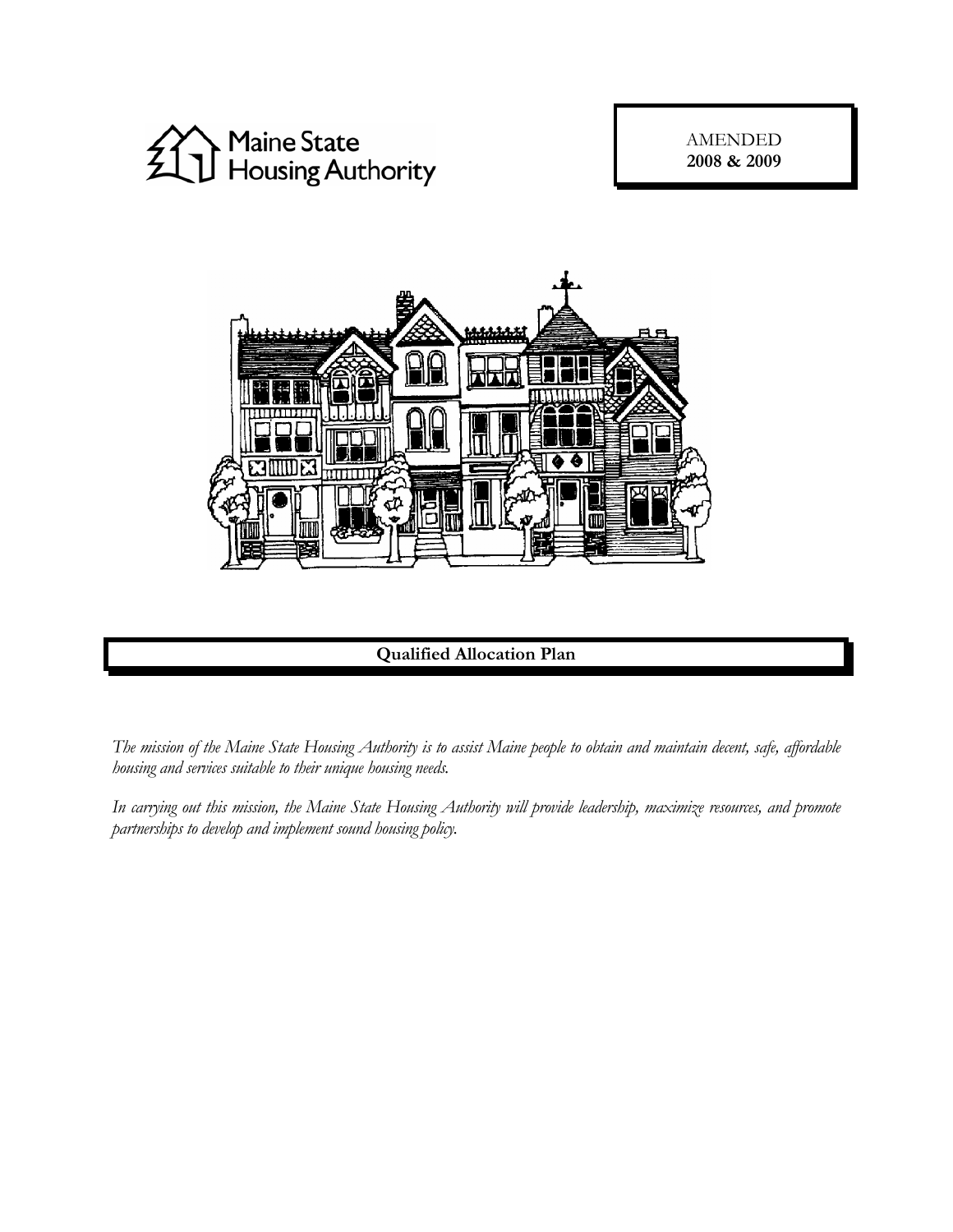Maine State Housing Authority

AMENDED
**2008 & 2009**

# Qualified Allocation Plan

*The mission of the Maine State Housing Authority is to assist Maine people to obtain and maintain decent, safe, affordable housing and services suitable to their unique housing needs.*

*In carrying out this mission, the Maine State Housing Authority will provide leadership, maximize resources, and promote partnerships to develop and implement sound housing policy.*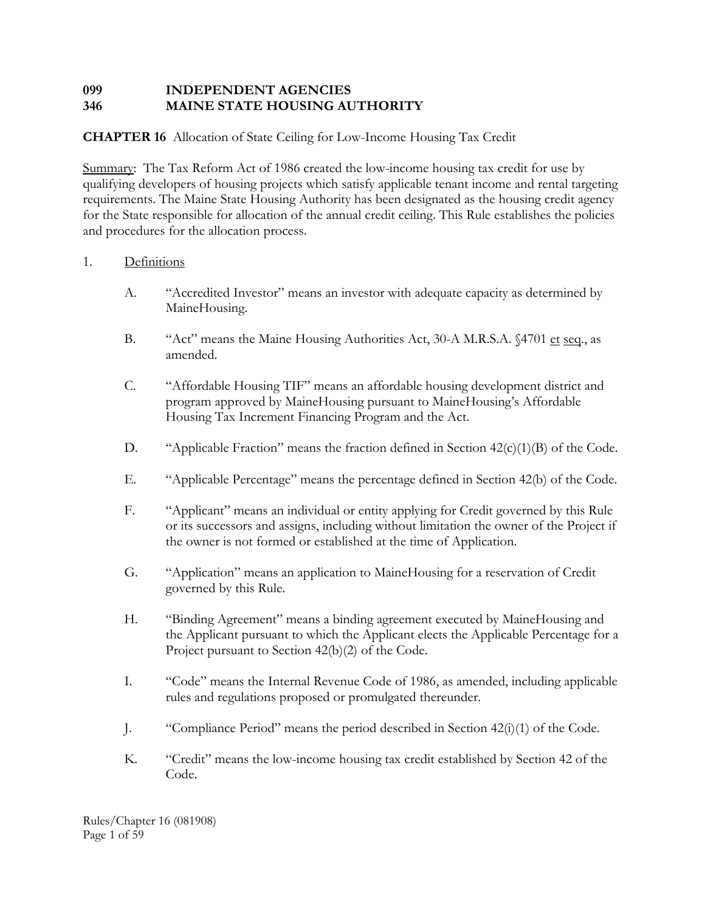**099 INDEPENDENT AGENCIES**
**346 MAINE STATE HOUSING AUTHORITY**

**CHAPTER 16** Allocation of State Ceiling for Low-Income Housing Tax Credit

Summary: The Tax Reform Act of 1986 created the low-income housing tax credit for use by qualifying developers of housing projects which satisfy applicable tenant income and rental targeting requirements. The Maine State Housing Authority has been designated as the housing credit agency for the State responsible for allocation of the annual credit ceiling. This Rule establishes the policies and procedures for the allocation process.

1. Definitions

   A. "Accredited Investor" means an investor with adequate capacity as determined by MaineHousing.

   B. "Act" means the Maine Housing Authorities Act, 30-A M.R.S.A. §4701 et seq., as amended.

   C. "Affordable Housing TIF" means an affordable housing development district and program approved by MaineHousing pursuant to MaineHousing's Affordable Housing Tax Increment Financing Program and the Act.

   D. "Applicable Fraction" means the fraction defined in Section 42(c)(1)(B) of the Code.

   E. "Applicable Percentage" means the percentage defined in Section 42(b) of the Code.

   F. "Applicant" means an individual or entity applying for Credit governed by this Rule or its successors and assigns, including without limitation the owner of the Project if the owner is not formed or established at the time of Application.

   G. "Application" means an application to MaineHousing for a reservation of Credit governed by this Rule.

   H. "Binding Agreement" means a binding agreement executed by MaineHousing and the Applicant pursuant to which the Applicant elects the Applicable Percentage for a Project pursuant to Section 42(b)(2) of the Code.

   I. "Code" means the Internal Revenue Code of 1986, as amended, including applicable rules and regulations proposed or promulgated thereunder.

   J. "Compliance Period" means the period described in Section 42(i)(1) of the Code.

   K. "Credit" means the low-income housing tax credit established by Section 42 of the Code.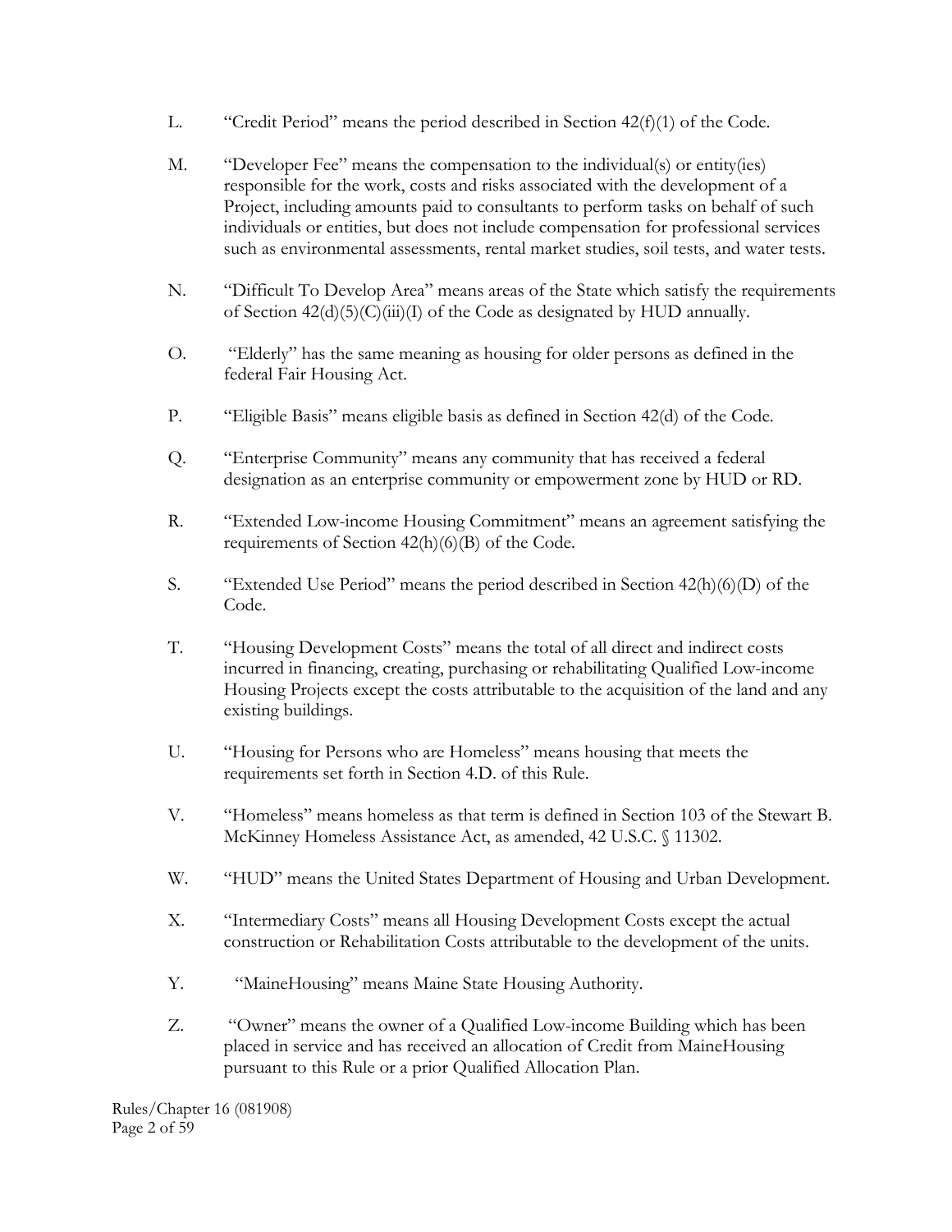L. "Credit Period" means the period described in Section 42(f)(1) of the Code.

M. "Developer Fee" means the compensation to the individual(s) or entity(ies) responsible for the work, costs and risks associated with the development of a Project, including amounts paid to consultants to perform tasks on behalf of such individuals or entities, but does not include compensation for professional services such as environmental assessments, rental market studies, soil tests, and water tests.

N. "Difficult To Develop Area" means areas of the State which satisfy the requirements of Section 42(d)(5)(C)(iii)(I) of the Code as designated by HUD annually.

O. "Elderly" has the same meaning as housing for older persons as defined in the federal Fair Housing Act.

P. "Eligible Basis" means eligible basis as defined in Section 42(d) of the Code.

Q. "Enterprise Community" means any community that has received a federal designation as an enterprise community or empowerment zone by HUD or RD.

R. "Extended Low-income Housing Commitment" means an agreement satisfying the requirements of Section 42(h)(6)(B) of the Code.

S. "Extended Use Period" means the period described in Section 42(h)(6)(D) of the Code.

T. "Housing Development Costs" means the total of all direct and indirect costs incurred in financing, creating, purchasing or rehabilitating Qualified Low-income Housing Projects except the costs attributable to the acquisition of the land and any existing buildings.

U. "Housing for Persons who are Homeless" means housing that meets the requirements set forth in Section 4.D. of this Rule.

V. "Homeless" means homeless as that term is defined in Section 103 of the Stewart B. McKinney Homeless Assistance Act, as amended, 42 U.S.C. § 11302.

W. "HUD" means the United States Department of Housing and Urban Development.

X. "Intermediary Costs" means all Housing Development Costs except the actual construction or Rehabilitation Costs attributable to the development of the units.

Y. "MaineHousing" means Maine State Housing Authority.

Z. "Owner" means the owner of a Qualified Low-income Building which has been placed in service and has received an allocation of Credit from MaineHousing pursuant to this Rule or a prior Qualified Allocation Plan.

Rules/Chapter 16 (081908)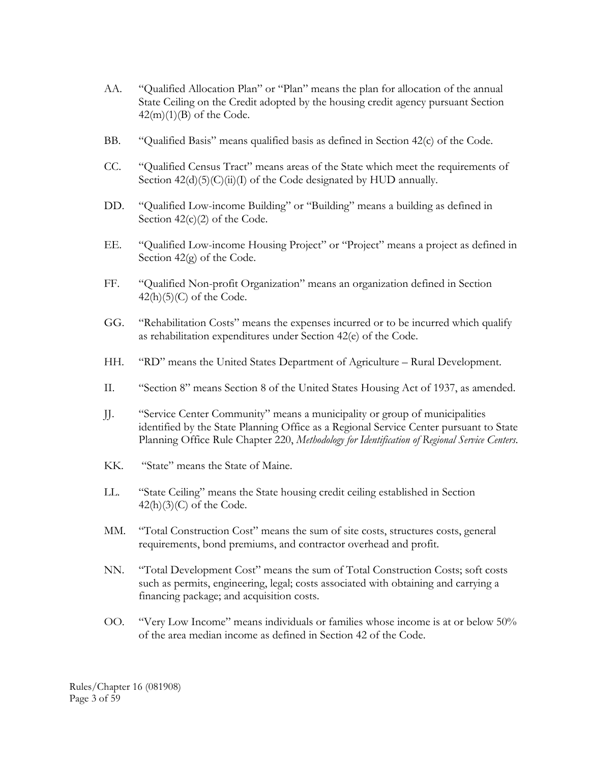AA. "Qualified Allocation Plan" or "Plan" means the plan for allocation of the annual State Ceiling on the Credit adopted by the housing credit agency pursuant Section 42(m)(1)(B) of the Code.

BB. "Qualified Basis" means qualified basis as defined in Section 42(c) of the Code.

CC. "Qualified Census Tract" means areas of the State which meet the requirements of Section 42(d)(5)(C)(ii)(I) of the Code designated by HUD annually.

DD. "Qualified Low-income Building" or "Building" means a building as defined in Section 42(c)(2) of the Code.

EE. "Qualified Low-income Housing Project" or "Project" means a project as defined in Section 42(g) of the Code.

FF. "Qualified Non-profit Organization" means an organization defined in Section 42(h)(5)(C) of the Code.

GG. "Rehabilitation Costs" means the expenses incurred or to be incurred which qualify as rehabilitation expenditures under Section 42(e) of the Code.

HH. "RD" means the United States Department of Agriculture – Rural Development.

II. "Section 8" means Section 8 of the United States Housing Act of 1937, as amended.

JJ. "Service Center Community" means a municipality or group of municipalities identified by the State Planning Office as a Regional Service Center pursuant to State Planning Office Rule Chapter 220, *Methodology for Identification of Regional Service Centers*.

KK. "State" means the State of Maine.

LL. "State Ceiling" means the State housing credit ceiling established in Section 42(h)(3)(C) of the Code.

MM. "Total Construction Cost" means the sum of site costs, structures costs, general requirements, bond premiums, and contractor overhead and profit.

NN. "Total Development Cost" means the sum of Total Construction Costs; soft costs such as permits, engineering, legal; costs associated with obtaining and carrying a financing package; and acquisition costs.

OO. "Very Low Income" means individuals or families whose income is at or below 50% of the area median income as defined in Section 42 of the Code.

Rules/Chapter 16 (081908)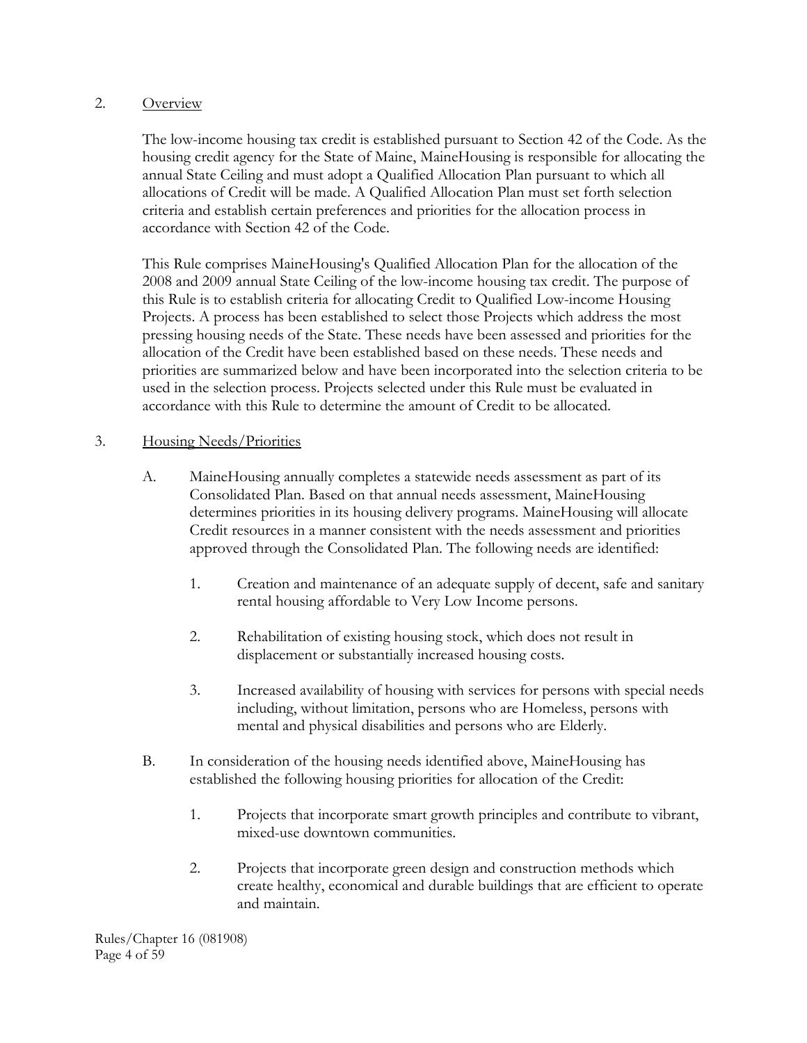2. <u>Overview</u>

The low-income housing tax credit is established pursuant to Section 42 of the Code. As the housing credit agency for the State of Maine, MaineHousing is responsible for allocating the annual State Ceiling and must adopt a Qualified Allocation Plan pursuant to which all allocations of Credit will be made. A Qualified Allocation Plan must set forth selection criteria and establish certain preferences and priorities for the allocation process in accordance with Section 42 of the Code.

This Rule comprises MaineHousing's Qualified Allocation Plan for the allocation of the 2008 and 2009 annual State Ceiling of the low-income housing tax credit. The purpose of this Rule is to establish criteria for allocating Credit to Qualified Low-income Housing Projects. A process has been established to select those Projects which address the most pressing housing needs of the State. These needs have been assessed and priorities for the allocation of the Credit have been established based on these needs. These needs and priorities are summarized below and have been incorporated into the selection criteria to be used in the selection process. Projects selected under this Rule must be evaluated in accordance with this Rule to determine the amount of Credit to be allocated.

3. <u>Housing Needs/Priorities</u>

   A. MaineHousing annually completes a statewide needs assessment as part of its Consolidated Plan. Based on that annual needs assessment, MaineHousing determines priorities in its housing delivery programs. MaineHousing will allocate Credit resources in a manner consistent with the needs assessment and priorities approved through the Consolidated Plan. The following needs are identified:

      1. Creation and maintenance of an adequate supply of decent, safe and sanitary rental housing affordable to Very Low Income persons.

      2. Rehabilitation of existing housing stock, which does not result in displacement or substantially increased housing costs.

      3. Increased availability of housing with services for persons with special needs including, without limitation, persons who are Homeless, persons with mental and physical disabilities and persons who are Elderly.

   B. In consideration of the housing needs identified above, MaineHousing has established the following housing priorities for allocation of the Credit:

      1. Projects that incorporate smart growth principles and contribute to vibrant, mixed-use downtown communities.

      2. Projects that incorporate green design and construction methods which create healthy, economical and durable buildings that are efficient to operate and maintain.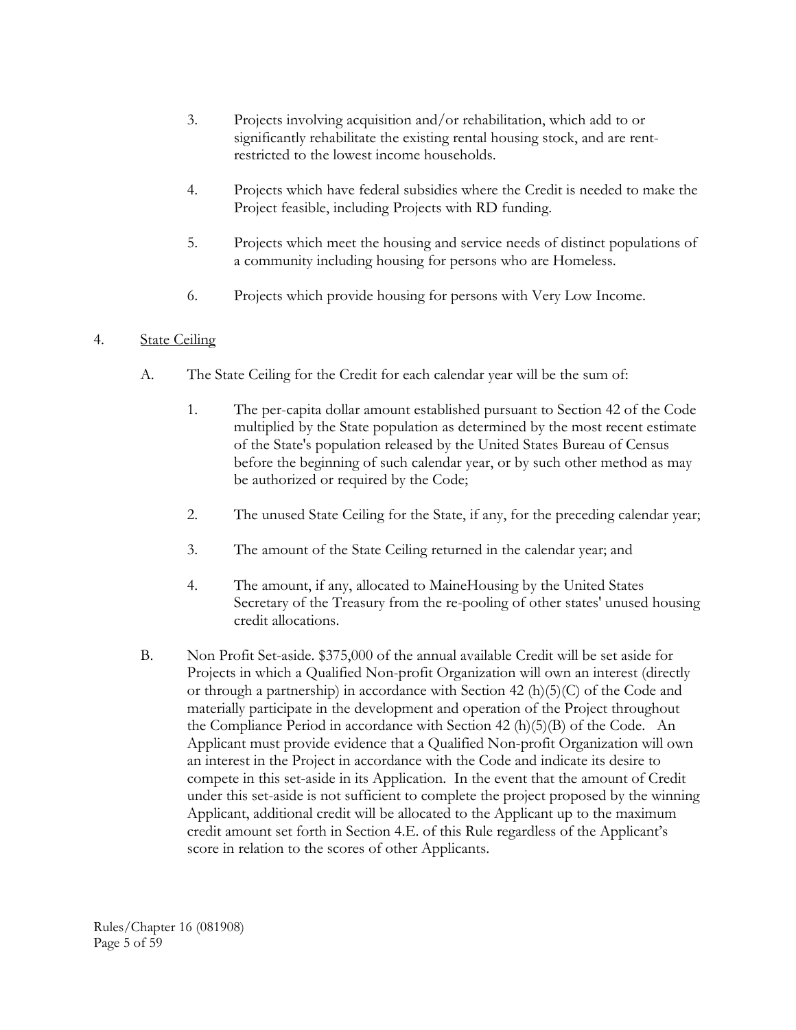3. Projects involving acquisition and/or rehabilitation, which add to or significantly rehabilitate the existing rental housing stock, and are rent-restricted to the lowest income households.

4. Projects which have federal subsidies where the Credit is needed to make the Project feasible, including Projects with RD funding.

5. Projects which meet the housing and service needs of distinct populations of a community including housing for persons who are Homeless.

6. Projects which provide housing for persons with Very Low Income.

4. <u>State Ceiling</u>

A. The State Ceiling for the Credit for each calendar year will be the sum of:

1. The per-capita dollar amount established pursuant to Section 42 of the Code multiplied by the State population as determined by the most recent estimate of the State's population released by the United States Bureau of Census before the beginning of such calendar year, or by such other method as may be authorized or required by the Code;

2. The unused State Ceiling for the State, if any, for the preceding calendar year;

3. The amount of the State Ceiling returned in the calendar year; and

4. The amount, if any, allocated to MaineHousing by the United States Secretary of the Treasury from the re-pooling of other states' unused housing credit allocations.

B. Non Profit Set-aside. $375,000 of the annual available Credit will be set aside for Projects in which a Qualified Non-profit Organization will own an interest (directly or through a partnership) in accordance with Section 42 (h)(5)(C) of the Code and materially participate in the development and operation of the Project throughout the Compliance Period in accordance with Section 42 (h)(5)(B) of the Code. An Applicant must provide evidence that a Qualified Non-profit Organization will own an interest in the Project in accordance with the Code and indicate its desire to compete in this set-aside in its Application. In the event that the amount of Credit under this set-aside is not sufficient to complete the project proposed by the winning Applicant, additional credit will be allocated to the Applicant up to the maximum credit amount set forth in Section 4.E. of this Rule regardless of the Applicant's score in relation to the scores of other Applicants.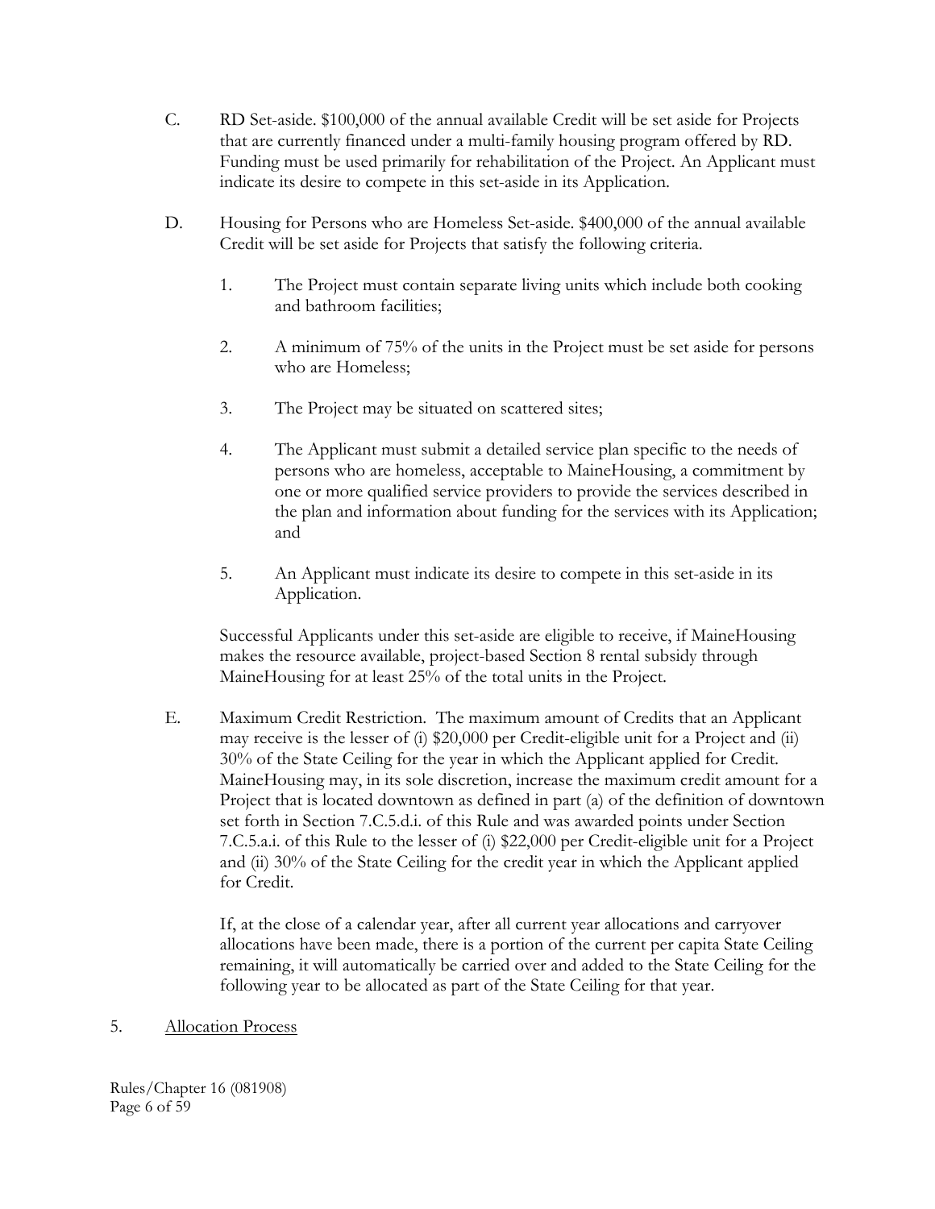C. RD Set-aside. $100,000 of the annual available Credit will be set aside for Projects that are currently financed under a multi-family housing program offered by RD. Funding must be used primarily for rehabilitation of the Project. An Applicant must indicate its desire to compete in this set-aside in its Application.

D. Housing for Persons who are Homeless Set-aside. $400,000 of the annual available Credit will be set aside for Projects that satisfy the following criteria.

   1. The Project must contain separate living units which include both cooking and bathroom facilities;

   2. A minimum of 75% of the units in the Project must be set aside for persons who are Homeless;

   3. The Project may be situated on scattered sites;

   4. The Applicant must submit a detailed service plan specific to the needs of persons who are homeless, acceptable to MaineHousing, a commitment by one or more qualified service providers to provide the services described in the plan and information about funding for the services with its Application; and

   5. An Applicant must indicate its desire to compete in this set-aside in its Application.

   Successful Applicants under this set-aside are eligible to receive, if MaineHousing makes the resource available, project-based Section 8 rental subsidy through MaineHousing for at least 25% of the total units in the Project.

E. Maximum Credit Restriction. The maximum amount of Credits that an Applicant may receive is the lesser of (i) $20,000 per Credit-eligible unit for a Project and (ii) 30% of the State Ceiling for the year in which the Applicant applied for Credit. MaineHousing may, in its sole discretion, increase the maximum credit amount for a Project that is located downtown as defined in part (a) of the definition of downtown set forth in Section 7.C.5.d.i. of this Rule and was awarded points under Section 7.C.5.a.i. of this Rule to the lesser of (i) $22,000 per Credit-eligible unit for a Project and (ii) 30% of the State Ceiling for the credit year in which the Applicant applied for Credit.

   If, at the close of a calendar year, after all current year allocations and carryover allocations have been made, there is a portion of the current per capita State Ceiling remaining, it will automatically be carried over and added to the State Ceiling for the following year to be allocated as part of the State Ceiling for that year.

5. Allocation Process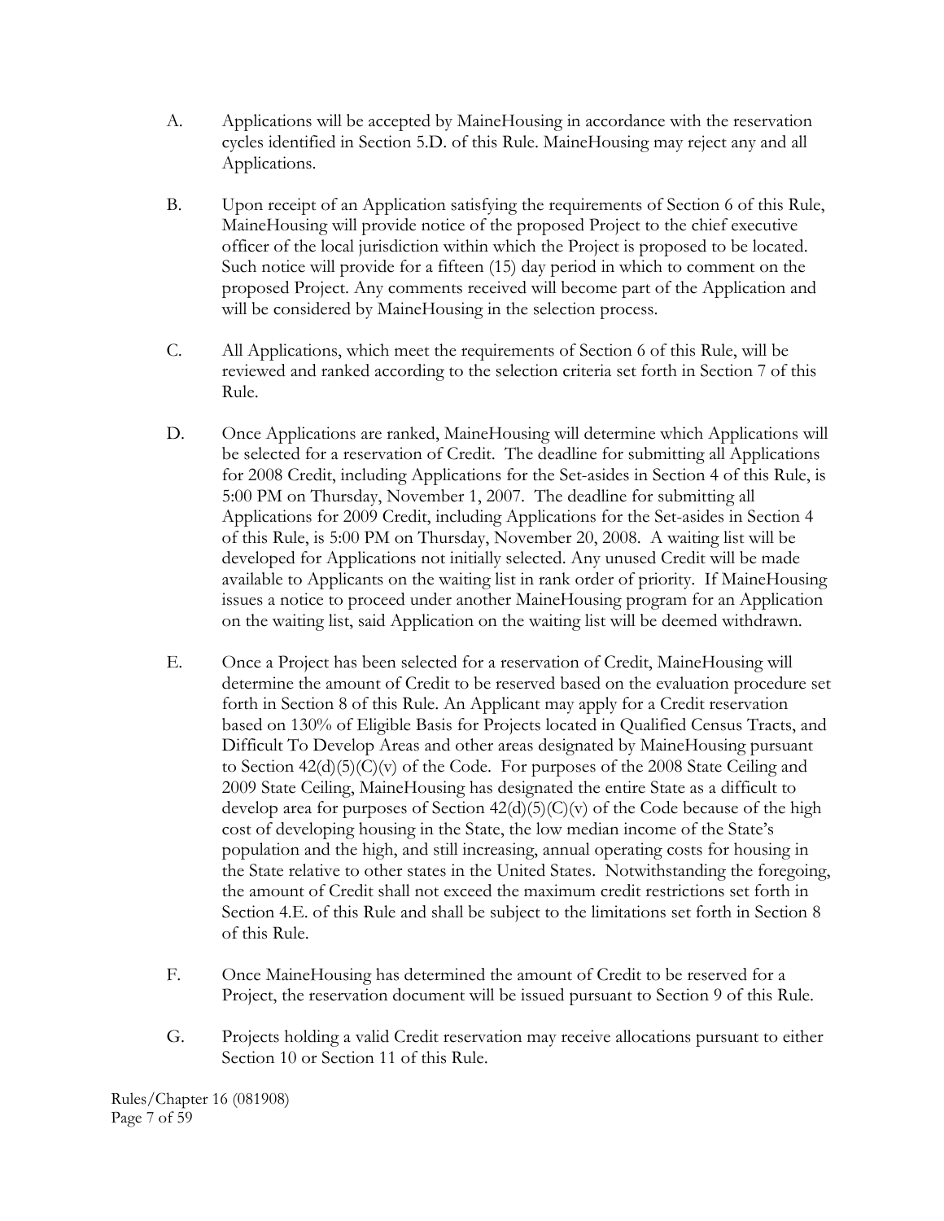A. Applications will be accepted by MaineHousing in accordance with the reservation cycles identified in Section 5.D. of this Rule. MaineHousing may reject any and all Applications.

B. Upon receipt of an Application satisfying the requirements of Section 6 of this Rule, MaineHousing will provide notice of the proposed Project to the chief executive officer of the local jurisdiction within which the Project is proposed to be located. Such notice will provide for a fifteen (15) day period in which to comment on the proposed Project. Any comments received will become part of the Application and will be considered by MaineHousing in the selection process.

C. All Applications, which meet the requirements of Section 6 of this Rule, will be reviewed and ranked according to the selection criteria set forth in Section 7 of this Rule.

D. Once Applications are ranked, MaineHousing will determine which Applications will be selected for a reservation of Credit. The deadline for submitting all Applications for 2008 Credit, including Applications for the Set-asides in Section 4 of this Rule, is 5:00 PM on Thursday, November 1, 2007. The deadline for submitting all Applications for 2009 Credit, including Applications for the Set-asides in Section 4 of this Rule, is 5:00 PM on Thursday, November 20, 2008. A waiting list will be developed for Applications not initially selected. Any unused Credit will be made available to Applicants on the waiting list in rank order of priority. If MaineHousing issues a notice to proceed under another MaineHousing program for an Application on the waiting list, said Application on the waiting list will be deemed withdrawn.

E. Once a Project has been selected for a reservation of Credit, MaineHousing will determine the amount of Credit to be reserved based on the evaluation procedure set forth in Section 8 of this Rule. An Applicant may apply for a Credit reservation based on 130% of Eligible Basis for Projects located in Qualified Census Tracts, and Difficult To Develop Areas and other areas designated by MaineHousing pursuant to Section 42(d)(5)(C)(v) of the Code. For purposes of the 2008 State Ceiling and 2009 State Ceiling, MaineHousing has designated the entire State as a difficult to develop area for purposes of Section 42(d)(5)(C)(v) of the Code because of the high cost of developing housing in the State, the low median income of the State's population and the high, and still increasing, annual operating costs for housing in the State relative to other states in the United States. Notwithstanding the foregoing, the amount of Credit shall not exceed the maximum credit restrictions set forth in Section 4.E. of this Rule and shall be subject to the limitations set forth in Section 8 of this Rule.

F. Once MaineHousing has determined the amount of Credit to be reserved for a Project, the reservation document will be issued pursuant to Section 9 of this Rule.

G. Projects holding a valid Credit reservation may receive allocations pursuant to either Section 10 or Section 11 of this Rule.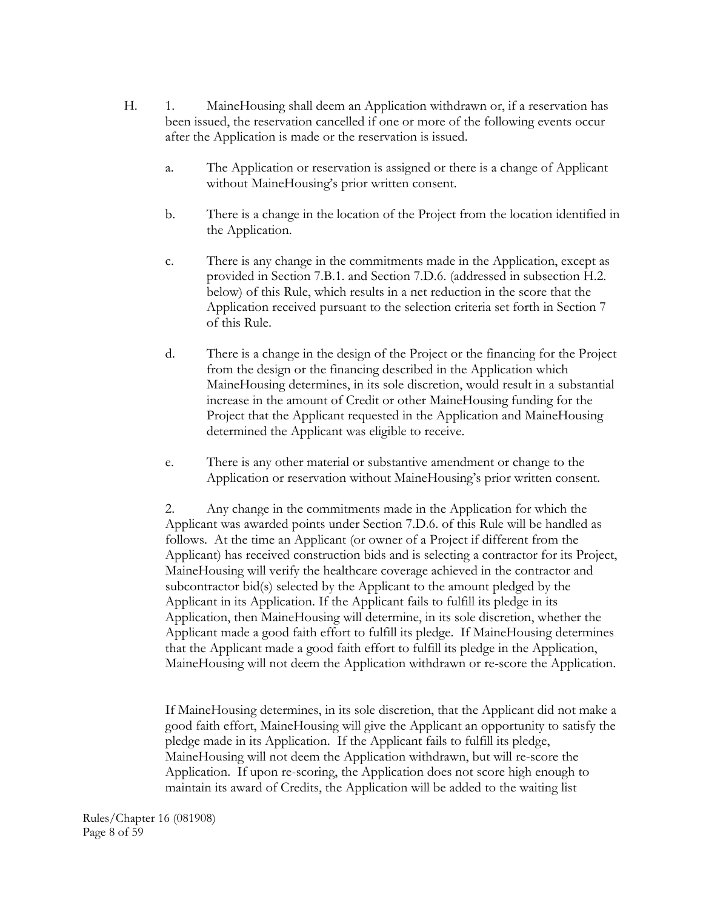H. 1. MaineHousing shall deem an Application withdrawn or, if a reservation has been issued, the reservation cancelled if one or more of the following events occur after the Application is made or the reservation is issued.

a. The Application or reservation is assigned or there is a change of Applicant without MaineHousing's prior written consent.

b. There is a change in the location of the Project from the location identified in the Application.

c. There is any change in the commitments made in the Application, except as provided in Section 7.B.1. and Section 7.D.6. (addressed in subsection H.2. below) of this Rule, which results in a net reduction in the score that the Application received pursuant to the selection criteria set forth in Section 7 of this Rule.

d. There is a change in the design of the Project or the financing for the Project from the design or the financing described in the Application which MaineHousing determines, in its sole discretion, would result in a substantial increase in the amount of Credit or other MaineHousing funding for the Project that the Applicant requested in the Application and MaineHousing determined the Applicant was eligible to receive.

e. There is any other material or substantive amendment or change to the Application or reservation without MaineHousing's prior written consent.

2. Any change in the commitments made in the Application for which the Applicant was awarded points under Section 7.D.6. of this Rule will be handled as follows. At the time an Applicant (or owner of a Project if different from the Applicant) has received construction bids and is selecting a contractor for its Project, MaineHousing will verify the healthcare coverage achieved in the contractor and subcontractor bid(s) selected by the Applicant to the amount pledged by the Applicant in its Application. If the Applicant fails to fulfill its pledge in its Application, then MaineHousing will determine, in its sole discretion, whether the Applicant made a good faith effort to fulfill its pledge. If MaineHousing determines that the Applicant made a good faith effort to fulfill its pledge in the Application, MaineHousing will not deem the Application withdrawn or re-score the Application.

If MaineHousing determines, in its sole discretion, that the Applicant did not make a good faith effort, MaineHousing will give the Applicant an opportunity to satisfy the pledge made in its Application. If the Applicant fails to fulfill its pledge, MaineHousing will not deem the Application withdrawn, but will re-score the Application. If upon re-scoring, the Application does not score high enough to maintain its award of Credits, the Application will be added to the waiting list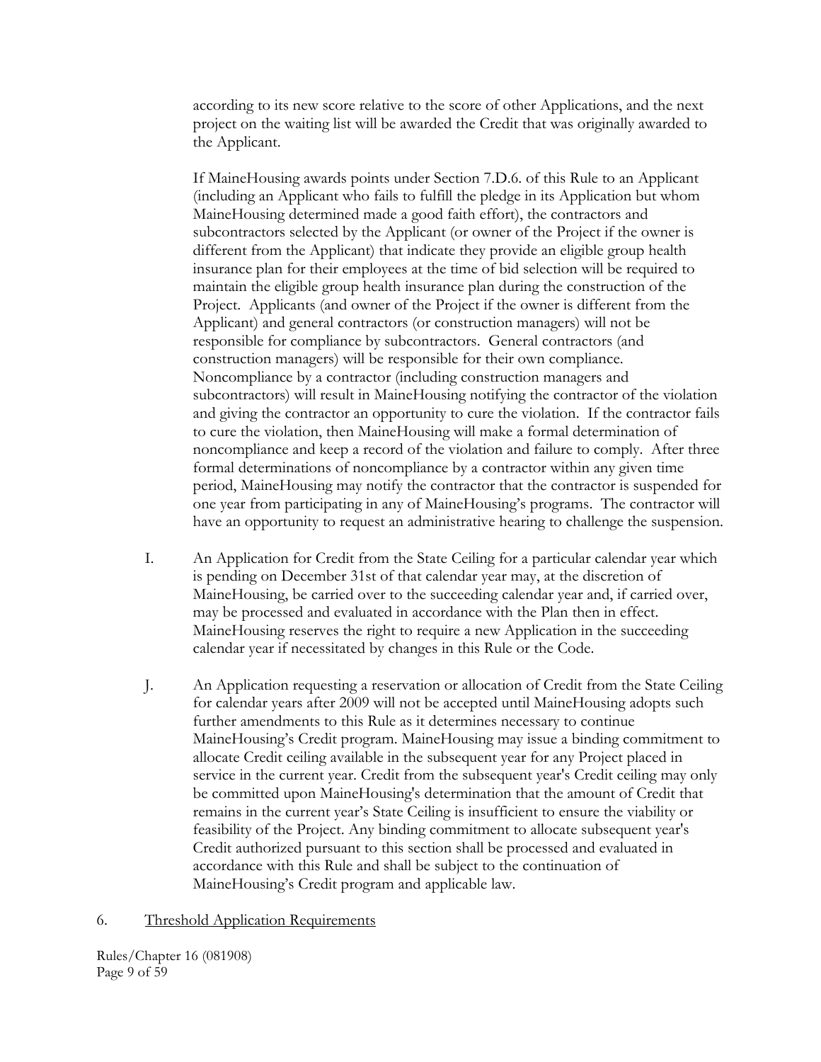according to its new score relative to the score of other Applications, and the next project on the waiting list will be awarded the Credit that was originally awarded to the Applicant.

If MaineHousing awards points under Section 7.D.6. of this Rule to an Applicant (including an Applicant who fails to fulfill the pledge in its Application but whom MaineHousing determined made a good faith effort), the contractors and subcontractors selected by the Applicant (or owner of the Project if the owner is different from the Applicant) that indicate they provide an eligible group health insurance plan for their employees at the time of bid selection will be required to maintain the eligible group health insurance plan during the construction of the Project. Applicants (and owner of the Project if the owner is different from the Applicant) and general contractors (or construction managers) will not be responsible for compliance by subcontractors. General contractors (and construction managers) will be responsible for their own compliance. Noncompliance by a contractor (including construction managers and subcontractors) will result in MaineHousing notifying the contractor of the violation and giving the contractor an opportunity to cure the violation. If the contractor fails to cure the violation, then MaineHousing will make a formal determination of noncompliance and keep a record of the violation and failure to comply. After three formal determinations of noncompliance by a contractor within any given time period, MaineHousing may notify the contractor that the contractor is suspended for one year from participating in any of MaineHousing's programs. The contractor will have an opportunity to request an administrative hearing to challenge the suspension.

I. An Application for Credit from the State Ceiling for a particular calendar year which is pending on December 31st of that calendar year may, at the discretion of MaineHousing, be carried over to the succeeding calendar year and, if carried over, may be processed and evaluated in accordance with the Plan then in effect. MaineHousing reserves the right to require a new Application in the succeeding calendar year if necessitated by changes in this Rule or the Code.

J. An Application requesting a reservation or allocation of Credit from the State Ceiling for calendar years after 2009 will not be accepted until MaineHousing adopts such further amendments to this Rule as it determines necessary to continue MaineHousing's Credit program. MaineHousing may issue a binding commitment to allocate Credit ceiling available in the subsequent year for any Project placed in service in the current year. Credit from the subsequent year's Credit ceiling may only be committed upon MaineHousing's determination that the amount of Credit that remains in the current year's State Ceiling is insufficient to ensure the viability or feasibility of the Project. Any binding commitment to allocate subsequent year's Credit authorized pursuant to this section shall be processed and evaluated in accordance with this Rule and shall be subject to the continuation of MaineHousing's Credit program and applicable law.

6. <u>Threshold Application Requirements</u>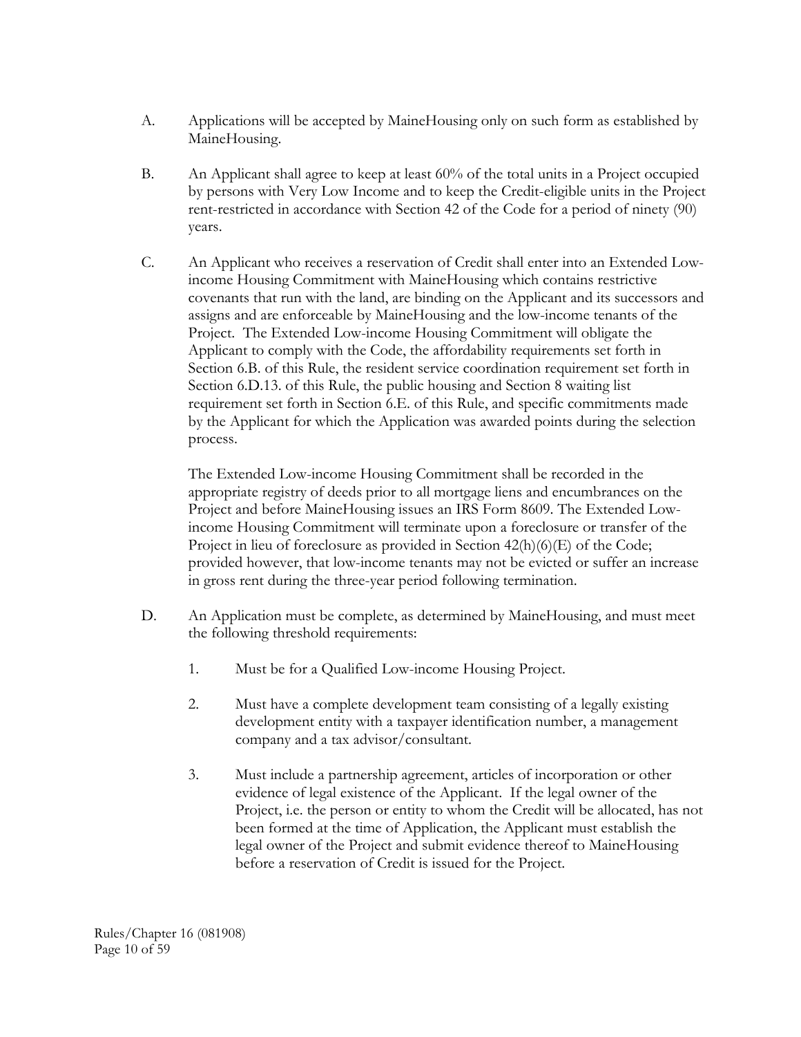A. Applications will be accepted by MaineHousing only on such form as established by MaineHousing.

B. An Applicant shall agree to keep at least 60% of the total units in a Project occupied by persons with Very Low Income and to keep the Credit-eligible units in the Project rent-restricted in accordance with Section 42 of the Code for a period of ninety (90) years.

C. An Applicant who receives a reservation of Credit shall enter into an Extended Low-income Housing Commitment with MaineHousing which contains restrictive covenants that run with the land, are binding on the Applicant and its successors and assigns and are enforceable by MaineHousing and the low-income tenants of the Project. The Extended Low-income Housing Commitment will obligate the Applicant to comply with the Code, the affordability requirements set forth in Section 6.B. of this Rule, the resident service coordination requirement set forth in Section 6.D.13. of this Rule, the public housing and Section 8 waiting list requirement set forth in Section 6.E. of this Rule, and specific commitments made by the Applicant for which the Application was awarded points during the selection process.

   The Extended Low-income Housing Commitment shall be recorded in the appropriate registry of deeds prior to all mortgage liens and encumbrances on the Project and before MaineHousing issues an IRS Form 8609. The Extended Low-income Housing Commitment will terminate upon a foreclosure or transfer of the Project in lieu of foreclosure as provided in Section 42(h)(6)(E) of the Code; provided however, that low-income tenants may not be evicted or suffer an increase in gross rent during the three-year period following termination.

D. An Application must be complete, as determined by MaineHousing, and must meet the following threshold requirements:

   1. Must be for a Qualified Low-income Housing Project.

   2. Must have a complete development team consisting of a legally existing development entity with a taxpayer identification number, a management company and a tax advisor/consultant.

   3. Must include a partnership agreement, articles of incorporation or other evidence of legal existence of the Applicant. If the legal owner of the Project, i.e. the person or entity to whom the Credit will be allocated, has not been formed at the time of Application, the Applicant must establish the legal owner of the Project and submit evidence thereof to MaineHousing before a reservation of Credit is issued for the Project.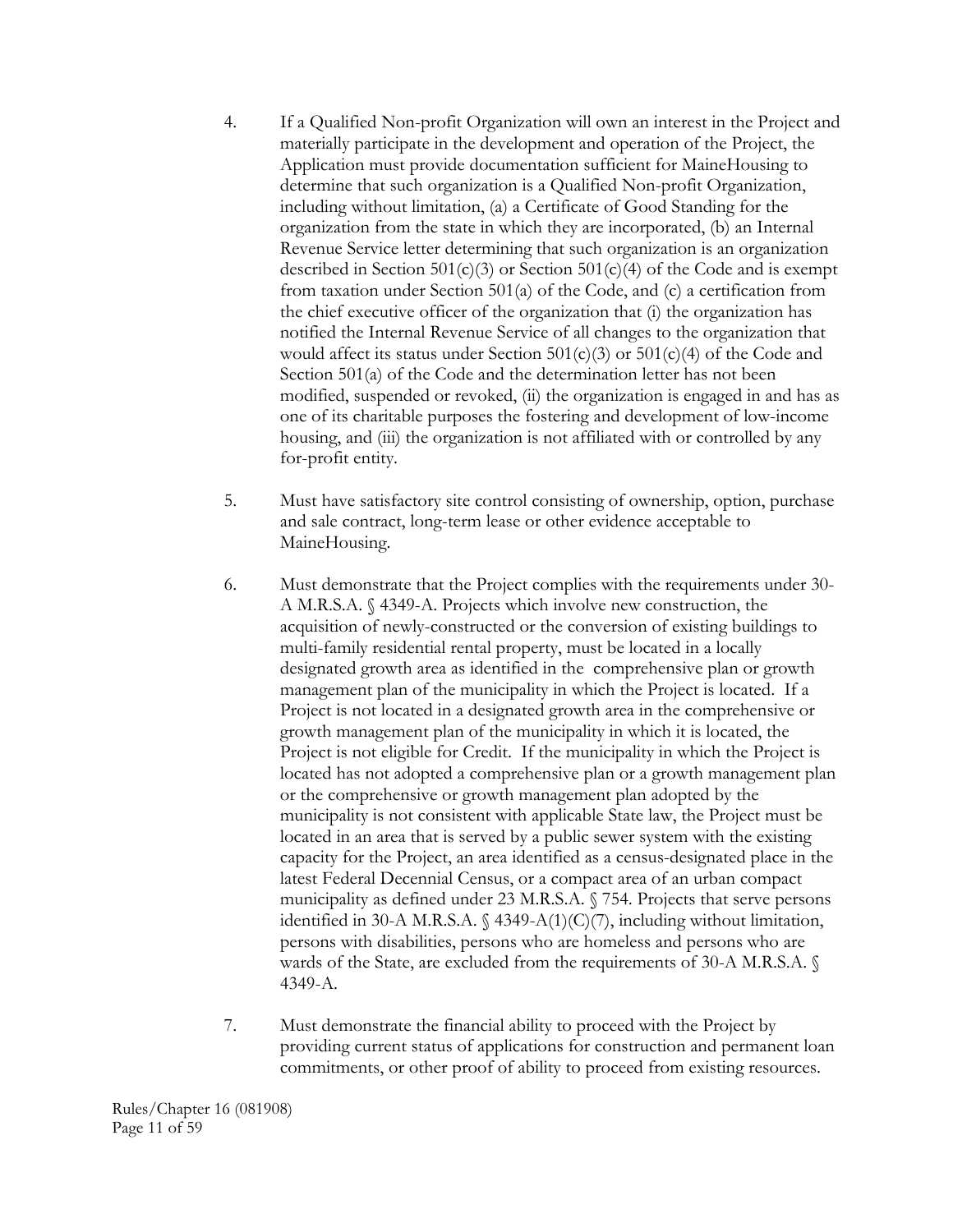4. If a Qualified Non-profit Organization will own an interest in the Project and materially participate in the development and operation of the Project, the Application must provide documentation sufficient for MaineHousing to determine that such organization is a Qualified Non-profit Organization, including without limitation, (a) a Certificate of Good Standing for the organization from the state in which they are incorporated, (b) an Internal Revenue Service letter determining that such organization is an organization described in Section 501(c)(3) or Section 501(c)(4) of the Code and is exempt from taxation under Section 501(a) of the Code, and (c) a certification from the chief executive officer of the organization that (i) the organization has notified the Internal Revenue Service of all changes to the organization that would affect its status under Section 501(c)(3) or 501(c)(4) of the Code and Section 501(a) of the Code and the determination letter has not been modified, suspended or revoked, (ii) the organization is engaged in and has as one of its charitable purposes the fostering and development of low-income housing, and (iii) the organization is not affiliated with or controlled by any for-profit entity.

5. Must have satisfactory site control consisting of ownership, option, purchase and sale contract, long-term lease or other evidence acceptable to MaineHousing.

6. Must demonstrate that the Project complies with the requirements under 30-A M.R.S.A. § 4349-A. Projects which involve new construction, the acquisition of newly-constructed or the conversion of existing buildings to multi-family residential rental property, must be located in a locally designated growth area as identified in the comprehensive plan or growth management plan of the municipality in which the Project is located. If a Project is not located in a designated growth area in the comprehensive or growth management plan of the municipality in which it is located, the Project is not eligible for Credit. If the municipality in which the Project is located has not adopted a comprehensive plan or a growth management plan or the comprehensive or growth management plan adopted by the municipality is not consistent with applicable State law, the Project must be located in an area that is served by a public sewer system with the existing capacity for the Project, an area identified as a census-designated place in the latest Federal Decennial Census, or a compact area of an urban compact municipality as defined under 23 M.R.S.A. § 754. Projects that serve persons identified in 30-A M.R.S.A. § 4349-A(1)(C)(7), including without limitation, persons with disabilities, persons who are homeless and persons who are wards of the State, are excluded from the requirements of 30-A M.R.S.A. § 4349-A.

7. Must demonstrate the financial ability to proceed with the Project by providing current status of applications for construction and permanent loan commitments, or other proof of ability to proceed from existing resources.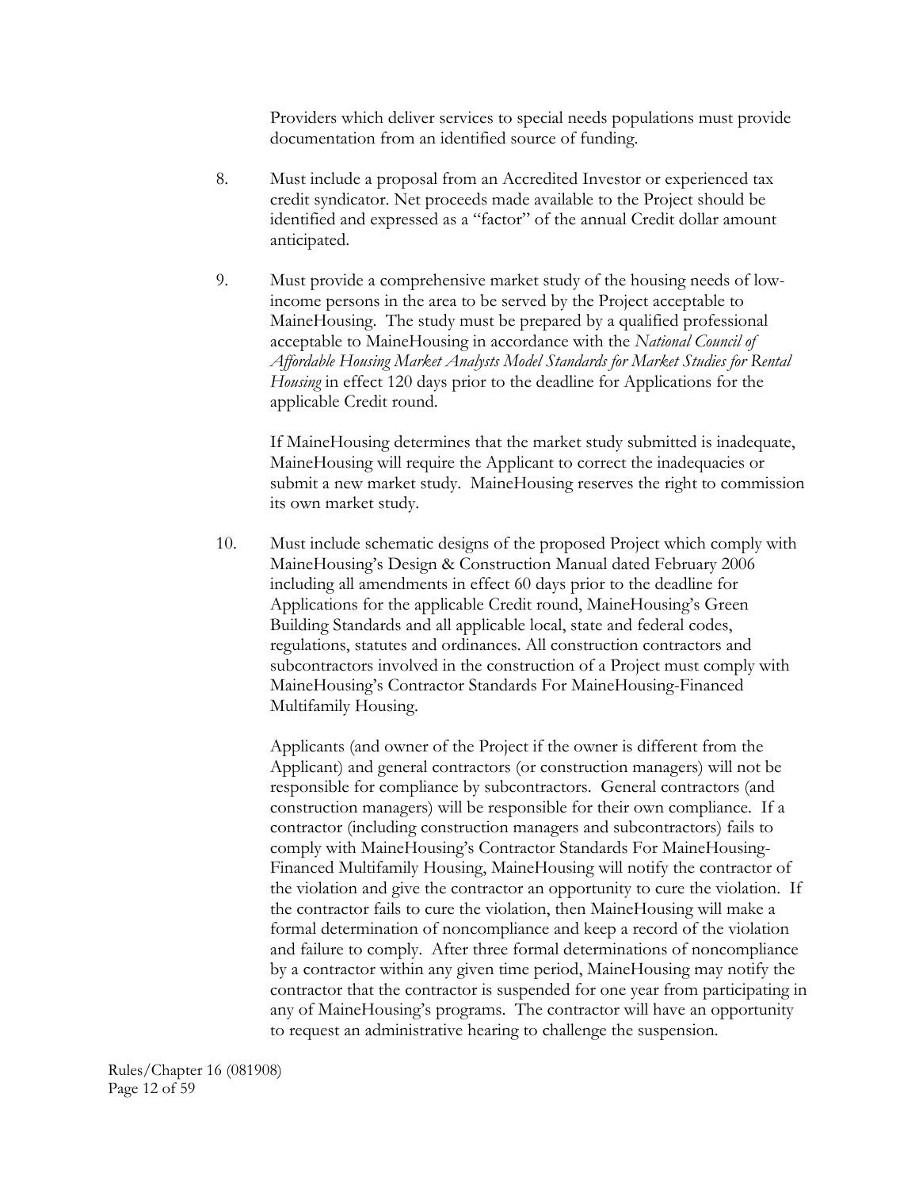Providers which deliver services to special needs populations must provide documentation from an identified source of funding.

8. Must include a proposal from an Accredited Investor or experienced tax credit syndicator. Net proceeds made available to the Project should be identified and expressed as a "factor" of the annual Credit dollar amount anticipated.

9. Must provide a comprehensive market study of the housing needs of low-income persons in the area to be served by the Project acceptable to MaineHousing. The study must be prepared by a qualified professional acceptable to MaineHousing in accordance with the *National Council of Affordable Housing Market Analysts Model Standards for Market Studies for Rental Housing* in effect 120 days prior to the deadline for Applications for the applicable Credit round.

   If MaineHousing determines that the market study submitted is inadequate, MaineHousing will require the Applicant to correct the inadequacies or submit a new market study. MaineHousing reserves the right to commission its own market study.

10. Must include schematic designs of the proposed Project which comply with MaineHousing's Design & Construction Manual dated February 2006 including all amendments in effect 60 days prior to the deadline for Applications for the applicable Credit round, MaineHousing's Green Building Standards and all applicable local, state and federal codes, regulations, statutes and ordinances. All construction contractors and subcontractors involved in the construction of a Project must comply with MaineHousing's Contractor Standards For MaineHousing-Financed Multifamily Housing.

    Applicants (and owner of the Project if the owner is different from the Applicant) and general contractors (or construction managers) will not be responsible for compliance by subcontractors. General contractors (and construction managers) will be responsible for their own compliance. If a contractor (including construction managers and subcontractors) fails to comply with MaineHousing's Contractor Standards For MaineHousing-Financed Multifamily Housing, MaineHousing will notify the contractor of the violation and give the contractor an opportunity to cure the violation. If the contractor fails to cure the violation, then MaineHousing will make a formal determination of noncompliance and keep a record of the violation and failure to comply. After three formal determinations of noncompliance by a contractor within any given time period, MaineHousing may notify the contractor that the contractor is suspended for one year from participating in any of MaineHousing's programs. The contractor will have an opportunity to request an administrative hearing to challenge the suspension.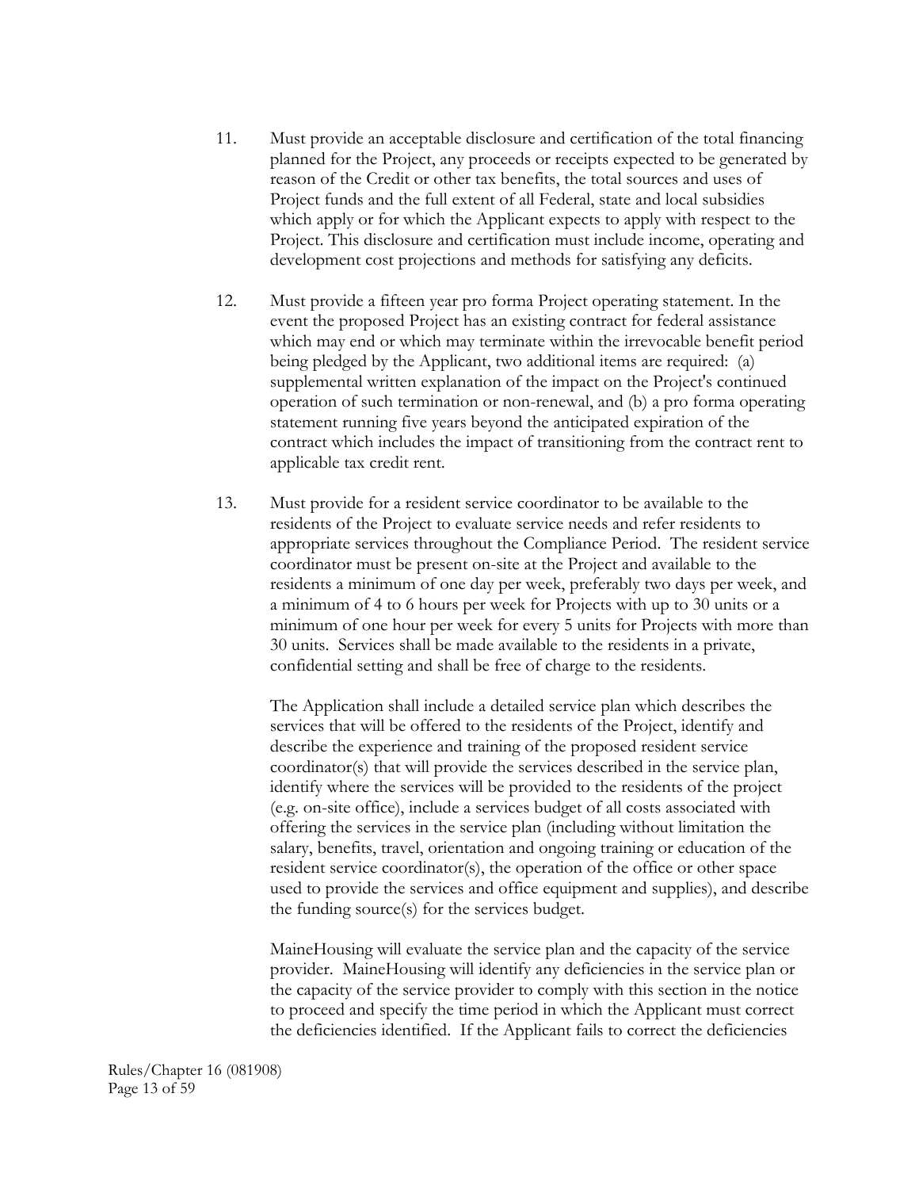11. Must provide an acceptable disclosure and certification of the total financing planned for the Project, any proceeds or receipts expected to be generated by reason of the Credit or other tax benefits, the total sources and uses of Project funds and the full extent of all Federal, state and local subsidies which apply or for which the Applicant expects to apply with respect to the Project. This disclosure and certification must include income, operating and development cost projections and methods for satisfying any deficits.

12. Must provide a fifteen year pro forma Project operating statement. In the event the proposed Project has an existing contract for federal assistance which may end or which may terminate within the irrevocable benefit period being pledged by the Applicant, two additional items are required: (a) supplemental written explanation of the impact on the Project's continued operation of such termination or non-renewal, and (b) a pro forma operating statement running five years beyond the anticipated expiration of the contract which includes the impact of transitioning from the contract rent to applicable tax credit rent.

13. Must provide for a resident service coordinator to be available to the residents of the Project to evaluate service needs and refer residents to appropriate services throughout the Compliance Period. The resident service coordinator must be present on-site at the Project and available to the residents a minimum of one day per week, preferably two days per week, and a minimum of 4 to 6 hours per week for Projects with up to 30 units or a minimum of one hour per week for every 5 units for Projects with more than 30 units. Services shall be made available to the residents in a private, confidential setting and shall be free of charge to the residents.

    The Application shall include a detailed service plan which describes the services that will be offered to the residents of the Project, identify and describe the experience and training of the proposed resident service coordinator(s) that will provide the services described in the service plan, identify where the services will be provided to the residents of the project (e.g. on-site office), include a services budget of all costs associated with offering the services in the service plan (including without limitation the salary, benefits, travel, orientation and ongoing training or education of the resident service coordinator(s), the operation of the office or other space used to provide the services and office equipment and supplies), and describe the funding source(s) for the services budget.

    MaineHousing will evaluate the service plan and the capacity of the service provider. MaineHousing will identify any deficiencies in the service plan or the capacity of the service provider to comply with this section in the notice to proceed and specify the time period in which the Applicant must correct the deficiencies identified. If the Applicant fails to correct the deficiencies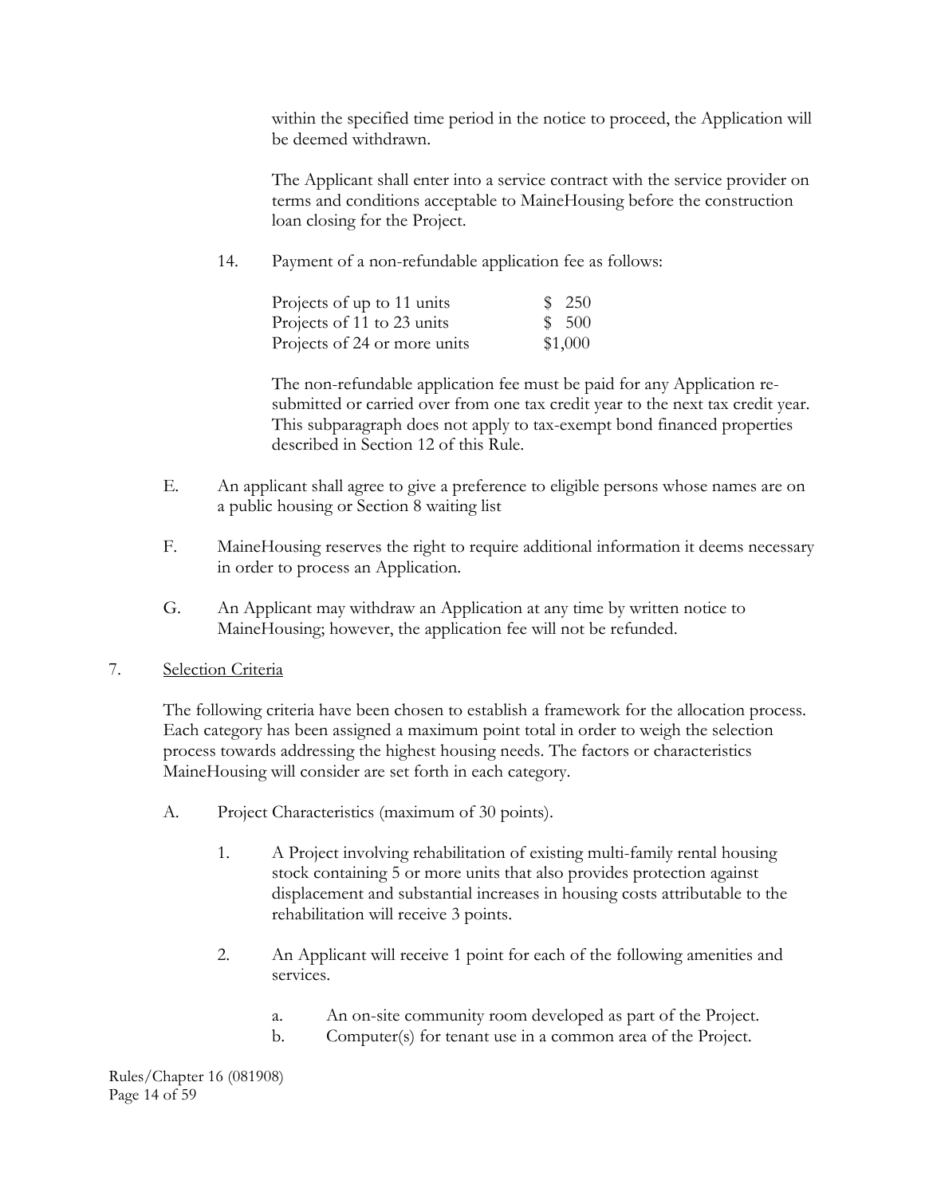within the specified time period in the notice to proceed, the Application will be deemed withdrawn.

The Applicant shall enter into a service contract with the service provider on terms and conditions acceptable to MaineHousing before the construction loan closing for the Project.

14. Payment of a non-refundable application fee as follows:

| | |
|---|---|
| Projects of up to 11 units | $ 250 |
| Projects of 11 to 23 units | $ 500 |
| Projects of 24 or more units | $1,000 |

The non-refundable application fee must be paid for any Application re-submitted or carried over from one tax credit year to the next tax credit year. This subparagraph does not apply to tax-exempt bond financed properties described in Section 12 of this Rule.

E. An applicant shall agree to give a preference to eligible persons whose names are on a public housing or Section 8 waiting list

F. MaineHousing reserves the right to require additional information it deems necessary in order to process an Application.

G. An Applicant may withdraw an Application at any time by written notice to MaineHousing; however, the application fee will not be refunded.

7. <u>Selection Criteria</u>

The following criteria have been chosen to establish a framework for the allocation process. Each category has been assigned a maximum point total in order to weigh the selection process towards addressing the highest housing needs. The factors or characteristics MaineHousing will consider are set forth in each category.

A. Project Characteristics (maximum of 30 points).

1. A Project involving rehabilitation of existing multi-family rental housing stock containing 5 or more units that also provides protection against displacement and substantial increases in housing costs attributable to the rehabilitation will receive 3 points.

2. An Applicant will receive 1 point for each of the following amenities and services.

   a. An on-site community room developed as part of the Project.
   b. Computer(s) for tenant use in a common area of the Project.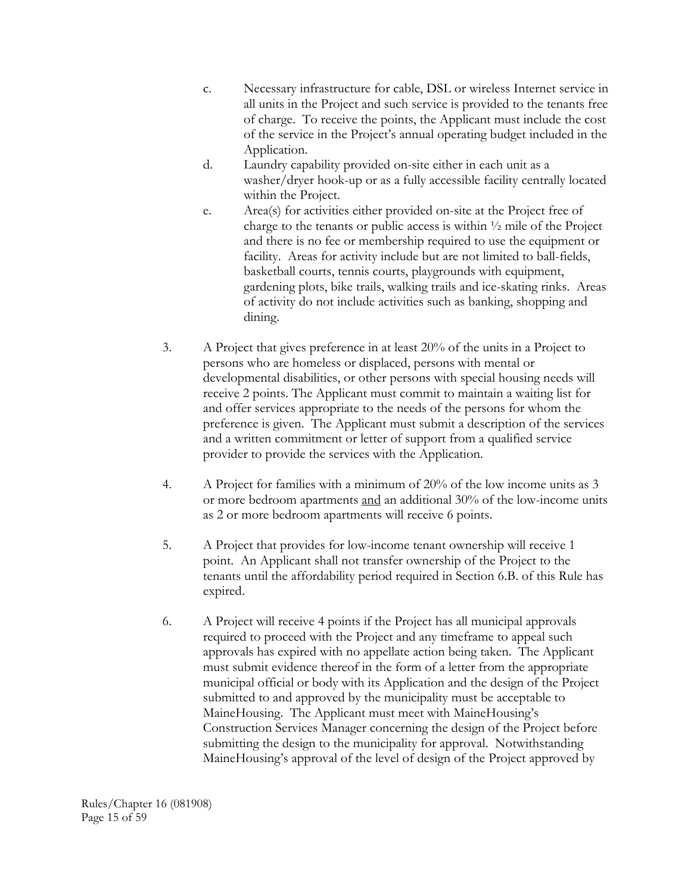c. Necessary infrastructure for cable, DSL or wireless Internet service in all units in the Project and such service is provided to the tenants free of charge. To receive the points, the Applicant must include the cost of the service in the Project's annual operating budget included in the Application.

d. Laundry capability provided on-site either in each unit as a washer/dryer hook-up or as a fully accessible facility centrally located within the Project.

e. Area(s) for activities either provided on-site at the Project free of charge to the tenants or public access is within ½ mile of the Project and there is no fee or membership required to use the equipment or facility. Areas for activity include but are not limited to ball-fields, basketball courts, tennis courts, playgrounds with equipment, gardening plots, bike trails, walking trails and ice-skating rinks. Areas of activity do not include activities such as banking, shopping and dining.

3. A Project that gives preference in at least 20% of the units in a Project to persons who are homeless or displaced, persons with mental or developmental disabilities, or other persons with special housing needs will receive 2 points. The Applicant must commit to maintain a waiting list for and offer services appropriate to the needs of the persons for whom the preference is given. The Applicant must submit a description of the services and a written commitment or letter of support from a qualified service provider to provide the services with the Application.

4. A Project for families with a minimum of 20% of the low income units as 3 or more bedroom apartments <u>and</u> an additional 30% of the low-income units as 2 or more bedroom apartments will receive 6 points.

5. A Project that provides for low-income tenant ownership will receive 1 point. An Applicant shall not transfer ownership of the Project to the tenants until the affordability period required in Section 6.B. of this Rule has expired.

6. A Project will receive 4 points if the Project has all municipal approvals required to proceed with the Project and any timeframe to appeal such approvals has expired with no appellate action being taken. The Applicant must submit evidence thereof in the form of a letter from the appropriate municipal official or body with its Application and the design of the Project submitted to and approved by the municipality must be acceptable to MaineHousing. The Applicant must meet with MaineHousing's Construction Services Manager concerning the design of the Project before submitting the design to the municipality for approval. Notwithstanding MaineHousing's approval of the level of design of the Project approved by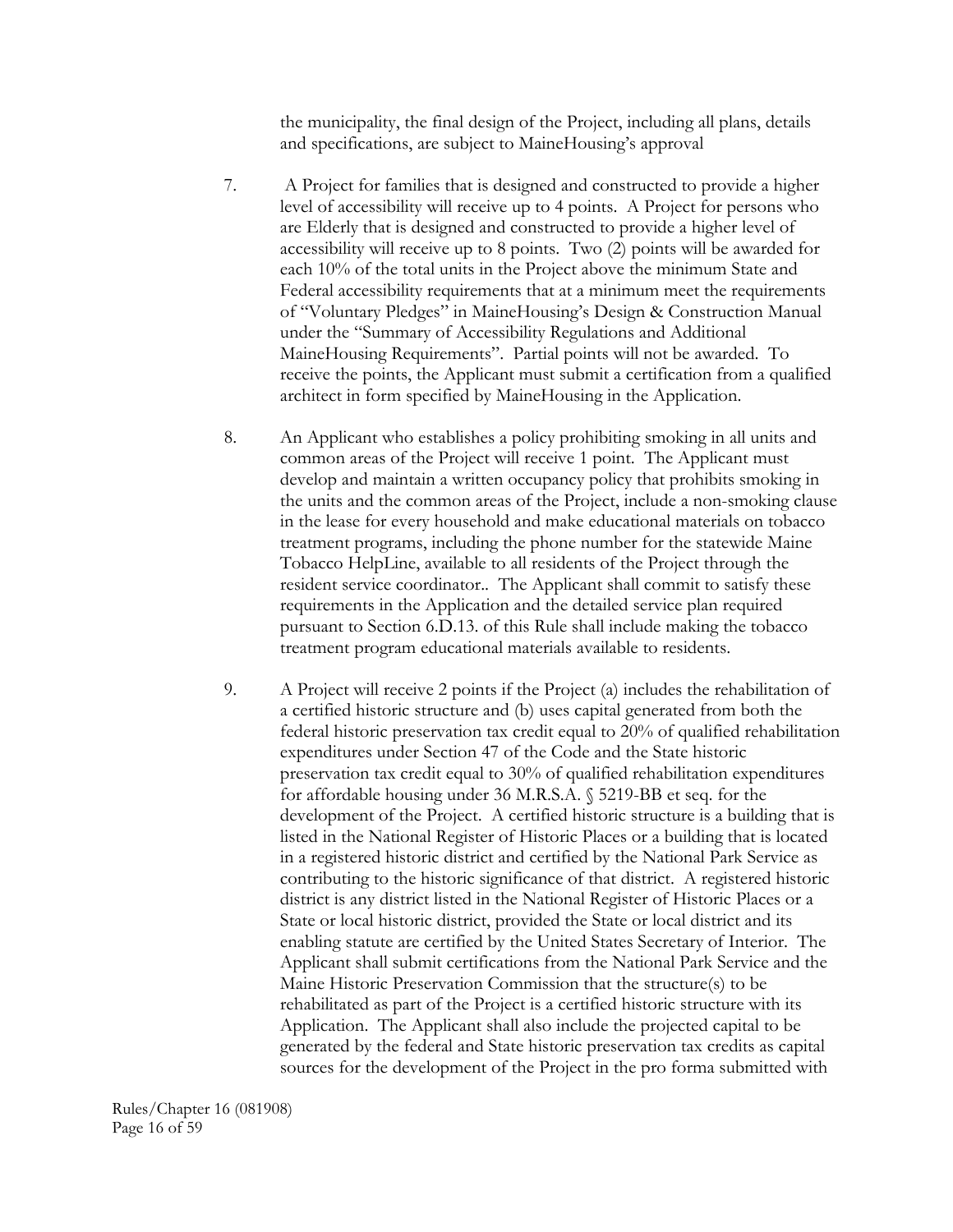the municipality, the final design of the Project, including all plans, details and specifications, are subject to MaineHousing's approval

7. A Project for families that is designed and constructed to provide a higher level of accessibility will receive up to 4 points. A Project for persons who are Elderly that is designed and constructed to provide a higher level of accessibility will receive up to 8 points. Two (2) points will be awarded for each 10% of the total units in the Project above the minimum State and Federal accessibility requirements that at a minimum meet the requirements of "Voluntary Pledges" in MaineHousing's Design & Construction Manual under the "Summary of Accessibility Regulations and Additional MaineHousing Requirements". Partial points will not be awarded. To receive the points, the Applicant must submit a certification from a qualified architect in form specified by MaineHousing in the Application.

8. An Applicant who establishes a policy prohibiting smoking in all units and common areas of the Project will receive 1 point. The Applicant must develop and maintain a written occupancy policy that prohibits smoking in the units and the common areas of the Project, include a non-smoking clause in the lease for every household and make educational materials on tobacco treatment programs, including the phone number for the statewide Maine Tobacco HelpLine, available to all residents of the Project through the resident service coordinator.. The Applicant shall commit to satisfy these requirements in the Application and the detailed service plan required pursuant to Section 6.D.13. of this Rule shall include making the tobacco treatment program educational materials available to residents.

9. A Project will receive 2 points if the Project (a) includes the rehabilitation of a certified historic structure and (b) uses capital generated from both the federal historic preservation tax credit equal to 20% of qualified rehabilitation expenditures under Section 47 of the Code and the State historic preservation tax credit equal to 30% of qualified rehabilitation expenditures for affordable housing under 36 M.R.S.A. § 5219-BB et seq. for the development of the Project. A certified historic structure is a building that is listed in the National Register of Historic Places or a building that is located in a registered historic district and certified by the National Park Service as contributing to the historic significance of that district. A registered historic district is any district listed in the National Register of Historic Places or a State or local historic district, provided the State or local district and its enabling statute are certified by the United States Secretary of Interior. The Applicant shall submit certifications from the National Park Service and the Maine Historic Preservation Commission that the structure(s) to be rehabilitated as part of the Project is a certified historic structure with its Application. The Applicant shall also include the projected capital to be generated by the federal and State historic preservation tax credits as capital sources for the development of the Project in the pro forma submitted with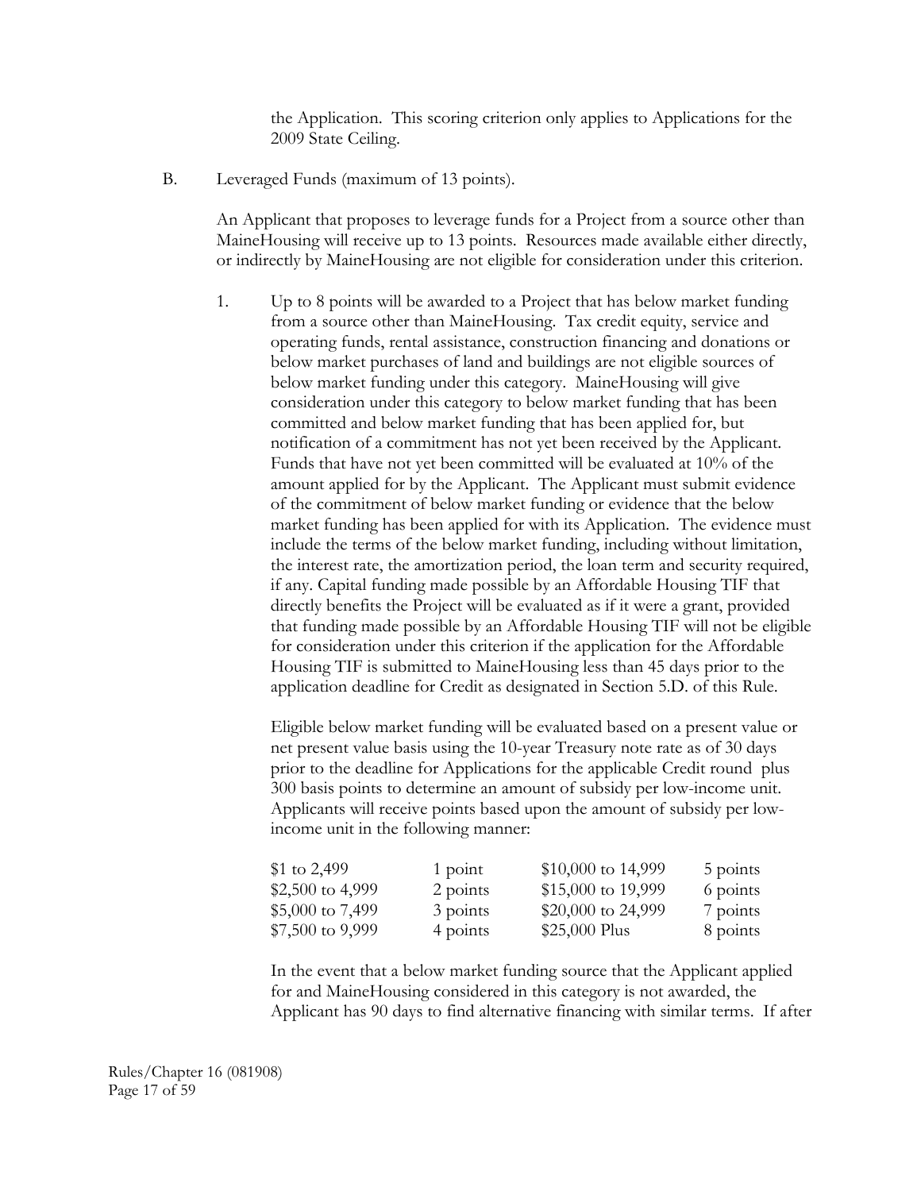the Application. This scoring criterion only applies to Applications for the 2009 State Ceiling.

B. Leveraged Funds (maximum of 13 points).

An Applicant that proposes to leverage funds for a Project from a source other than MaineHousing will receive up to 13 points. Resources made available either directly, or indirectly by MaineHousing are not eligible for consideration under this criterion.

1. Up to 8 points will be awarded to a Project that has below market funding from a source other than MaineHousing. Tax credit equity, service and operating funds, rental assistance, construction financing and donations or below market purchases of land and buildings are not eligible sources of below market funding under this category. MaineHousing will give consideration under this category to below market funding that has been committed and below market funding that has been applied for, but notification of a commitment has not yet been received by the Applicant. Funds that have not yet been committed will be evaluated at 10% of the amount applied for by the Applicant. The Applicant must submit evidence of the commitment of below market funding or evidence that the below market funding has been applied for with its Application. The evidence must include the terms of the below market funding, including without limitation, the interest rate, the amortization period, the loan term and security required, if any. Capital funding made possible by an Affordable Housing TIF that directly benefits the Project will be evaluated as if it were a grant, provided that funding made possible by an Affordable Housing TIF will not be eligible for consideration under this criterion if the application for the Affordable Housing TIF is submitted to MaineHousing less than 45 days prior to the application deadline for Credit as designated in Section 5.D. of this Rule.

   Eligible below market funding will be evaluated based on a present value or net present value basis using the 10-year Treasury note rate as of 30 days prior to the deadline for Applications for the applicable Credit round plus 300 basis points to determine an amount of subsidy per low-income unit. Applicants will receive points based upon the amount of subsidy per low-income unit in the following manner:

| | | | |
|---|---|---|---|
| $1 to 2,499 | 1 point | $10,000 to 14,999 | 5 points |
| $2,500 to 4,999 | 2 points | $15,000 to 19,999 | 6 points |
| $5,000 to 7,499 | 3 points | $20,000 to 24,999 | 7 points |
| $7,500 to 9,999 | 4 points | $25,000 Plus | 8 points |

   In the event that a below market funding source that the Applicant applied for and MaineHousing considered in this category is not awarded, the Applicant has 90 days to find alternative financing with similar terms. If after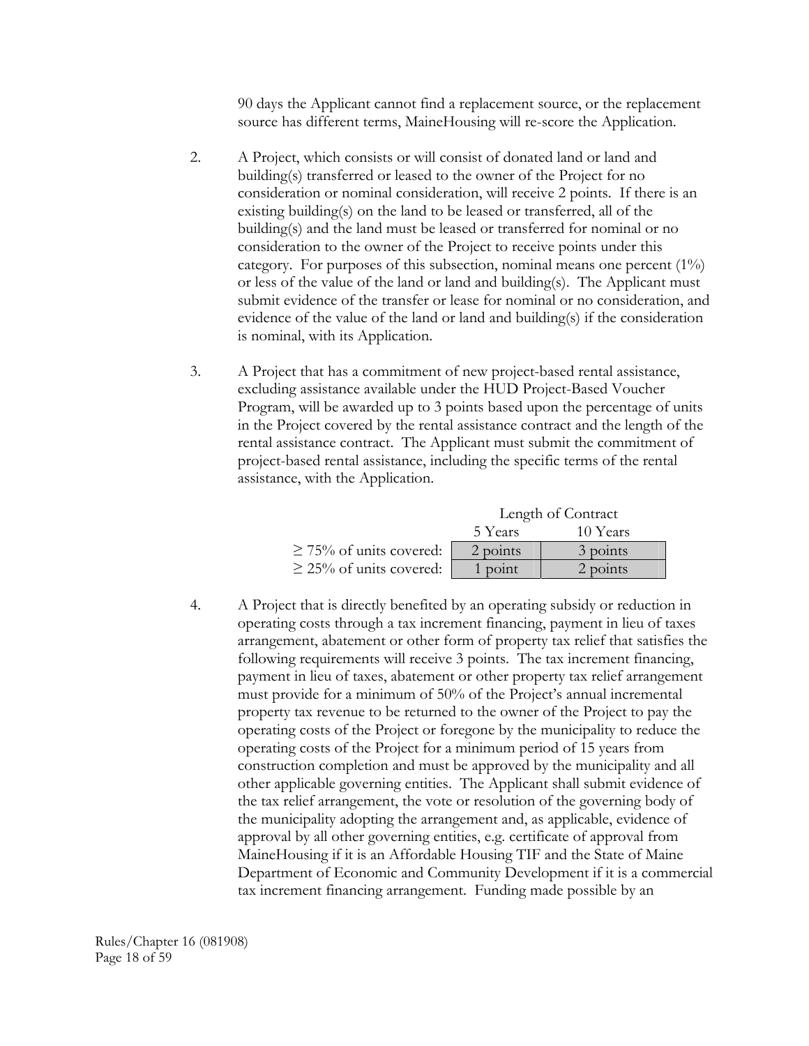90 days the Applicant cannot find a replacement source, or the replacement source has different terms, MaineHousing will re-score the Application.

2. A Project, which consists or will consist of donated land or land and building(s) transferred or leased to the owner of the Project for no consideration or nominal consideration, will receive 2 points. If there is an existing building(s) on the land to be leased or transferred, all of the building(s) and the land must be leased or transferred for nominal or no consideration to the owner of the Project to receive points under this category. For purposes of this subsection, nominal means one percent (1%) or less of the value of the land or land and building(s). The Applicant must submit evidence of the transfer or lease for nominal or no consideration, and evidence of the value of the land or land and building(s) if the consideration is nominal, with its Application.

3. A Project that has a commitment of new project-based rental assistance, excluding assistance available under the HUD Project-Based Voucher Program, will be awarded up to 3 points based upon the percentage of units in the Project covered by the rental assistance contract and the length of the rental assistance contract. The Applicant must submit the commitment of project-based rental assistance, including the specific terms of the rental assistance, with the Application.

| | Length of Contract | |
|---|---|---|
| | 5 Years | 10 Years |
| ≥ 75% of units covered: | 2 points | 3 points |
| ≥ 25% of units covered: | 1 point | 2 points |

4. A Project that is directly benefited by an operating subsidy or reduction in operating costs through a tax increment financing, payment in lieu of taxes arrangement, abatement or other form of property tax relief that satisfies the following requirements will receive 3 points. The tax increment financing, payment in lieu of taxes, abatement or other property tax relief arrangement must provide for a minimum of 50% of the Project's annual incremental property tax revenue to be returned to the owner of the Project to pay the operating costs of the Project or foregone by the municipality to reduce the operating costs of the Project for a minimum period of 15 years from construction completion and must be approved by the municipality and all other applicable governing entities. The Applicant shall submit evidence of the tax relief arrangement, the vote or resolution of the governing body of the municipality adopting the arrangement and, as applicable, evidence of approval by all other governing entities, e.g. certificate of approval from MaineHousing if it is an Affordable Housing TIF and the State of Maine Department of Economic and Community Development if it is a commercial tax increment financing arrangement. Funding made possible by an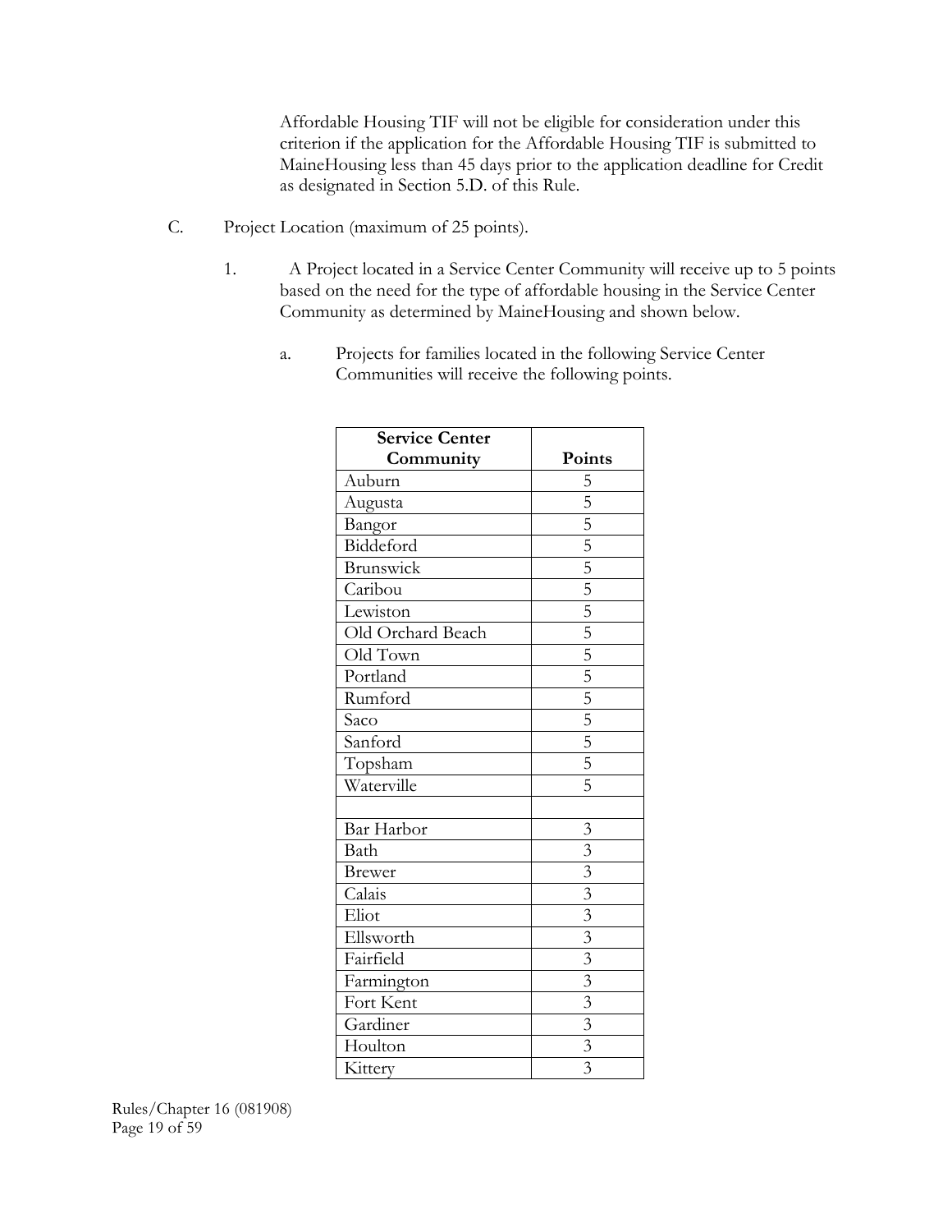Affordable Housing TIF will not be eligible for consideration under this criterion if the application for the Affordable Housing TIF is submitted to MaineHousing less than 45 days prior to the application deadline for Credit as designated in Section 5.D. of this Rule.

C. Project Location (maximum of 25 points).

1. A Project located in a Service Center Community will receive up to 5 points based on the need for the type of affordable housing in the Service Center Community as determined by MaineHousing and shown below.

   a. Projects for families located in the following Service Center Communities will receive the following points.

| Service Center Community | Points |
|---|---|
| Auburn | 5 |
| Augusta | 5 |
| Bangor | 5 |
| Biddeford | 5 |
| Brunswick | 5 |
| Caribou | 5 |
| Lewiston | 5 |
| Old Orchard Beach | 5 |
| Old Town | 5 |
| Portland | 5 |
| Rumford | 5 |
| Saco | 5 |
| Sanford | 5 |
| Topsham | 5 |
| Waterville | 5 |
| | |
| Bar Harbor | 3 |
| Bath | 3 |
| Brewer | 3 |
| Calais | 3 |
| Eliot | 3 |
| Ellsworth | 3 |
| Fairfield | 3 |
| Farmington | 3 |
| Fort Kent | 3 |
| Gardiner | 3 |
| Houlton | 3 |
| Kittery | 3 |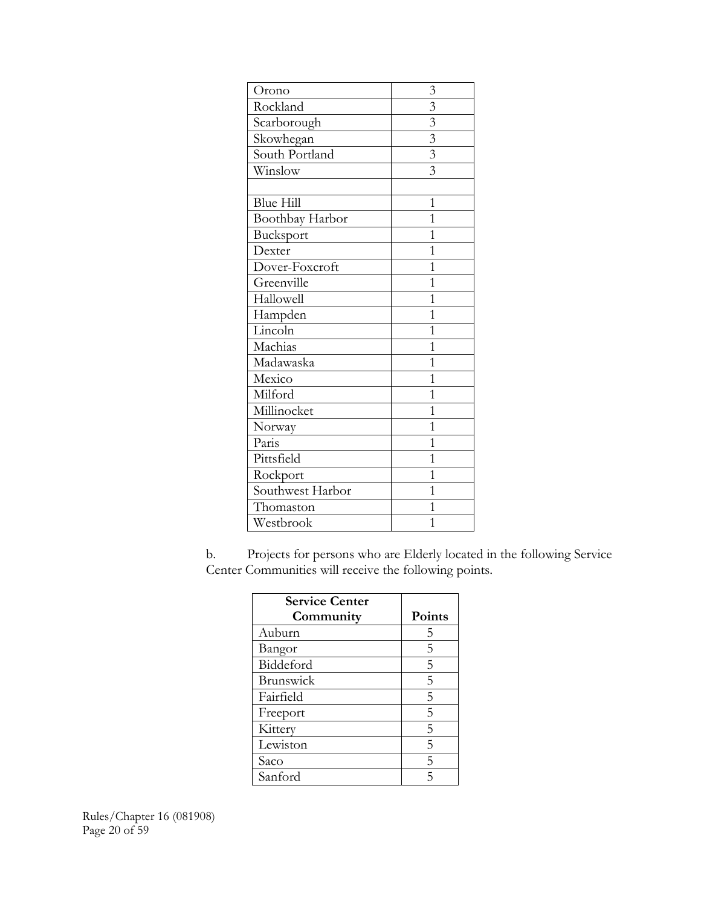| | |
|---|---|
| Orono | 3 |
| Rockland | 3 |
| Scarborough | 3 |
| Skowhegan | 3 |
| South Portland | 3 |
| Winslow | 3 |
| | |
| Blue Hill | 1 |
| Boothbay Harbor | 1 |
| Bucksport | 1 |
| Dexter | 1 |
| Dover-Foxcroft | 1 |
| Greenville | 1 |
| Hallowell | 1 |
| Hampden | 1 |
| Lincoln | 1 |
| Machias | 1 |
| Madawaska | 1 |
| Mexico | 1 |
| Milford | 1 |
| Millinocket | 1 |
| Norway | 1 |
| Paris | 1 |
| Pittsfield | 1 |
| Rockport | 1 |
| Southwest Harbor | 1 |
| Thomaston | 1 |
| Westbrook | 1 |

b. Projects for persons who are Elderly located in the following Service Center Communities will receive the following points.

| Service Center Community | Points |
|---|---|
| Auburn | 5 |
| Bangor | 5 |
| Biddeford | 5 |
| Brunswick | 5 |
| Fairfield | 5 |
| Freeport | 5 |
| Kittery | 5 |
| Lewiston | 5 |
| Saco | 5 |
| Sanford | 5 |

Rules/Chapter 16 (081908)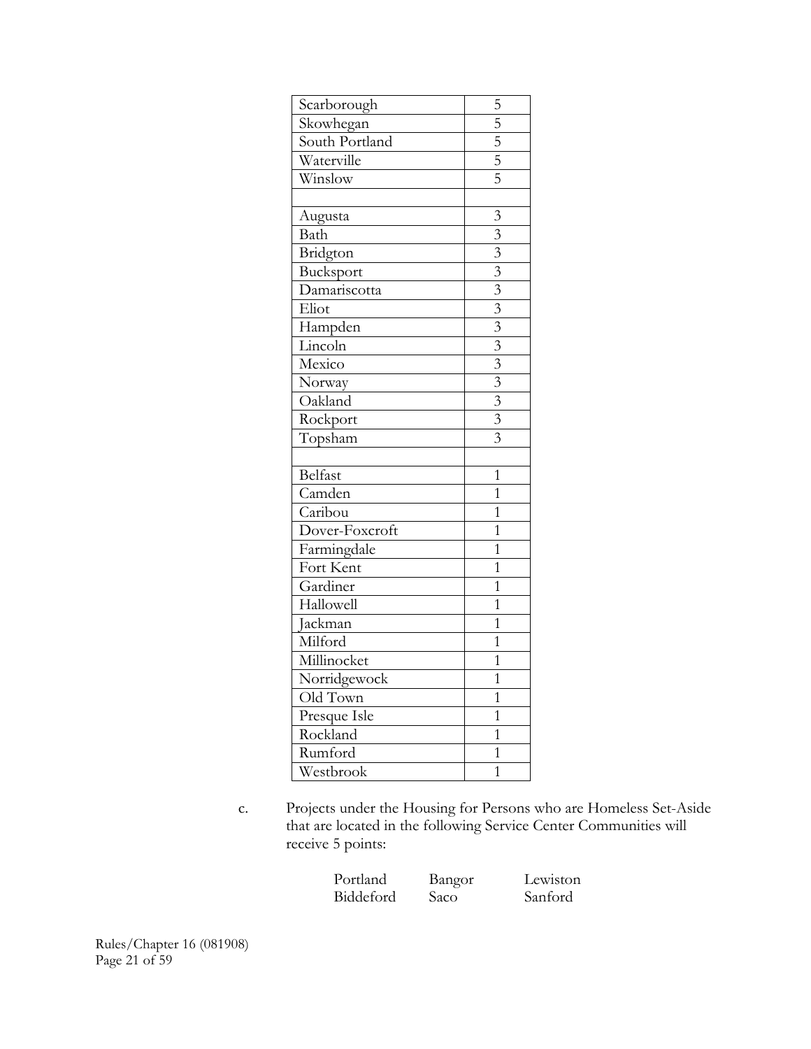| | |
|---|---|
| Scarborough | 5 |
| Skowhegan | 5 |
| South Portland | 5 |
| Waterville | 5 |
| Winslow | 5 |
| | |
| Augusta | 3 |
| Bath | 3 |
| Bridgton | 3 |
| Bucksport | 3 |
| Damariscotta | 3 |
| Eliot | 3 |
| Hampden | 3 |
| Lincoln | 3 |
| Mexico | 3 |
| Norway | 3 |
| Oakland | 3 |
| Rockport | 3 |
| Topsham | 3 |
| | |
| Belfast | 1 |
| Camden | 1 |
| Caribou | 1 |
| Dover-Foxcroft | 1 |
| Farmingdale | 1 |
| Fort Kent | 1 |
| Gardiner | 1 |
| Hallowell | 1 |
| Jackman | 1 |
| Milford | 1 |
| Millinocket | 1 |
| Norridgewock | 1 |
| Old Town | 1 |
| Presque Isle | 1 |
| Rockland | 1 |
| Rumford | 1 |
| Westbrook | 1 |

c. Projects under the Housing for Persons who are Homeless Set-Aside that are located in the following Service Center Communities will receive 5 points:

| | | |
|---|---|---|
| Portland | Bangor | Lewiston |
| Biddeford | Saco | Sanford |

Rules/Chapter 16 (081908)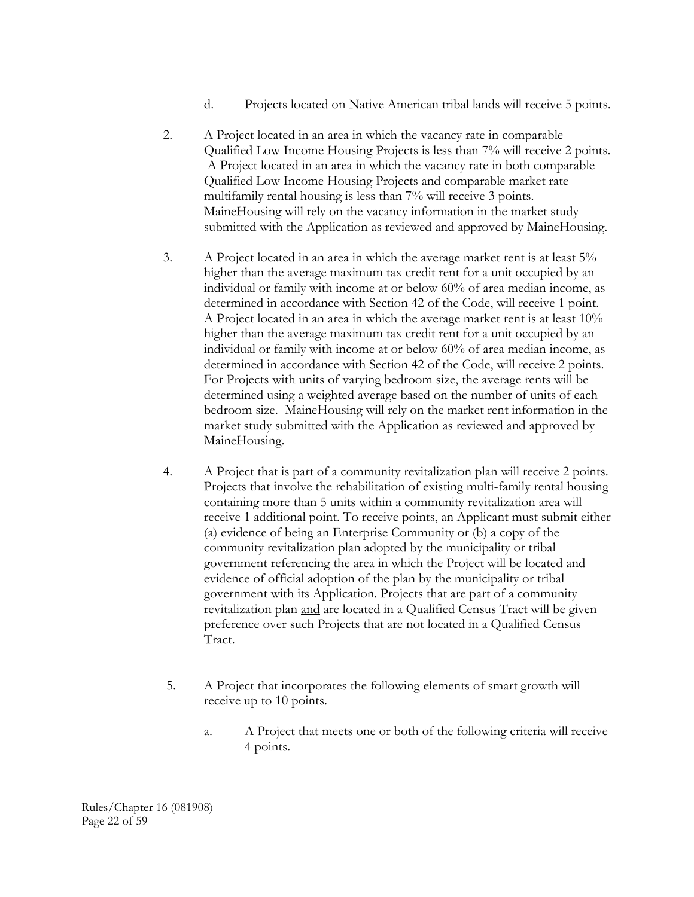d. Projects located on Native American tribal lands will receive 5 points.

2. A Project located in an area in which the vacancy rate in comparable Qualified Low Income Housing Projects is less than 7% will receive 2 points. A Project located in an area in which the vacancy rate in both comparable Qualified Low Income Housing Projects and comparable market rate multifamily rental housing is less than 7% will receive 3 points. MaineHousing will rely on the vacancy information in the market study submitted with the Application as reviewed and approved by MaineHousing.

3. A Project located in an area in which the average market rent is at least 5% higher than the average maximum tax credit rent for a unit occupied by an individual or family with income at or below 60% of area median income, as determined in accordance with Section 42 of the Code, will receive 1 point. A Project located in an area in which the average market rent is at least 10% higher than the average maximum tax credit rent for a unit occupied by an individual or family with income at or below 60% of area median income, as determined in accordance with Section 42 of the Code, will receive 2 points. For Projects with units of varying bedroom size, the average rents will be determined using a weighted average based on the number of units of each bedroom size. MaineHousing will rely on the market rent information in the market study submitted with the Application as reviewed and approved by MaineHousing.

4. A Project that is part of a community revitalization plan will receive 2 points. Projects that involve the rehabilitation of existing multi-family rental housing containing more than 5 units within a community revitalization area will receive 1 additional point. To receive points, an Applicant must submit either (a) evidence of being an Enterprise Community or (b) a copy of the community revitalization plan adopted by the municipality or tribal government referencing the area in which the Project will be located and evidence of official adoption of the plan by the municipality or tribal government with its Application. Projects that are part of a community revitalization plan <u>and</u> are located in a Qualified Census Tract will be given preference over such Projects that are not located in a Qualified Census Tract.

5. A Project that incorporates the following elements of smart growth will receive up to 10 points.

    a. A Project that meets one or both of the following criteria will receive 4 points.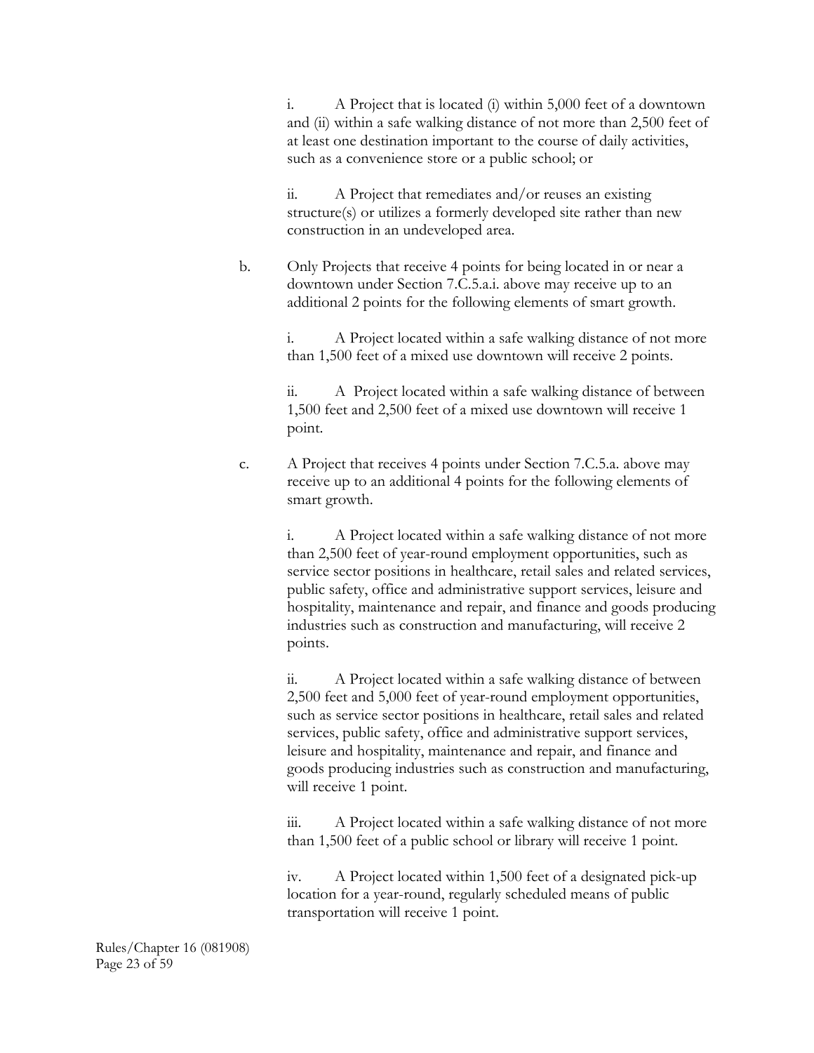i. A Project that is located (i) within 5,000 feet of a downtown and (ii) within a safe walking distance of not more than 2,500 feet of at least one destination important to the course of daily activities, such as a convenience store or a public school; or

ii. A Project that remediates and/or reuses an existing structure(s) or utilizes a formerly developed site rather than new construction in an undeveloped area.

b. Only Projects that receive 4 points for being located in or near a downtown under Section 7.C.5.a.i. above may receive up to an additional 2 points for the following elements of smart growth.

i. A Project located within a safe walking distance of not more than 1,500 feet of a mixed use downtown will receive 2 points.

ii. A Project located within a safe walking distance of between 1,500 feet and 2,500 feet of a mixed use downtown will receive 1 point.

c. A Project that receives 4 points under Section 7.C.5.a. above may receive up to an additional 4 points for the following elements of smart growth.

i. A Project located within a safe walking distance of not more than 2,500 feet of year-round employment opportunities, such as service sector positions in healthcare, retail sales and related services, public safety, office and administrative support services, leisure and hospitality, maintenance and repair, and finance and goods producing industries such as construction and manufacturing, will receive 2 points.

ii. A Project located within a safe walking distance of between 2,500 feet and 5,000 feet of year-round employment opportunities, such as service sector positions in healthcare, retail sales and related services, public safety, office and administrative support services, leisure and hospitality, maintenance and repair, and finance and goods producing industries such as construction and manufacturing, will receive 1 point.

iii. A Project located within a safe walking distance of not more than 1,500 feet of a public school or library will receive 1 point.

iv. A Project located within 1,500 feet of a designated pick-up location for a year-round, regularly scheduled means of public transportation will receive 1 point.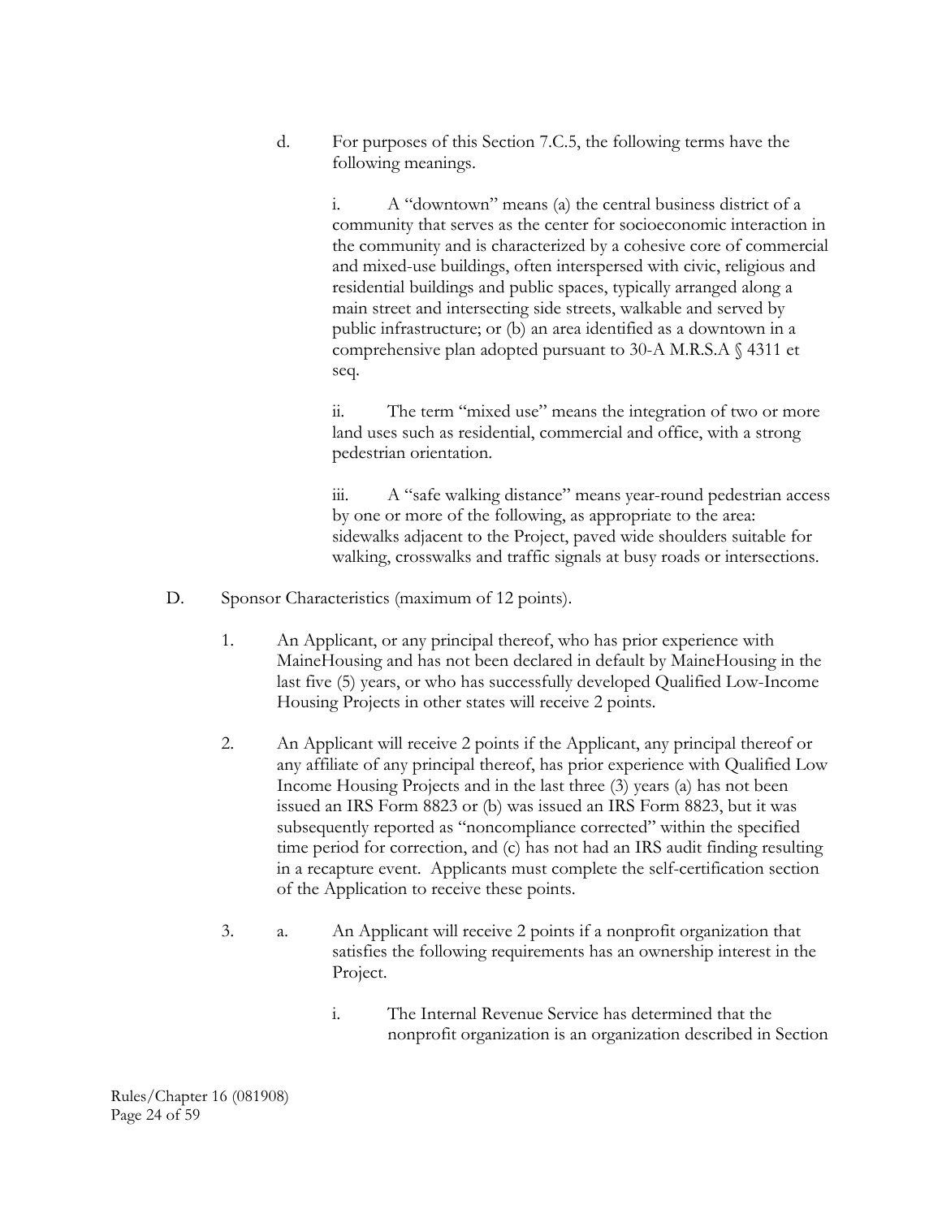d. For purposes of this Section 7.C.5, the following terms have the following meanings.

i. A "downtown" means (a) the central business district of a community that serves as the center for socioeconomic interaction in the community and is characterized by a cohesive core of commercial and mixed-use buildings, often interspersed with civic, religious and residential buildings and public spaces, typically arranged along a main street and intersecting side streets, walkable and served by public infrastructure; or (b) an area identified as a downtown in a comprehensive plan adopted pursuant to 30-A M.R.S.A § 4311 et seq.

ii. The term "mixed use" means the integration of two or more land uses such as residential, commercial and office, with a strong pedestrian orientation.

iii. A "safe walking distance" means year-round pedestrian access by one or more of the following, as appropriate to the area: sidewalks adjacent to the Project, paved wide shoulders suitable for walking, crosswalks and traffic signals at busy roads or intersections.

D. Sponsor Characteristics (maximum of 12 points).

1. An Applicant, or any principal thereof, who has prior experience with MaineHousing and has not been declared in default by MaineHousing in the last five (5) years, or who has successfully developed Qualified Low-Income Housing Projects in other states will receive 2 points.

2. An Applicant will receive 2 points if the Applicant, any principal thereof or any affiliate of any principal thereof, has prior experience with Qualified Low Income Housing Projects and in the last three (3) years (a) has not been issued an IRS Form 8823 or (b) was issued an IRS Form 8823, but it was subsequently reported as "noncompliance corrected" within the specified time period for correction, and (c) has not had an IRS audit finding resulting in a recapture event. Applicants must complete the self-certification section of the Application to receive these points.

3. a. An Applicant will receive 2 points if a nonprofit organization that satisfies the following requirements has an ownership interest in the Project.

i. The Internal Revenue Service has determined that the nonprofit organization is an organization described in Section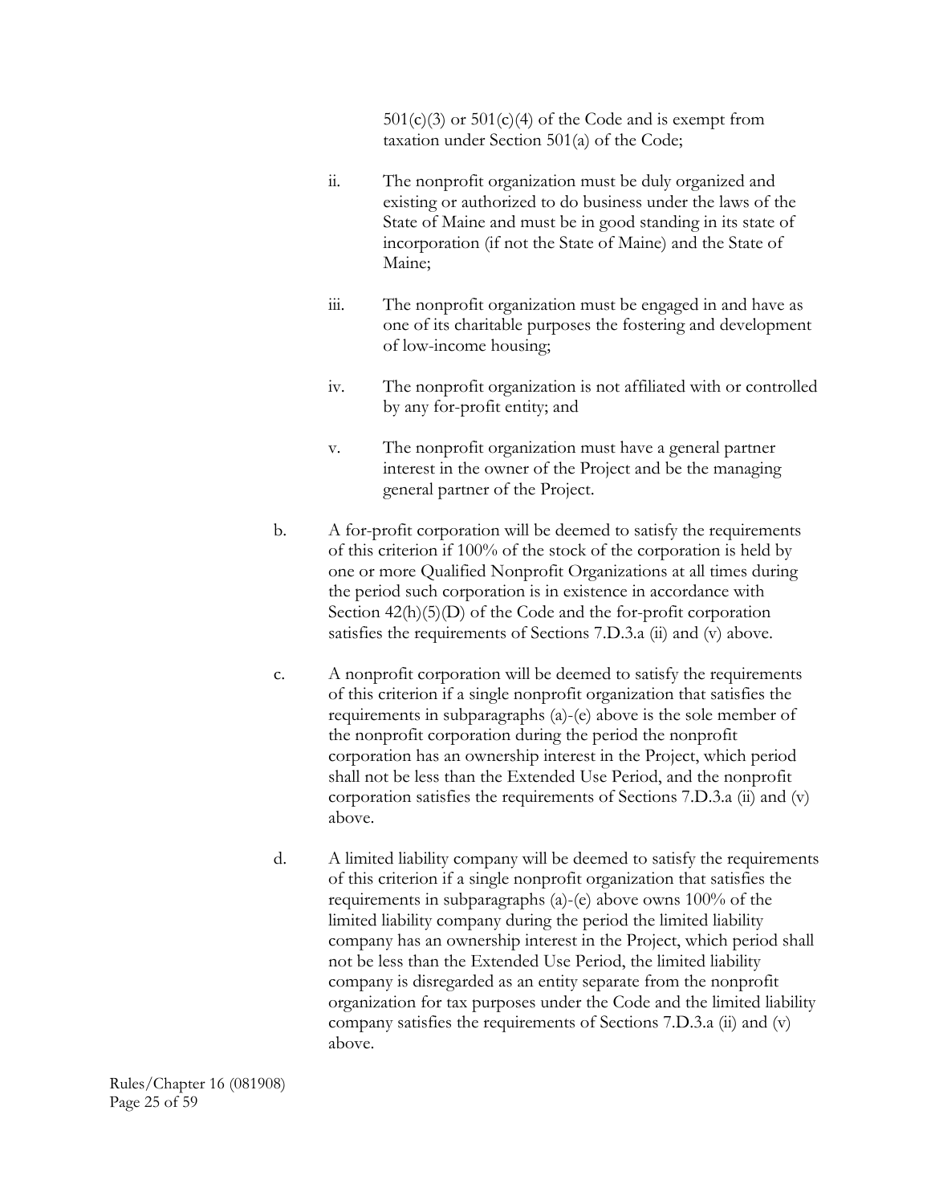501(c)(3) or 501(c)(4) of the Code and is exempt from taxation under Section 501(a) of the Code;

ii. The nonprofit organization must be duly organized and existing or authorized to do business under the laws of the State of Maine and must be in good standing in its state of incorporation (if not the State of Maine) and the State of Maine;

iii. The nonprofit organization must be engaged in and have as one of its charitable purposes the fostering and development of low-income housing;

iv. The nonprofit organization is not affiliated with or controlled by any for-profit entity; and

v. The nonprofit organization must have a general partner interest in the owner of the Project and be the managing general partner of the Project.

b. A for-profit corporation will be deemed to satisfy the requirements of this criterion if 100% of the stock of the corporation is held by one or more Qualified Nonprofit Organizations at all times during the period such corporation is in existence in accordance with Section 42(h)(5)(D) of the Code and the for-profit corporation satisfies the requirements of Sections 7.D.3.a (ii) and (v) above.

c. A nonprofit corporation will be deemed to satisfy the requirements of this criterion if a single nonprofit organization that satisfies the requirements in subparagraphs (a)-(e) above is the sole member of the nonprofit corporation during the period the nonprofit corporation has an ownership interest in the Project, which period shall not be less than the Extended Use Period, and the nonprofit corporation satisfies the requirements of Sections 7.D.3.a (ii) and (v) above.

d. A limited liability company will be deemed to satisfy the requirements of this criterion if a single nonprofit organization that satisfies the requirements in subparagraphs (a)-(e) above owns 100% of the limited liability company during the period the limited liability company has an ownership interest in the Project, which period shall not be less than the Extended Use Period, the limited liability company is disregarded as an entity separate from the nonprofit organization for tax purposes under the Code and the limited liability company satisfies the requirements of Sections 7.D.3.a (ii) and (v) above.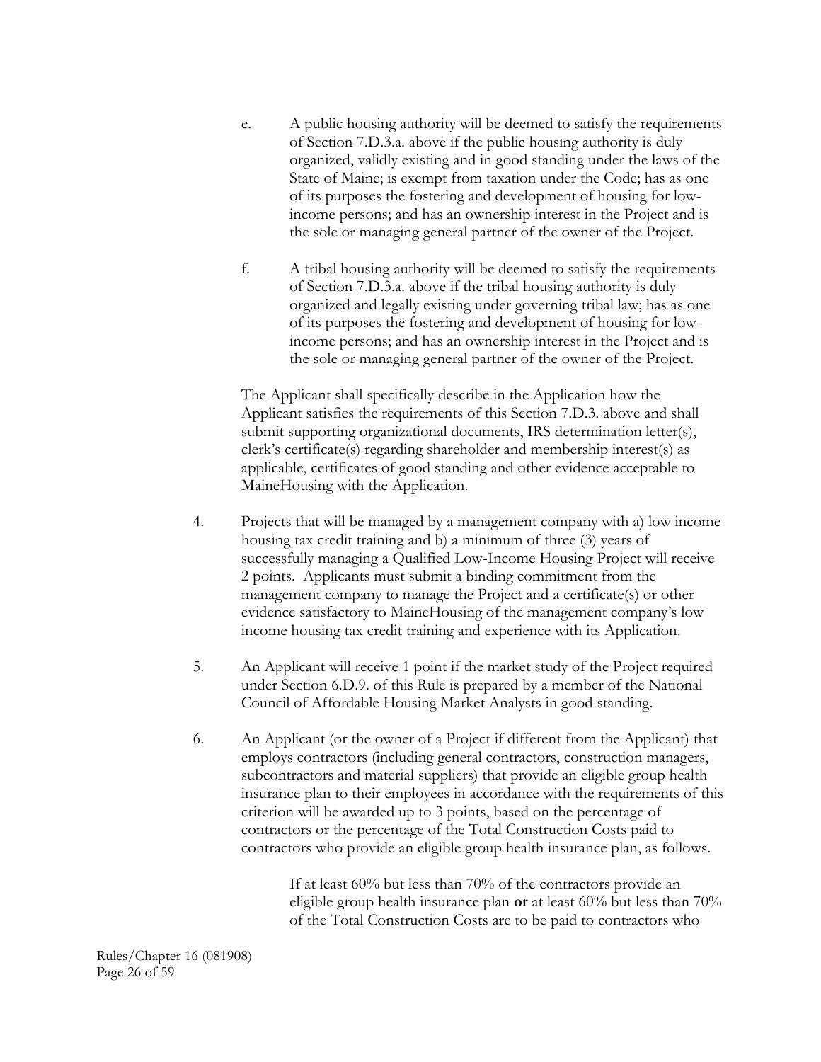e. A public housing authority will be deemed to satisfy the requirements of Section 7.D.3.a. above if the public housing authority is duly organized, validly existing and in good standing under the laws of the State of Maine; is exempt from taxation under the Code; has as one of its purposes the fostering and development of housing for low-income persons; and has an ownership interest in the Project and is the sole or managing general partner of the owner of the Project.

f. A tribal housing authority will be deemed to satisfy the requirements of Section 7.D.3.a. above if the tribal housing authority is duly organized and legally existing under governing tribal law; has as one of its purposes the fostering and development of housing for low-income persons; and has an ownership interest in the Project and is the sole or managing general partner of the owner of the Project.

The Applicant shall specifically describe in the Application how the Applicant satisfies the requirements of this Section 7.D.3. above and shall submit supporting organizational documents, IRS determination letter(s), clerk's certificate(s) regarding shareholder and membership interest(s) as applicable, certificates of good standing and other evidence acceptable to MaineHousing with the Application.

4. Projects that will be managed by a management company with a) low income housing tax credit training and b) a minimum of three (3) years of successfully managing a Qualified Low-Income Housing Project will receive 2 points. Applicants must submit a binding commitment from the management company to manage the Project and a certificate(s) or other evidence satisfactory to MaineHousing of the management company's low income housing tax credit training and experience with its Application.

5. An Applicant will receive 1 point if the market study of the Project required under Section 6.D.9. of this Rule is prepared by a member of the National Council of Affordable Housing Market Analysts in good standing.

6. An Applicant (or the owner of a Project if different from the Applicant) that employs contractors (including general contractors, construction managers, subcontractors and material suppliers) that provide an eligible group health insurance plan to their employees in accordance with the requirements of this criterion will be awarded up to 3 points, based on the percentage of contractors or the percentage of the Total Construction Costs paid to contractors who provide an eligible group health insurance plan, as follows.

If at least 60% but less than 70% of the contractors provide an eligible group health insurance plan **or** at least 60% but less than 70% of the Total Construction Costs are to be paid to contractors who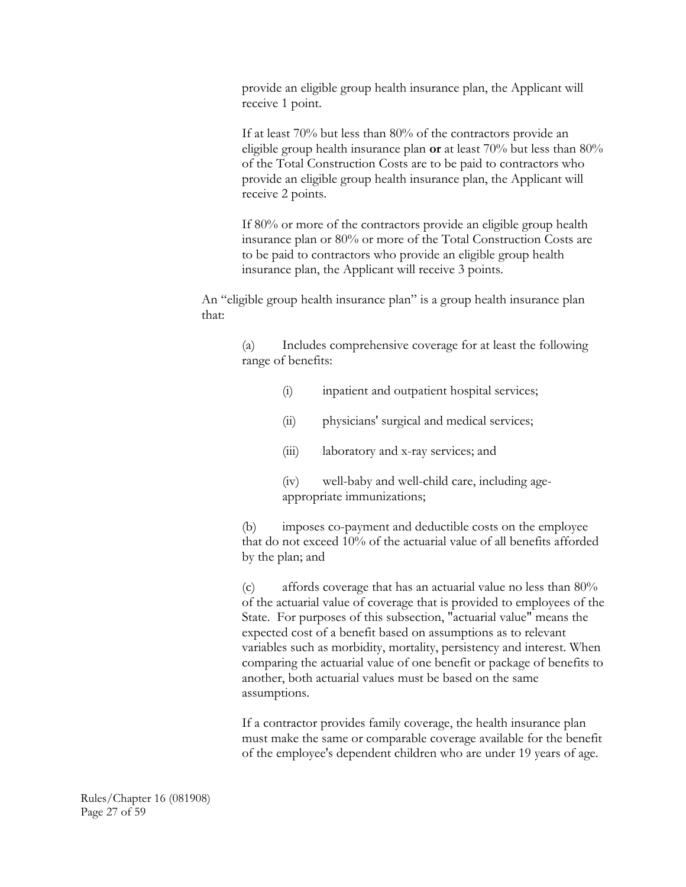provide an eligible group health insurance plan, the Applicant will receive 1 point.

If at least 70% but less than 80% of the contractors provide an eligible group health insurance plan **or** at least 70% but less than 80% of the Total Construction Costs are to be paid to contractors who provide an eligible group health insurance plan, the Applicant will receive 2 points.

If 80% or more of the contractors provide an eligible group health insurance plan or 80% or more of the Total Construction Costs are to be paid to contractors who provide an eligible group health insurance plan, the Applicant will receive 3 points.

An "eligible group health insurance plan" is a group health insurance plan that:

(a) Includes comprehensive coverage for at least the following range of benefits:

(i) inpatient and outpatient hospital services;

(ii) physicians' surgical and medical services;

(iii) laboratory and x-ray services; and

(iv) well-baby and well-child care, including age-appropriate immunizations;

(b) imposes co-payment and deductible costs on the employee that do not exceed 10% of the actuarial value of all benefits afforded by the plan; and

(c) affords coverage that has an actuarial value no less than 80% of the actuarial value of coverage that is provided to employees of the State. For purposes of this subsection, "actuarial value" means the expected cost of a benefit based on assumptions as to relevant variables such as morbidity, mortality, persistency and interest. When comparing the actuarial value of one benefit or package of benefits to another, both actuarial values must be based on the same assumptions.

If a contractor provides family coverage, the health insurance plan must make the same or comparable coverage available for the benefit of the employee's dependent children who are under 19 years of age.

Rules/Chapter 16 (081908)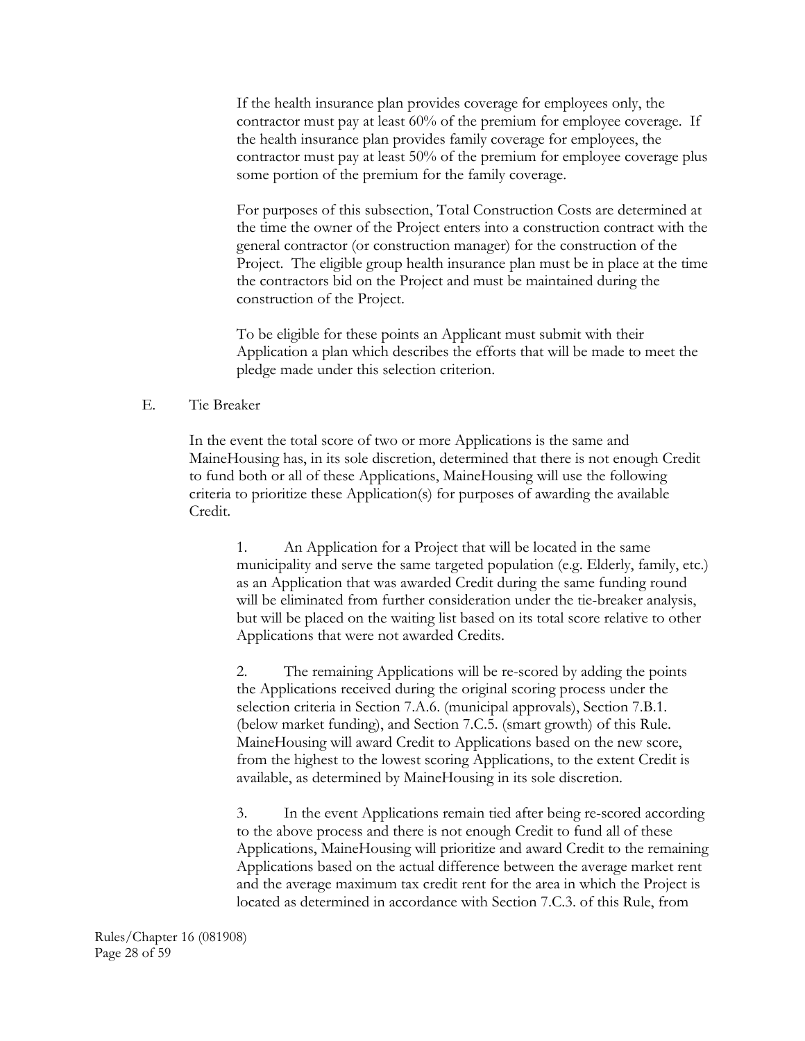If the health insurance plan provides coverage for employees only, the contractor must pay at least 60% of the premium for employee coverage. If the health insurance plan provides family coverage for employees, the contractor must pay at least 50% of the premium for employee coverage plus some portion of the premium for the family coverage.

For purposes of this subsection, Total Construction Costs are determined at the time the owner of the Project enters into a construction contract with the general contractor (or construction manager) for the construction of the Project. The eligible group health insurance plan must be in place at the time the contractors bid on the Project and must be maintained during the construction of the Project.

To be eligible for these points an Applicant must submit with their Application a plan which describes the efforts that will be made to meet the pledge made under this selection criterion.

E. Tie Breaker

In the event the total score of two or more Applications is the same and MaineHousing has, in its sole discretion, determined that there is not enough Credit to fund both or all of these Applications, MaineHousing will use the following criteria to prioritize these Application(s) for purposes of awarding the available Credit.

1. An Application for a Project that will be located in the same municipality and serve the same targeted population (e.g. Elderly, family, etc.) as an Application that was awarded Credit during the same funding round will be eliminated from further consideration under the tie-breaker analysis, but will be placed on the waiting list based on its total score relative to other Applications that were not awarded Credits.

2. The remaining Applications will be re-scored by adding the points the Applications received during the original scoring process under the selection criteria in Section 7.A.6. (municipal approvals), Section 7.B.1. (below market funding), and Section 7.C.5. (smart growth) of this Rule. MaineHousing will award Credit to Applications based on the new score, from the highest to the lowest scoring Applications, to the extent Credit is available, as determined by MaineHousing in its sole discretion.

3. In the event Applications remain tied after being re-scored according to the above process and there is not enough Credit to fund all of these Applications, MaineHousing will prioritize and award Credit to the remaining Applications based on the actual difference between the average market rent and the average maximum tax credit rent for the area in which the Project is located as determined in accordance with Section 7.C.3. of this Rule, from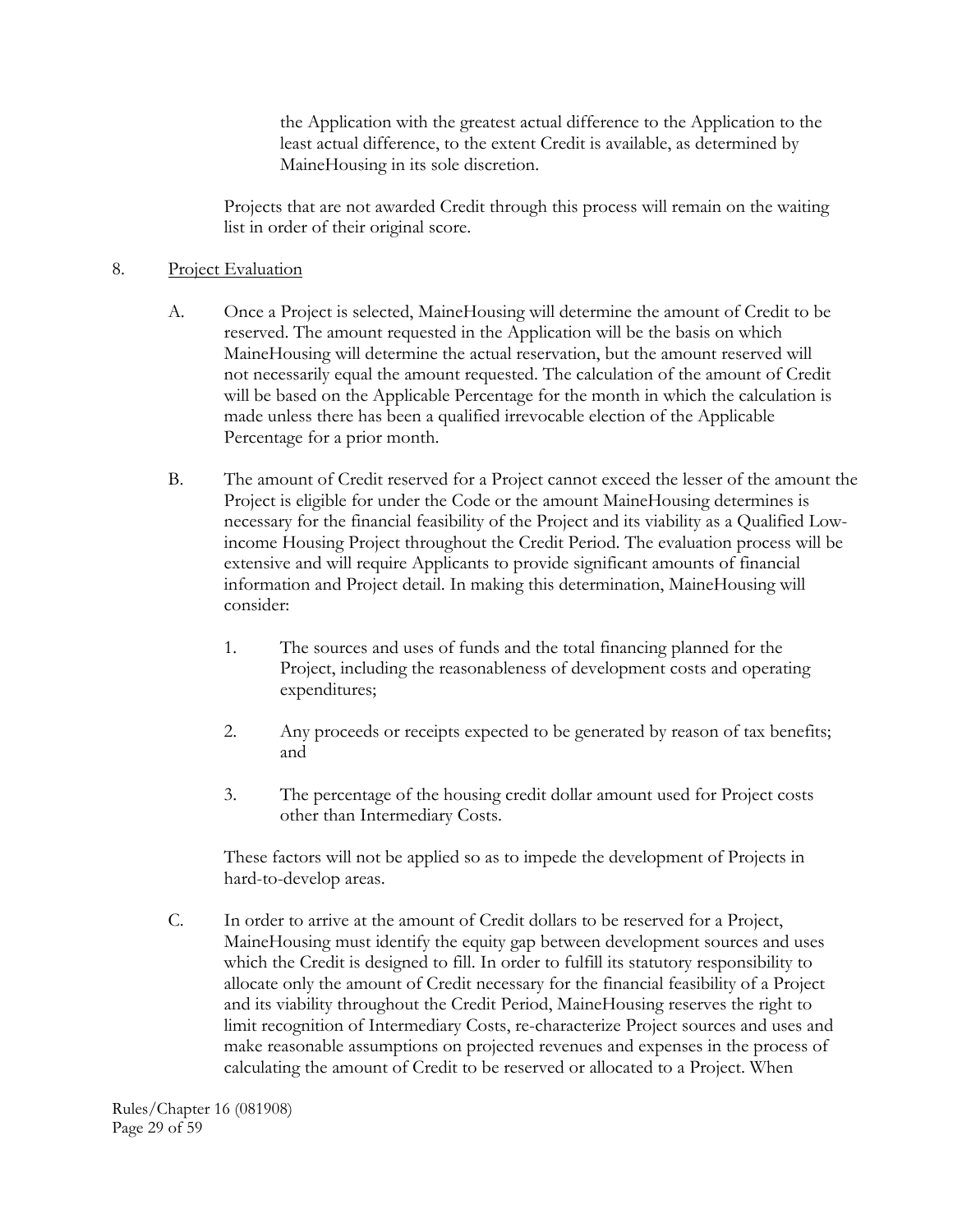the Application with the greatest actual difference to the Application to the least actual difference, to the extent Credit is available, as determined by MaineHousing in its sole discretion.

Projects that are not awarded Credit through this process will remain on the waiting list in order of their original score.

8. Project Evaluation

A. Once a Project is selected, MaineHousing will determine the amount of Credit to be reserved. The amount requested in the Application will be the basis on which MaineHousing will determine the actual reservation, but the amount reserved will not necessarily equal the amount requested. The calculation of the amount of Credit will be based on the Applicable Percentage for the month in which the calculation is made unless there has been a qualified irrevocable election of the Applicable Percentage for a prior month.

B. The amount of Credit reserved for a Project cannot exceed the lesser of the amount the Project is eligible for under the Code or the amount MaineHousing determines is necessary for the financial feasibility of the Project and its viability as a Qualified Low-income Housing Project throughout the Credit Period. The evaluation process will be extensive and will require Applicants to provide significant amounts of financial information and Project detail. In making this determination, MaineHousing will consider:

1. The sources and uses of funds and the total financing planned for the Project, including the reasonableness of development costs and operating expenditures;

2. Any proceeds or receipts expected to be generated by reason of tax benefits; and

3. The percentage of the housing credit dollar amount used for Project costs other than Intermediary Costs.

These factors will not be applied so as to impede the development of Projects in hard-to-develop areas.

C. In order to arrive at the amount of Credit dollars to be reserved for a Project, MaineHousing must identify the equity gap between development sources and uses which the Credit is designed to fill. In order to fulfill its statutory responsibility to allocate only the amount of Credit necessary for the financial feasibility of a Project and its viability throughout the Credit Period, MaineHousing reserves the right to limit recognition of Intermediary Costs, re-characterize Project sources and uses and make reasonable assumptions on projected revenues and expenses in the process of calculating the amount of Credit to be reserved or allocated to a Project. When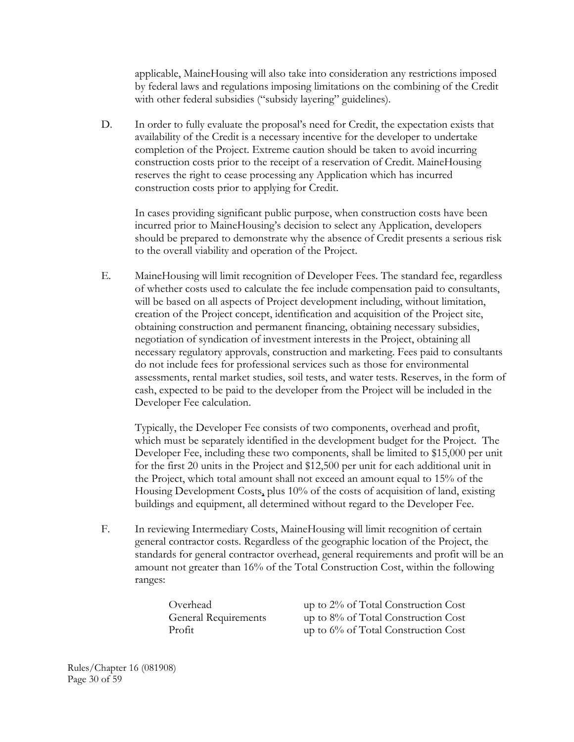applicable, MaineHousing will also take into consideration any restrictions imposed by federal laws and regulations imposing limitations on the combining of the Credit with other federal subsidies ("subsidy layering" guidelines).

D. In order to fully evaluate the proposal's need for Credit, the expectation exists that availability of the Credit is a necessary incentive for the developer to undertake completion of the Project. Extreme caution should be taken to avoid incurring construction costs prior to the receipt of a reservation of Credit. MaineHousing reserves the right to cease processing any Application which has incurred construction costs prior to applying for Credit.

   In cases providing significant public purpose, when construction costs have been incurred prior to MaineHousing's decision to select any Application, developers should be prepared to demonstrate why the absence of Credit presents a serious risk to the overall viability and operation of the Project.

E. MaineHousing will limit recognition of Developer Fees. The standard fee, regardless of whether costs used to calculate the fee include compensation paid to consultants, will be based on all aspects of Project development including, without limitation, creation of the Project concept, identification and acquisition of the Project site, obtaining construction and permanent financing, obtaining necessary subsidies, negotiation of syndication of investment interests in the Project, obtaining all necessary regulatory approvals, construction and marketing. Fees paid to consultants do not include fees for professional services such as those for environmental assessments, rental market studies, soil tests, and water tests. Reserves, in the form of cash, expected to be paid to the developer from the Project will be included in the Developer Fee calculation.

   Typically, the Developer Fee consists of two components, overhead and profit, which must be separately identified in the development budget for the Project. The Developer Fee, including these two components, shall be limited to $15,000 per unit for the first 20 units in the Project and $12,500 per unit for each additional unit in the Project, which total amount shall not exceed an amount equal to 15% of the Housing Development Costs, plus 10% of the costs of acquisition of land, existing buildings and equipment, all determined without regard to the Developer Fee.

F. In reviewing Intermediary Costs, MaineHousing will limit recognition of certain general contractor costs. Regardless of the geographic location of the Project, the standards for general contractor overhead, general requirements and profit will be an amount not greater than 16% of the Total Construction Cost, within the following ranges:

| | |
|---|---|
| Overhead | up to 2% of Total Construction Cost |
| General Requirements | up to 8% of Total Construction Cost |
| Profit | up to 6% of Total Construction Cost |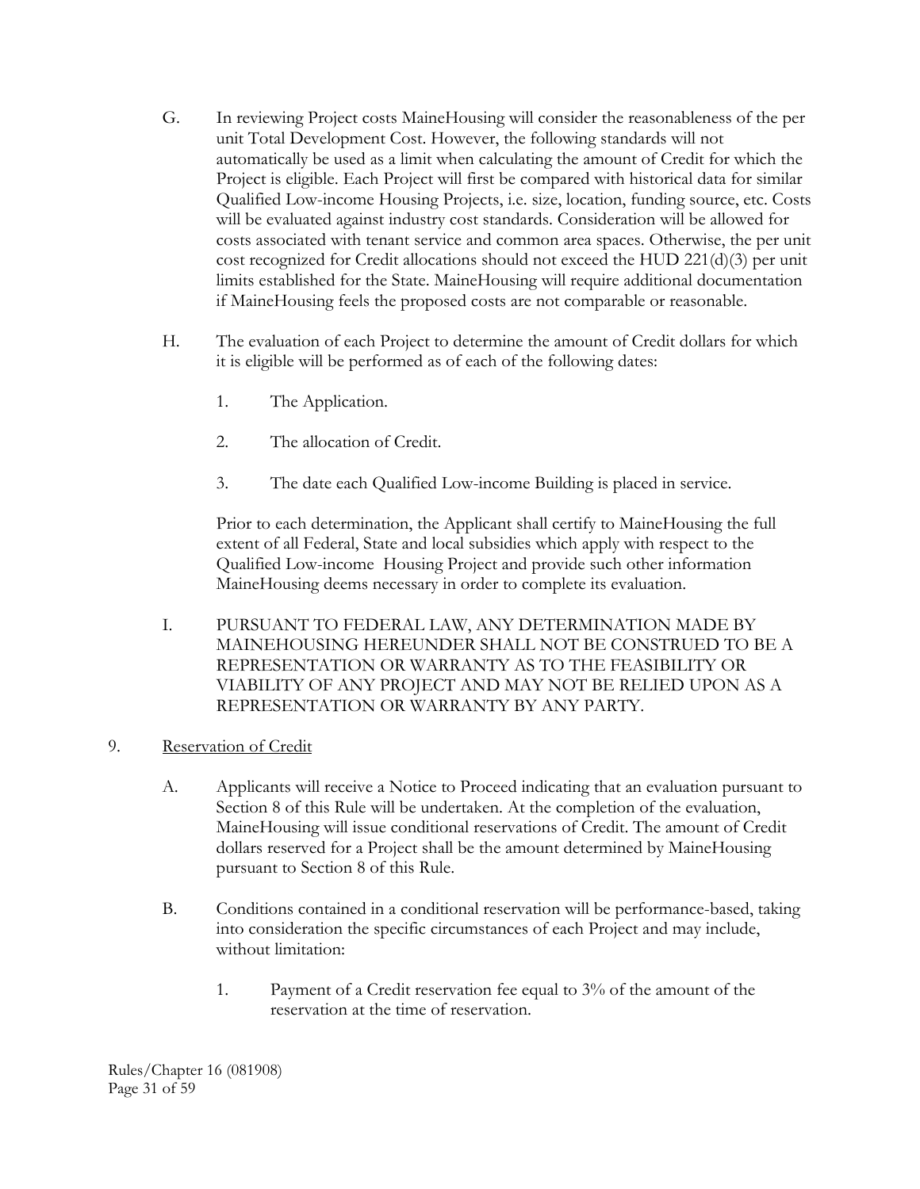G. In reviewing Project costs MaineHousing will consider the reasonableness of the per unit Total Development Cost. However, the following standards will not automatically be used as a limit when calculating the amount of Credit for which the Project is eligible. Each Project will first be compared with historical data for similar Qualified Low-income Housing Projects, i.e. size, location, funding source, etc. Costs will be evaluated against industry cost standards. Consideration will be allowed for costs associated with tenant service and common area spaces. Otherwise, the per unit cost recognized for Credit allocations should not exceed the HUD 221(d)(3) per unit limits established for the State. MaineHousing will require additional documentation if MaineHousing feels the proposed costs are not comparable or reasonable.

H. The evaluation of each Project to determine the amount of Credit dollars for which it is eligible will be performed as of each of the following dates:

   1. The Application.

   2. The allocation of Credit.

   3. The date each Qualified Low-income Building is placed in service.

   Prior to each determination, the Applicant shall certify to MaineHousing the full extent of all Federal, State and local subsidies which apply with respect to the Qualified Low-income Housing Project and provide such other information MaineHousing deems necessary in order to complete its evaluation.

I. PURSUANT TO FEDERAL LAW, ANY DETERMINATION MADE BY MAINEHOUSING HEREUNDER SHALL NOT BE CONSTRUED TO BE A REPRESENTATION OR WARRANTY AS TO THE FEASIBILITY OR VIABILITY OF ANY PROJECT AND MAY NOT BE RELIED UPON AS A REPRESENTATION OR WARRANTY BY ANY PARTY.

9. Reservation of Credit

A. Applicants will receive a Notice to Proceed indicating that an evaluation pursuant to Section 8 of this Rule will be undertaken. At the completion of the evaluation, MaineHousing will issue conditional reservations of Credit. The amount of Credit dollars reserved for a Project shall be the amount determined by MaineHousing pursuant to Section 8 of this Rule.

B. Conditions contained in a conditional reservation will be performance-based, taking into consideration the specific circumstances of each Project and may include, without limitation:

   1. Payment of a Credit reservation fee equal to 3% of the amount of the reservation at the time of reservation.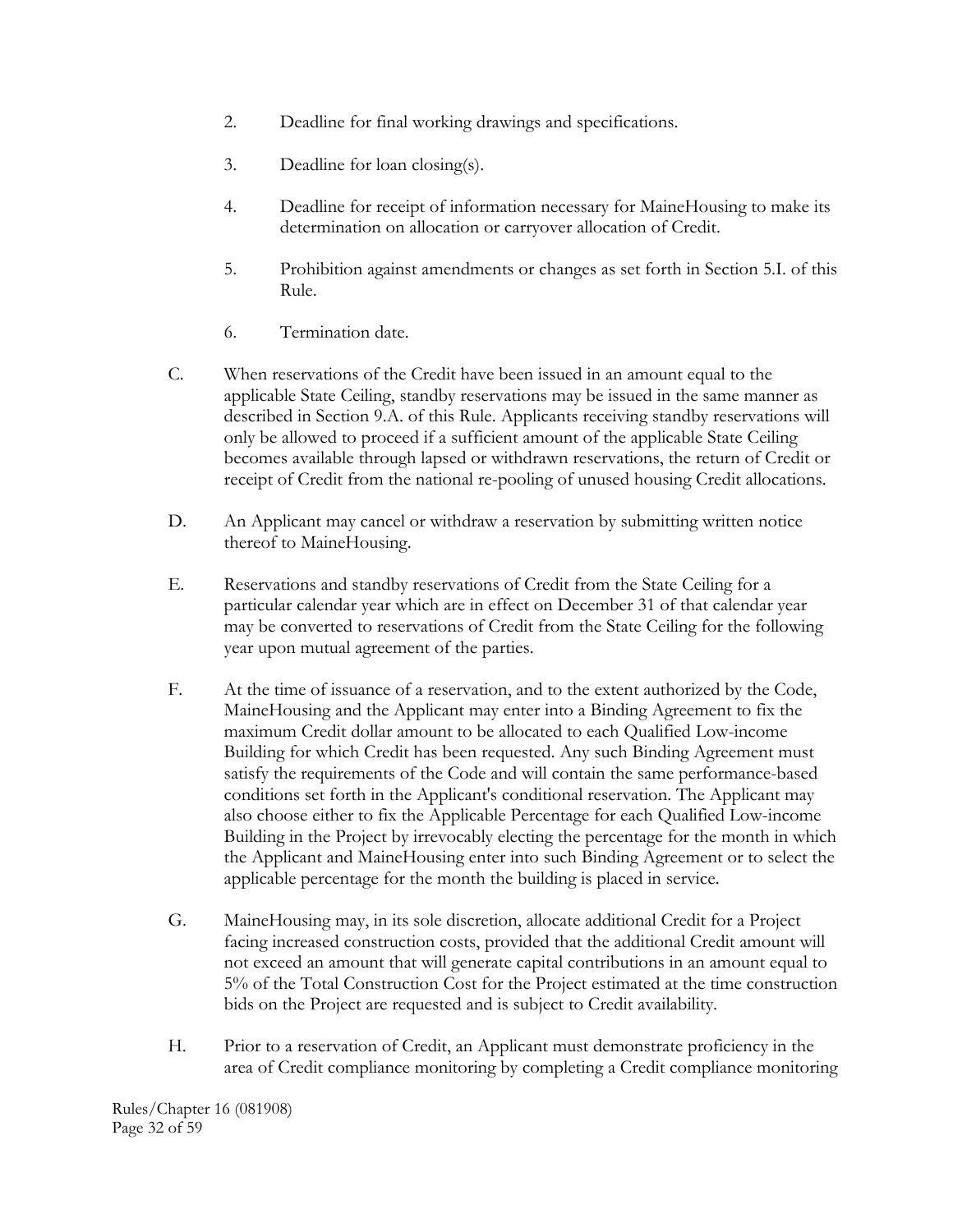2. Deadline for final working drawings and specifications.

3. Deadline for loan closing(s).

4. Deadline for receipt of information necessary for MaineHousing to make its determination on allocation or carryover allocation of Credit.

5. Prohibition against amendments or changes as set forth in Section 5.I. of this Rule.

6. Termination date.

C. When reservations of the Credit have been issued in an amount equal to the applicable State Ceiling, standby reservations may be issued in the same manner as described in Section 9.A. of this Rule. Applicants receiving standby reservations will only be allowed to proceed if a sufficient amount of the applicable State Ceiling becomes available through lapsed or withdrawn reservations, the return of Credit or receipt of Credit from the national re-pooling of unused housing Credit allocations.

D. An Applicant may cancel or withdraw a reservation by submitting written notice thereof to MaineHousing.

E. Reservations and standby reservations of Credit from the State Ceiling for a particular calendar year which are in effect on December 31 of that calendar year may be converted to reservations of Credit from the State Ceiling for the following year upon mutual agreement of the parties.

F. At the time of issuance of a reservation, and to the extent authorized by the Code, MaineHousing and the Applicant may enter into a Binding Agreement to fix the maximum Credit dollar amount to be allocated to each Qualified Low-income Building for which Credit has been requested. Any such Binding Agreement must satisfy the requirements of the Code and will contain the same performance-based conditions set forth in the Applicant's conditional reservation. The Applicant may also choose either to fix the Applicable Percentage for each Qualified Low-income Building in the Project by irrevocably electing the percentage for the month in which the Applicant and MaineHousing enter into such Binding Agreement or to select the applicable percentage for the month the building is placed in service.

G. MaineHousing may, in its sole discretion, allocate additional Credit for a Project facing increased construction costs, provided that the additional Credit amount will not exceed an amount that will generate capital contributions in an amount equal to 5% of the Total Construction Cost for the Project estimated at the time construction bids on the Project are requested and is subject to Credit availability.

H. Prior to a reservation of Credit, an Applicant must demonstrate proficiency in the area of Credit compliance monitoring by completing a Credit compliance monitoring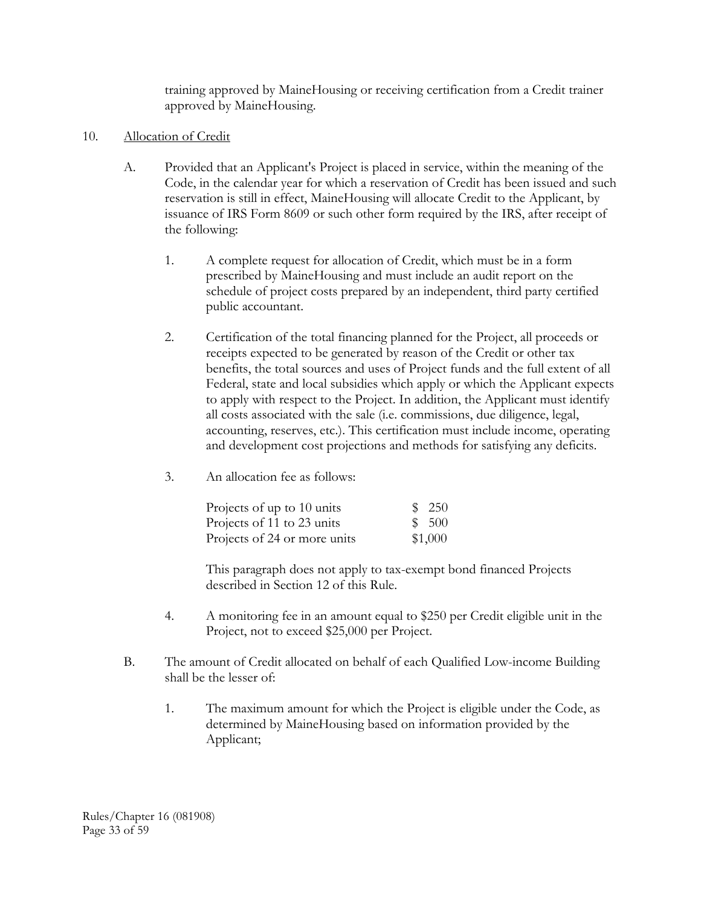training approved by MaineHousing or receiving certification from a Credit trainer approved by MaineHousing.

10. Allocation of Credit

A. Provided that an Applicant's Project is placed in service, within the meaning of the Code, in the calendar year for which a reservation of Credit has been issued and such reservation is still in effect, MaineHousing will allocate Credit to the Applicant, by issuance of IRS Form 8609 or such other form required by the IRS, after receipt of the following:

1. A complete request for allocation of Credit, which must be in a form prescribed by MaineHousing and must include an audit report on the schedule of project costs prepared by an independent, third party certified public accountant.

2. Certification of the total financing planned for the Project, all proceeds or receipts expected to be generated by reason of the Credit or other tax benefits, the total sources and uses of Project funds and the full extent of all Federal, state and local subsidies which apply or which the Applicant expects to apply with respect to the Project. In addition, the Applicant must identify all costs associated with the sale (i.e. commissions, due diligence, legal, accounting, reserves, etc.). This certification must include income, operating and development cost projections and methods for satisfying any deficits.

3. An allocation fee as follows:

| | |
|---|---|
| Projects of up to 10 units | $ 250 |
| Projects of 11 to 23 units | $ 500 |
| Projects of 24 or more units | $1,000 |

This paragraph does not apply to tax-exempt bond financed Projects described in Section 12 of this Rule.

4. A monitoring fee in an amount equal to $250 per Credit eligible unit in the Project, not to exceed $25,000 per Project.

B. The amount of Credit allocated on behalf of each Qualified Low-income Building shall be the lesser of:

1. The maximum amount for which the Project is eligible under the Code, as determined by MaineHousing based on information provided by the Applicant;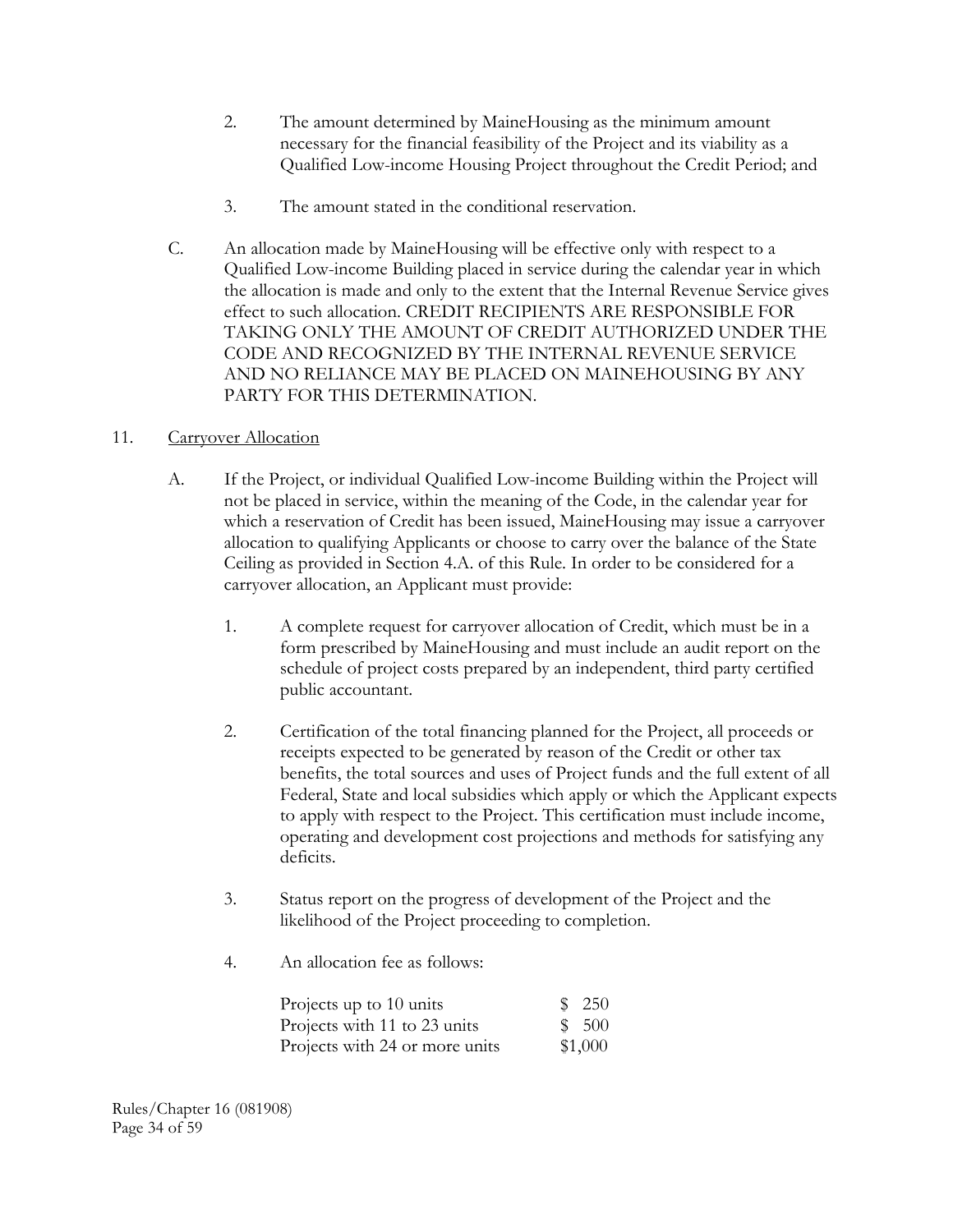2. The amount determined by MaineHousing as the minimum amount necessary for the financial feasibility of the Project and its viability as a Qualified Low-income Housing Project throughout the Credit Period; and

3. The amount stated in the conditional reservation.

C. An allocation made by MaineHousing will be effective only with respect to a Qualified Low-income Building placed in service during the calendar year in which the allocation is made and only to the extent that the Internal Revenue Service gives effect to such allocation. CREDIT RECIPIENTS ARE RESPONSIBLE FOR TAKING ONLY THE AMOUNT OF CREDIT AUTHORIZED UNDER THE CODE AND RECOGNIZED BY THE INTERNAL REVENUE SERVICE AND NO RELIANCE MAY BE PLACED ON MAINEHOUSING BY ANY PARTY FOR THIS DETERMINATION.

11. <u>Carryover Allocation</u>

A. If the Project, or individual Qualified Low-income Building within the Project will not be placed in service, within the meaning of the Code, in the calendar year for which a reservation of Credit has been issued, MaineHousing may issue a carryover allocation to qualifying Applicants or choose to carry over the balance of the State Ceiling as provided in Section 4.A. of this Rule. In order to be considered for a carryover allocation, an Applicant must provide:

1. A complete request for carryover allocation of Credit, which must be in a form prescribed by MaineHousing and must include an audit report on the schedule of project costs prepared by an independent, third party certified public accountant.

2. Certification of the total financing planned for the Project, all proceeds or receipts expected to be generated by reason of the Credit or other tax benefits, the total sources and uses of Project funds and the full extent of all Federal, State and local subsidies which apply or which the Applicant expects to apply with respect to the Project. This certification must include income, operating and development cost projections and methods for satisfying any deficits.

3. Status report on the progress of development of the Project and the likelihood of the Project proceeding to completion.

4. An allocation fee as follows:

| | |
|---|---|
| Projects up to 10 units | $ 250 |
| Projects with 11 to 23 units | $ 500 |
| Projects with 24 or more units | $1,000 |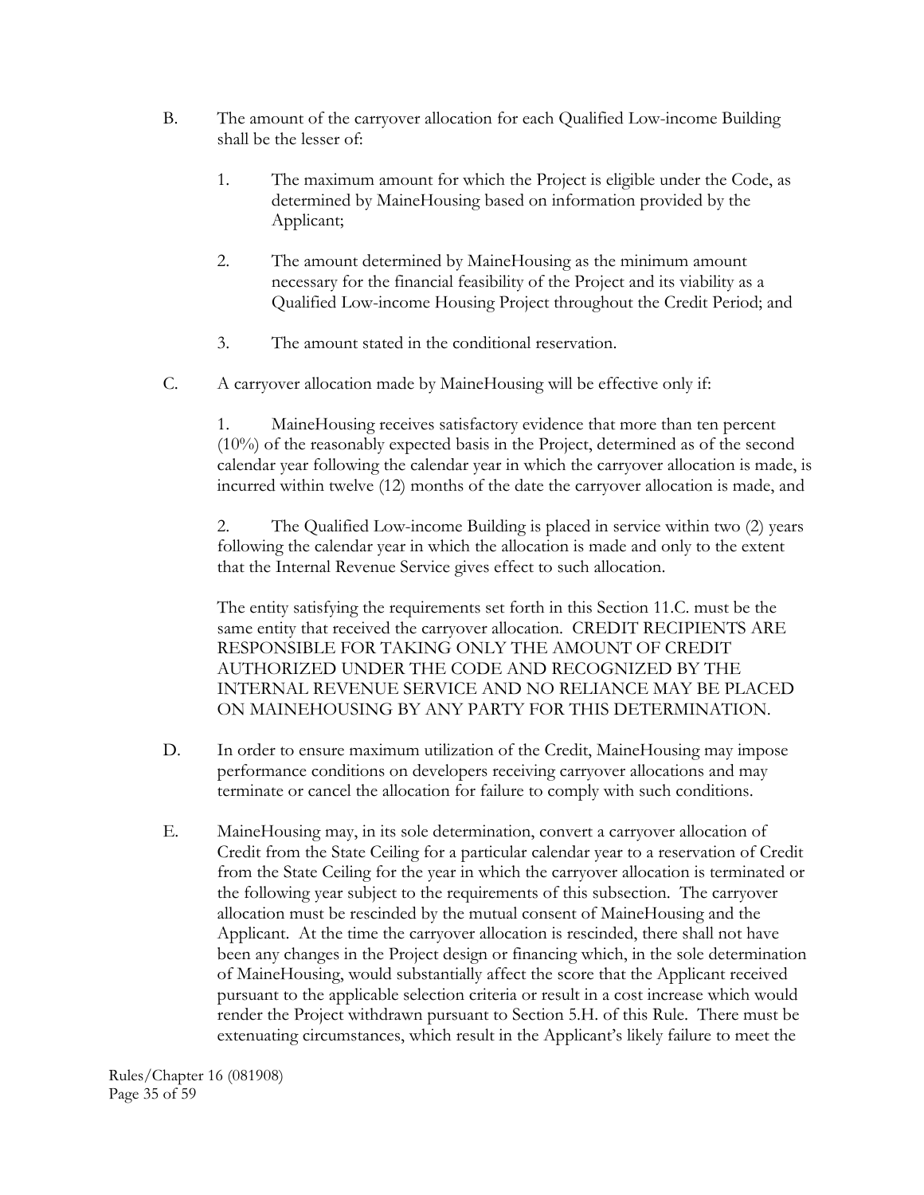B. The amount of the carryover allocation for each Qualified Low-income Building shall be the lesser of:

1. The maximum amount for which the Project is eligible under the Code, as determined by MaineHousing based on information provided by the Applicant;

2. The amount determined by MaineHousing as the minimum amount necessary for the financial feasibility of the Project and its viability as a Qualified Low-income Housing Project throughout the Credit Period; and

3. The amount stated in the conditional reservation.

C. A carryover allocation made by MaineHousing will be effective only if:

1. MaineHousing receives satisfactory evidence that more than ten percent (10%) of the reasonably expected basis in the Project, determined as of the second calendar year following the calendar year in which the carryover allocation is made, is incurred within twelve (12) months of the date the carryover allocation is made, and

2. The Qualified Low-income Building is placed in service within two (2) years following the calendar year in which the allocation is made and only to the extent that the Internal Revenue Service gives effect to such allocation.

The entity satisfying the requirements set forth in this Section 11.C. must be the same entity that received the carryover allocation. CREDIT RECIPIENTS ARE RESPONSIBLE FOR TAKING ONLY THE AMOUNT OF CREDIT AUTHORIZED UNDER THE CODE AND RECOGNIZED BY THE INTERNAL REVENUE SERVICE AND NO RELIANCE MAY BE PLACED ON MAINEHOUSING BY ANY PARTY FOR THIS DETERMINATION.

D. In order to ensure maximum utilization of the Credit, MaineHousing may impose performance conditions on developers receiving carryover allocations and may terminate or cancel the allocation for failure to comply with such conditions.

E. MaineHousing may, in its sole determination, convert a carryover allocation of Credit from the State Ceiling for a particular calendar year to a reservation of Credit from the State Ceiling for the year in which the carryover allocation is terminated or the following year subject to the requirements of this subsection. The carryover allocation must be rescinded by the mutual consent of MaineHousing and the Applicant. At the time the carryover allocation is rescinded, there shall not have been any changes in the Project design or financing which, in the sole determination of MaineHousing, would substantially affect the score that the Applicant received pursuant to the applicable selection criteria or result in a cost increase which would render the Project withdrawn pursuant to Section 5.H. of this Rule. There must be extenuating circumstances, which result in the Applicant's likely failure to meet the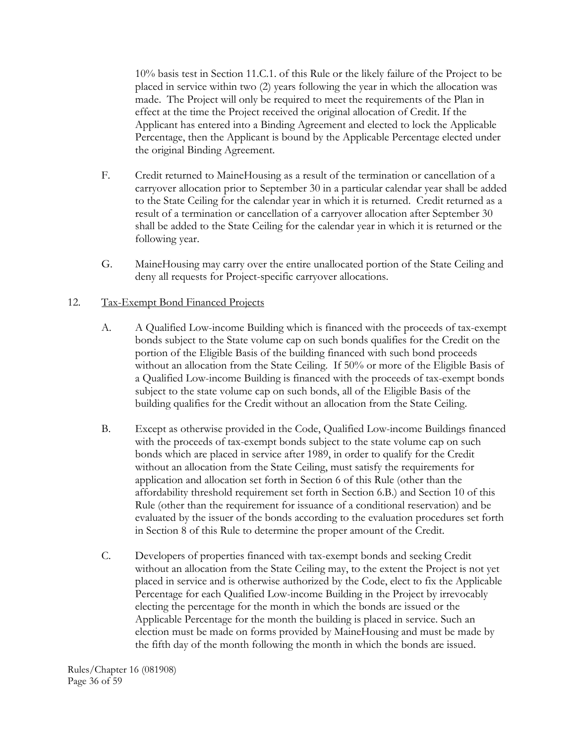10% basis test in Section 11.C.1. of this Rule or the likely failure of the Project to be placed in service within two (2) years following the year in which the allocation was made. The Project will only be required to meet the requirements of the Plan in effect at the time the Project received the original allocation of Credit. If the Applicant has entered into a Binding Agreement and elected to lock the Applicable Percentage, then the Applicant is bound by the Applicable Percentage elected under the original Binding Agreement.

F. Credit returned to MaineHousing as a result of the termination or cancellation of a carryover allocation prior to September 30 in a particular calendar year shall be added to the State Ceiling for the calendar year in which it is returned. Credit returned as a result of a termination or cancellation of a carryover allocation after September 30 shall be added to the State Ceiling for the calendar year in which it is returned or the following year.

G. MaineHousing may carry over the entire unallocated portion of the State Ceiling and deny all requests for Project-specific carryover allocations.

12. Tax-Exempt Bond Financed Projects

A. A Qualified Low-income Building which is financed with the proceeds of tax-exempt bonds subject to the State volume cap on such bonds qualifies for the Credit on the portion of the Eligible Basis of the building financed with such bond proceeds without an allocation from the State Ceiling. If 50% or more of the Eligible Basis of a Qualified Low-income Building is financed with the proceeds of tax-exempt bonds subject to the state volume cap on such bonds, all of the Eligible Basis of the building qualifies for the Credit without an allocation from the State Ceiling.

B. Except as otherwise provided in the Code, Qualified Low-income Buildings financed with the proceeds of tax-exempt bonds subject to the state volume cap on such bonds which are placed in service after 1989, in order to qualify for the Credit without an allocation from the State Ceiling, must satisfy the requirements for application and allocation set forth in Section 6 of this Rule (other than the affordability threshold requirement set forth in Section 6.B.) and Section 10 of this Rule (other than the requirement for issuance of a conditional reservation) and be evaluated by the issuer of the bonds according to the evaluation procedures set forth in Section 8 of this Rule to determine the proper amount of the Credit.

C. Developers of properties financed with tax-exempt bonds and seeking Credit without an allocation from the State Ceiling may, to the extent the Project is not yet placed in service and is otherwise authorized by the Code, elect to fix the Applicable Percentage for each Qualified Low-income Building in the Project by irrevocably electing the percentage for the month in which the bonds are issued or the Applicable Percentage for the month the building is placed in service. Such an election must be made on forms provided by MaineHousing and must be made by the fifth day of the month following the month in which the bonds are issued.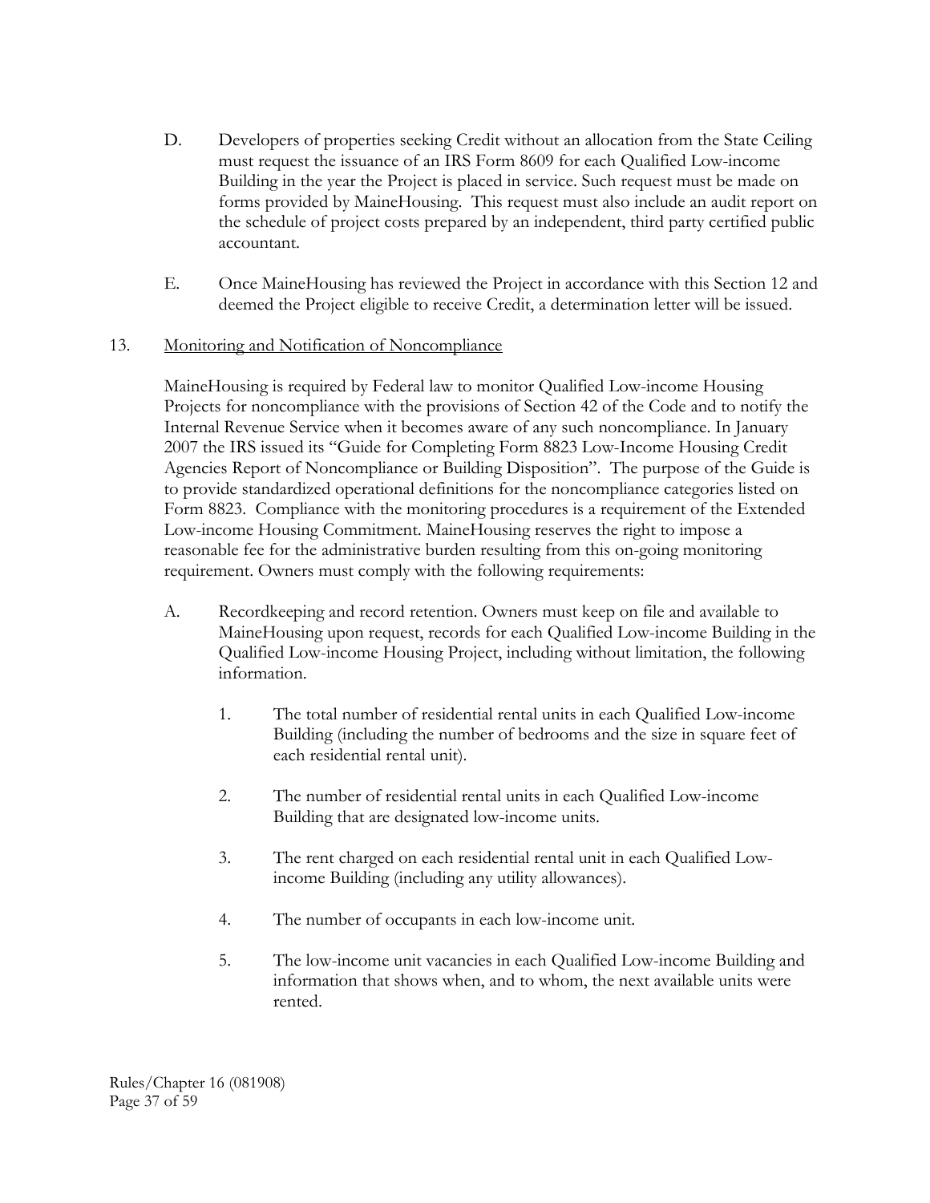D. Developers of properties seeking Credit without an allocation from the State Ceiling must request the issuance of an IRS Form 8609 for each Qualified Low-income Building in the year the Project is placed in service. Such request must be made on forms provided by MaineHousing. This request must also include an audit report on the schedule of project costs prepared by an independent, third party certified public accountant.

E. Once MaineHousing has reviewed the Project in accordance with this Section 12 and deemed the Project eligible to receive Credit, a determination letter will be issued.

13. <u>Monitoring and Notification of Noncompliance</u>

MaineHousing is required by Federal law to monitor Qualified Low-income Housing Projects for noncompliance with the provisions of Section 42 of the Code and to notify the Internal Revenue Service when it becomes aware of any such noncompliance. In January 2007 the IRS issued its "Guide for Completing Form 8823 Low-Income Housing Credit Agencies Report of Noncompliance or Building Disposition". The purpose of the Guide is to provide standardized operational definitions for the noncompliance categories listed on Form 8823. Compliance with the monitoring procedures is a requirement of the Extended Low-income Housing Commitment. MaineHousing reserves the right to impose a reasonable fee for the administrative burden resulting from this on-going monitoring requirement. Owners must comply with the following requirements:

A. Recordkeeping and record retention. Owners must keep on file and available to MaineHousing upon request, records for each Qualified Low-income Building in the Qualified Low-income Housing Project, including without limitation, the following information.

1. The total number of residential rental units in each Qualified Low-income Building (including the number of bedrooms and the size in square feet of each residential rental unit).

2. The number of residential rental units in each Qualified Low-income Building that are designated low-income units.

3. The rent charged on each residential rental unit in each Qualified Low-income Building (including any utility allowances).

4. The number of occupants in each low-income unit.

5. The low-income unit vacancies in each Qualified Low-income Building and information that shows when, and to whom, the next available units were rented.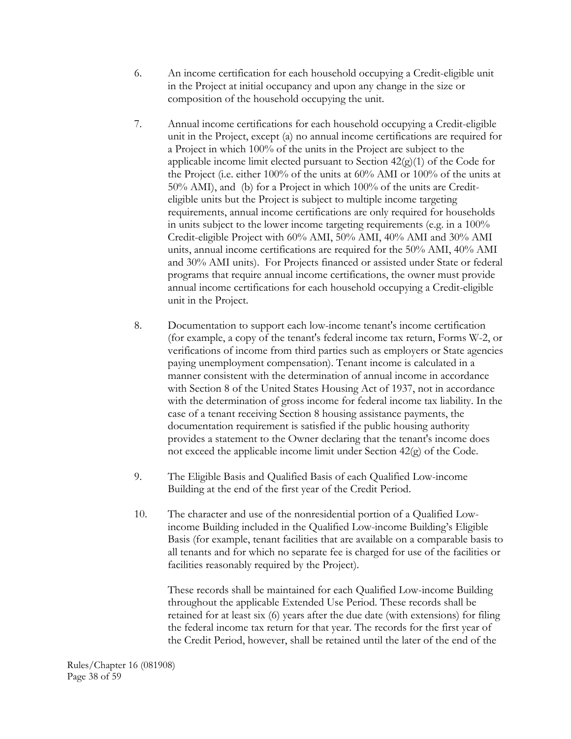6. An income certification for each household occupying a Credit-eligible unit in the Project at initial occupancy and upon any change in the size or composition of the household occupying the unit.

7. Annual income certifications for each household occupying a Credit-eligible unit in the Project, except (a) no annual income certifications are required for a Project in which 100% of the units in the Project are subject to the applicable income limit elected pursuant to Section 42(g)(1) of the Code for the Project (i.e. either 100% of the units at 60% AMI or 100% of the units at 50% AMI), and (b) for a Project in which 100% of the units are Credit-eligible units but the Project is subject to multiple income targeting requirements, annual income certifications are only required for households in units subject to the lower income targeting requirements (e.g. in a 100% Credit-eligible Project with 60% AMI, 50% AMI, 40% AMI and 30% AMI units, annual income certifications are required for the 50% AMI, 40% AMI and 30% AMI units). For Projects financed or assisted under State or federal programs that require annual income certifications, the owner must provide annual income certifications for each household occupying a Credit-eligible unit in the Project.

8. Documentation to support each low-income tenant's income certification (for example, a copy of the tenant's federal income tax return, Forms W-2, or verifications of income from third parties such as employers or State agencies paying unemployment compensation). Tenant income is calculated in a manner consistent with the determination of annual income in accordance with Section 8 of the United States Housing Act of 1937, not in accordance with the determination of gross income for federal income tax liability. In the case of a tenant receiving Section 8 housing assistance payments, the documentation requirement is satisfied if the public housing authority provides a statement to the Owner declaring that the tenant's income does not exceed the applicable income limit under Section 42(g) of the Code.

9. The Eligible Basis and Qualified Basis of each Qualified Low-income Building at the end of the first year of the Credit Period.

10. The character and use of the nonresidential portion of a Qualified Low-income Building included in the Qualified Low-income Building's Eligible Basis (for example, tenant facilities that are available on a comparable basis to all tenants and for which no separate fee is charged for use of the facilities or facilities reasonably required by the Project).

    These records shall be maintained for each Qualified Low-income Building throughout the applicable Extended Use Period. These records shall be retained for at least six (6) years after the due date (with extensions) for filing the federal income tax return for that year. The records for the first year of the Credit Period, however, shall be retained until the later of the end of the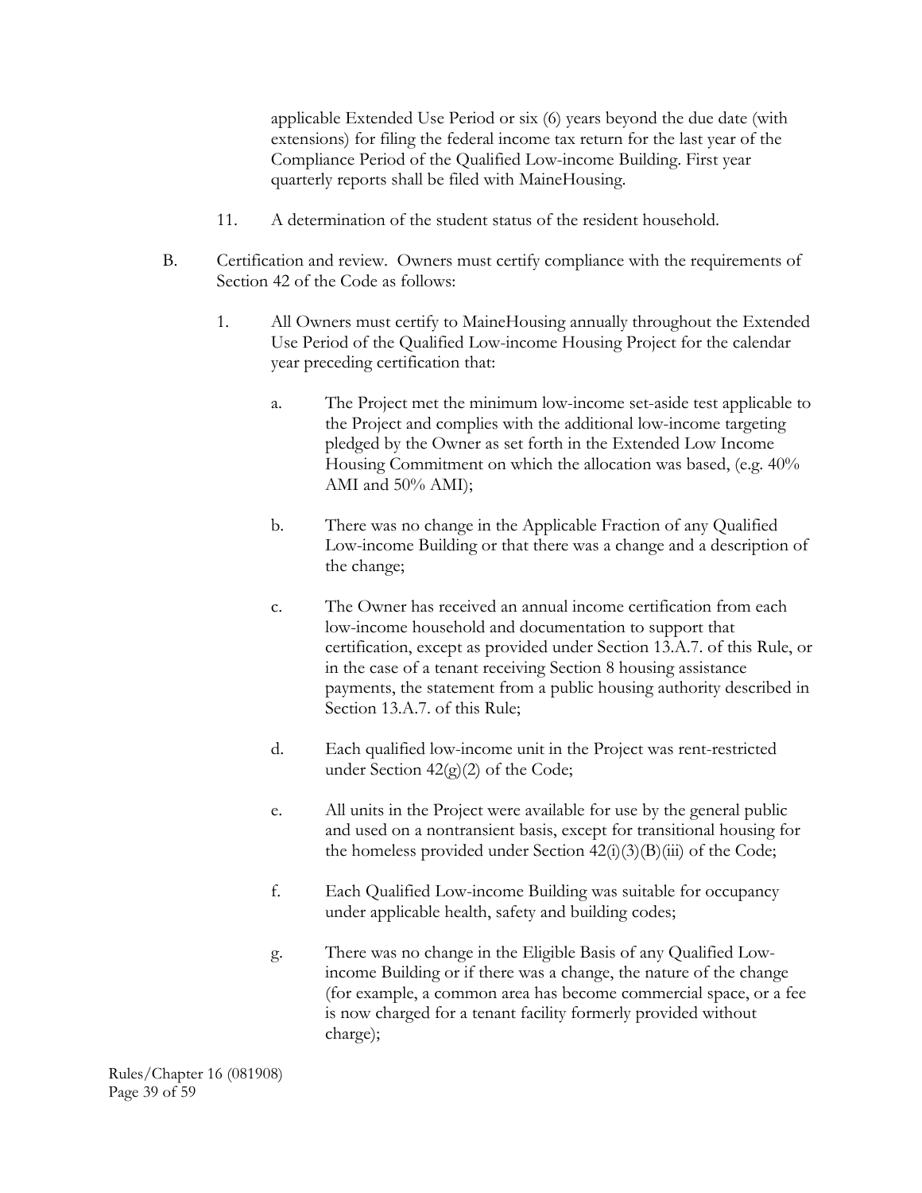applicable Extended Use Period or six (6) years beyond the due date (with extensions) for filing the federal income tax return for the last year of the Compliance Period of the Qualified Low-income Building. First year quarterly reports shall be filed with MaineHousing.

11. A determination of the student status of the resident household.

B. Certification and review. Owners must certify compliance with the requirements of Section 42 of the Code as follows:

1. All Owners must certify to MaineHousing annually throughout the Extended Use Period of the Qualified Low-income Housing Project for the calendar year preceding certification that:

   a. The Project met the minimum low-income set-aside test applicable to the Project and complies with the additional low-income targeting pledged by the Owner as set forth in the Extended Low Income Housing Commitment on which the allocation was based, (e.g. 40% AMI and 50% AMI);

   b. There was no change in the Applicable Fraction of any Qualified Low-income Building or that there was a change and a description of the change;

   c. The Owner has received an annual income certification from each low-income household and documentation to support that certification, except as provided under Section 13.A.7. of this Rule, or in the case of a tenant receiving Section 8 housing assistance payments, the statement from a public housing authority described in Section 13.A.7. of this Rule;

   d. Each qualified low-income unit in the Project was rent-restricted under Section 42(g)(2) of the Code;

   e. All units in the Project were available for use by the general public and used on a nontransient basis, except for transitional housing for the homeless provided under Section 42(i)(3)(B)(iii) of the Code;

   f. Each Qualified Low-income Building was suitable for occupancy under applicable health, safety and building codes;

   g. There was no change in the Eligible Basis of any Qualified Low-income Building or if there was a change, the nature of the change (for example, a common area has become commercial space, or a fee is now charged for a tenant facility formerly provided without charge);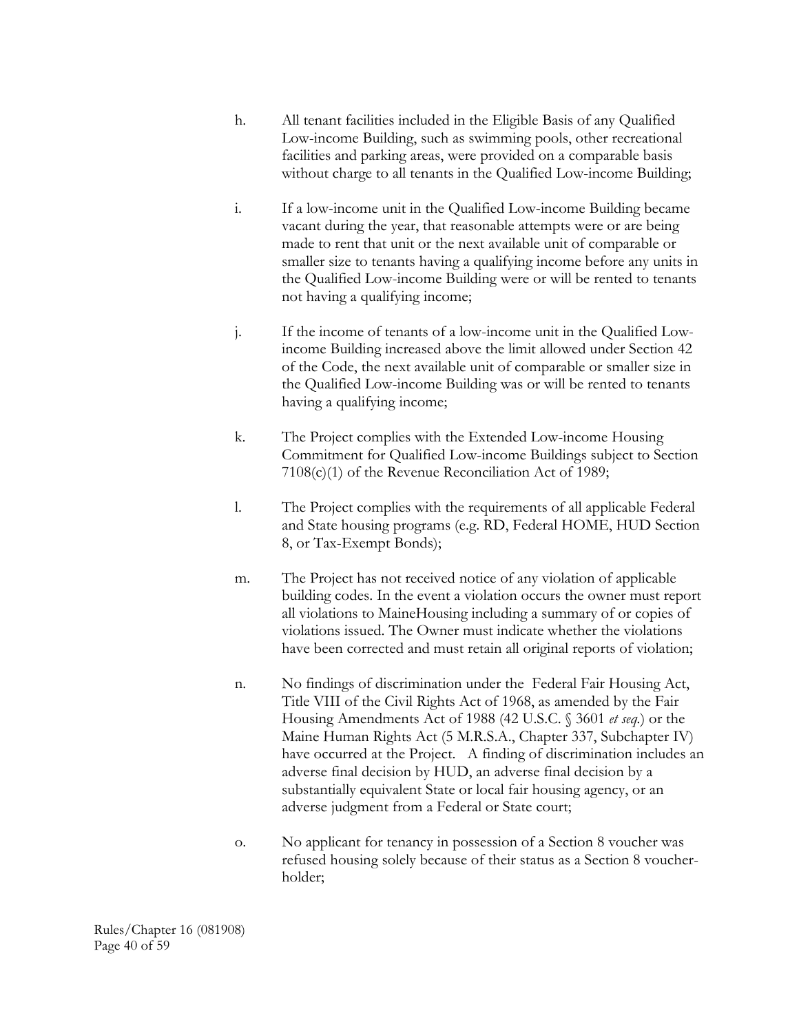h. All tenant facilities included in the Eligible Basis of any Qualified Low-income Building, such as swimming pools, other recreational facilities and parking areas, were provided on a comparable basis without charge to all tenants in the Qualified Low-income Building;

i. If a low-income unit in the Qualified Low-income Building became vacant during the year, that reasonable attempts were or are being made to rent that unit or the next available unit of comparable or smaller size to tenants having a qualifying income before any units in the Qualified Low-income Building were or will be rented to tenants not having a qualifying income;

j. If the income of tenants of a low-income unit in the Qualified Low-income Building increased above the limit allowed under Section 42 of the Code, the next available unit of comparable or smaller size in the Qualified Low-income Building was or will be rented to tenants having a qualifying income;

k. The Project complies with the Extended Low-income Housing Commitment for Qualified Low-income Buildings subject to Section 7108(c)(1) of the Revenue Reconciliation Act of 1989;

l. The Project complies with the requirements of all applicable Federal and State housing programs (e.g. RD, Federal HOME, HUD Section 8, or Tax-Exempt Bonds);

m. The Project has not received notice of any violation of applicable building codes. In the event a violation occurs the owner must report all violations to MaineHousing including a summary of or copies of violations issued. The Owner must indicate whether the violations have been corrected and must retain all original reports of violation;

n. No findings of discrimination under the Federal Fair Housing Act, Title VIII of the Civil Rights Act of 1968, as amended by the Fair Housing Amendments Act of 1988 (42 U.S.C. § 3601 *et seq.*) or the Maine Human Rights Act (5 M.R.S.A., Chapter 337, Subchapter IV) have occurred at the Project. A finding of discrimination includes an adverse final decision by HUD, an adverse final decision by a substantially equivalent State or local fair housing agency, or an adverse judgment from a Federal or State court;

o. No applicant for tenancy in possession of a Section 8 voucher was refused housing solely because of their status as a Section 8 voucher-holder;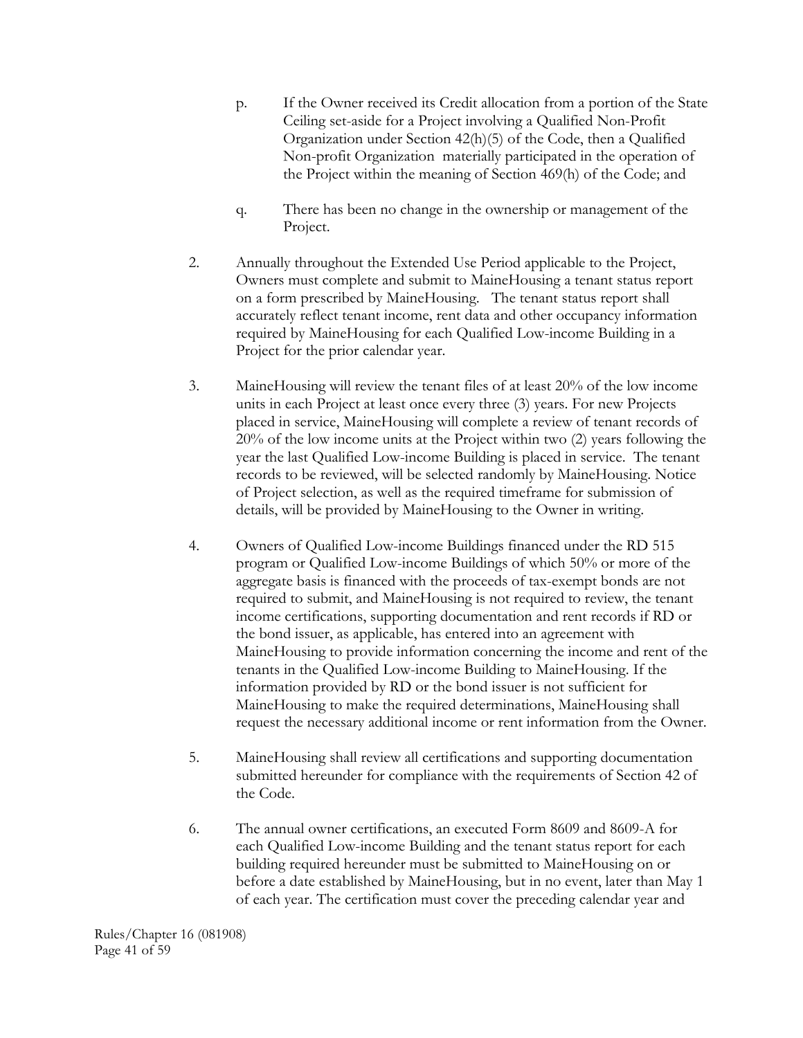p. If the Owner received its Credit allocation from a portion of the State Ceiling set-aside for a Project involving a Qualified Non-Profit Organization under Section 42(h)(5) of the Code, then a Qualified Non-profit Organization materially participated in the operation of the Project within the meaning of Section 469(h) of the Code; and

q. There has been no change in the ownership or management of the Project.

2. Annually throughout the Extended Use Period applicable to the Project, Owners must complete and submit to MaineHousing a tenant status report on a form prescribed by MaineHousing. The tenant status report shall accurately reflect tenant income, rent data and other occupancy information required by MaineHousing for each Qualified Low-income Building in a Project for the prior calendar year.

3. MaineHousing will review the tenant files of at least 20% of the low income units in each Project at least once every three (3) years. For new Projects placed in service, MaineHousing will complete a review of tenant records of 20% of the low income units at the Project within two (2) years following the year the last Qualified Low-income Building is placed in service. The tenant records to be reviewed, will be selected randomly by MaineHousing. Notice of Project selection, as well as the required timeframe for submission of details, will be provided by MaineHousing to the Owner in writing.

4. Owners of Qualified Low-income Buildings financed under the RD 515 program or Qualified Low-income Buildings of which 50% or more of the aggregate basis is financed with the proceeds of tax-exempt bonds are not required to submit, and MaineHousing is not required to review, the tenant income certifications, supporting documentation and rent records if RD or the bond issuer, as applicable, has entered into an agreement with MaineHousing to provide information concerning the income and rent of the tenants in the Qualified Low-income Building to MaineHousing. If the information provided by RD or the bond issuer is not sufficient for MaineHousing to make the required determinations, MaineHousing shall request the necessary additional income or rent information from the Owner.

5. MaineHousing shall review all certifications and supporting documentation submitted hereunder for compliance with the requirements of Section 42 of the Code.

6. The annual owner certifications, an executed Form 8609 and 8609-A for each Qualified Low-income Building and the tenant status report for each building required hereunder must be submitted to MaineHousing on or before a date established by MaineHousing, but in no event, later than May 1 of each year. The certification must cover the preceding calendar year and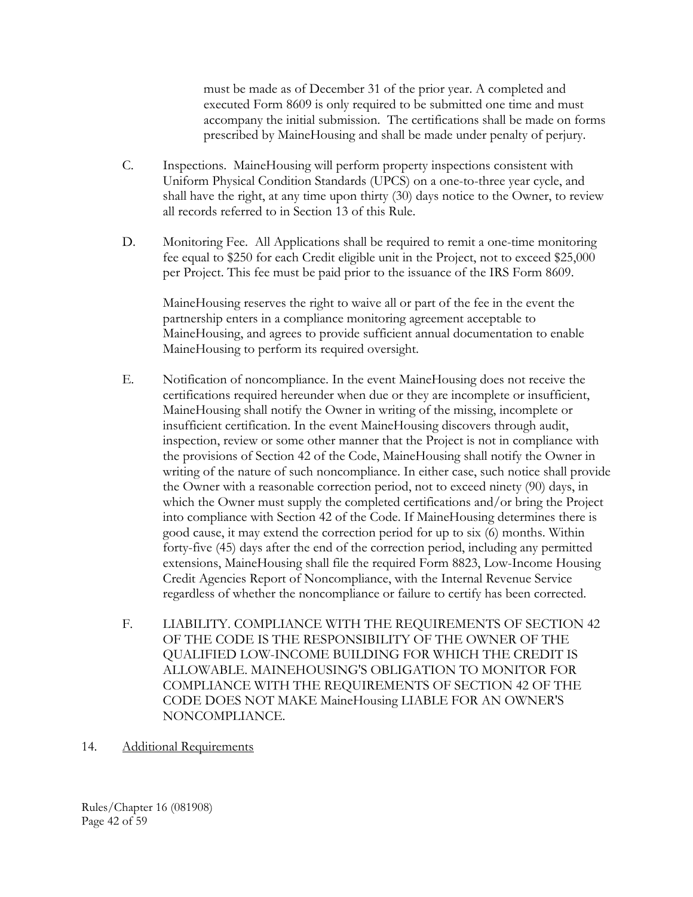must be made as of December 31 of the prior year. A completed and executed Form 8609 is only required to be submitted one time and must accompany the initial submission. The certifications shall be made on forms prescribed by MaineHousing and shall be made under penalty of perjury.

C. Inspections. MaineHousing will perform property inspections consistent with Uniform Physical Condition Standards (UPCS) on a one-to-three year cycle, and shall have the right, at any time upon thirty (30) days notice to the Owner, to review all records referred to in Section 13 of this Rule.

D. Monitoring Fee. All Applications shall be required to remit a one-time monitoring fee equal to $250 for each Credit eligible unit in the Project, not to exceed $25,000 per Project. This fee must be paid prior to the issuance of the IRS Form 8609.

MaineHousing reserves the right to waive all or part of the fee in the event the partnership enters in a compliance monitoring agreement acceptable to MaineHousing, and agrees to provide sufficient annual documentation to enable MaineHousing to perform its required oversight.

E. Notification of noncompliance. In the event MaineHousing does not receive the certifications required hereunder when due or they are incomplete or insufficient, MaineHousing shall notify the Owner in writing of the missing, incomplete or insufficient certification. In the event MaineHousing discovers through audit, inspection, review or some other manner that the Project is not in compliance with the provisions of Section 42 of the Code, MaineHousing shall notify the Owner in writing of the nature of such noncompliance. In either case, such notice shall provide the Owner with a reasonable correction period, not to exceed ninety (90) days, in which the Owner must supply the completed certifications and/or bring the Project into compliance with Section 42 of the Code. If MaineHousing determines there is good cause, it may extend the correction period for up to six (6) months. Within forty-five (45) days after the end of the correction period, including any permitted extensions, MaineHousing shall file the required Form 8823, Low-Income Housing Credit Agencies Report of Noncompliance, with the Internal Revenue Service regardless of whether the noncompliance or failure to certify has been corrected.

F. LIABILITY. COMPLIANCE WITH THE REQUIREMENTS OF SECTION 42 OF THE CODE IS THE RESPONSIBILITY OF THE OWNER OF THE QUALIFIED LOW-INCOME BUILDING FOR WHICH THE CREDIT IS ALLOWABLE. MAINEHOUSING'S OBLIGATION TO MONITOR FOR COMPLIANCE WITH THE REQUIREMENTS OF SECTION 42 OF THE CODE DOES NOT MAKE MaineHousing LIABLE FOR AN OWNER'S NONCOMPLIANCE.

14. Additional Requirements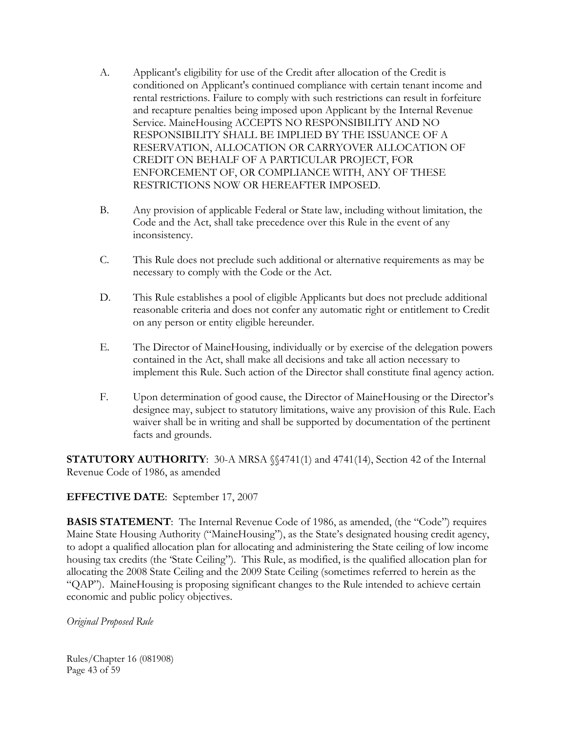A. Applicant's eligibility for use of the Credit after allocation of the Credit is conditioned on Applicant's continued compliance with certain tenant income and rental restrictions. Failure to comply with such restrictions can result in forfeiture and recapture penalties being imposed upon Applicant by the Internal Revenue Service. MaineHousing ACCEPTS NO RESPONSIBILITY AND NO RESPONSIBILITY SHALL BE IMPLIED BY THE ISSUANCE OF A RESERVATION, ALLOCATION OR CARRYOVER ALLOCATION OF CREDIT ON BEHALF OF A PARTICULAR PROJECT, FOR ENFORCEMENT OF, OR COMPLIANCE WITH, ANY OF THESE RESTRICTIONS NOW OR HEREAFTER IMPOSED.

B. Any provision of applicable Federal or State law, including without limitation, the Code and the Act, shall take precedence over this Rule in the event of any inconsistency.

C. This Rule does not preclude such additional or alternative requirements as may be necessary to comply with the Code or the Act.

D. This Rule establishes a pool of eligible Applicants but does not preclude additional reasonable criteria and does not confer any automatic right or entitlement to Credit on any person or entity eligible hereunder.

E. The Director of MaineHousing, individually or by exercise of the delegation powers contained in the Act, shall make all decisions and take all action necessary to implement this Rule. Such action of the Director shall constitute final agency action.

F. Upon determination of good cause, the Director of MaineHousing or the Director's designee may, subject to statutory limitations, waive any provision of this Rule. Each waiver shall be in writing and shall be supported by documentation of the pertinent facts and grounds.

**STATUTORY AUTHORITY**: 30-A MRSA §§4741(1) and 4741(14), Section 42 of the Internal Revenue Code of 1986, as amended

**EFFECTIVE DATE**: September 17, 2007

**BASIS STATEMENT**: The Internal Revenue Code of 1986, as amended, (the "Code") requires Maine State Housing Authority ("MaineHousing"), as the State's designated housing credit agency, to adopt a qualified allocation plan for allocating and administering the State ceiling of low income housing tax credits (the 'State Ceiling"). This Rule, as modified, is the qualified allocation plan for allocating the 2008 State Ceiling and the 2009 State Ceiling (sometimes referred to herein as the "QAP"). MaineHousing is proposing significant changes to the Rule intended to achieve certain economic and public policy objectives.

*Original Proposed Rule*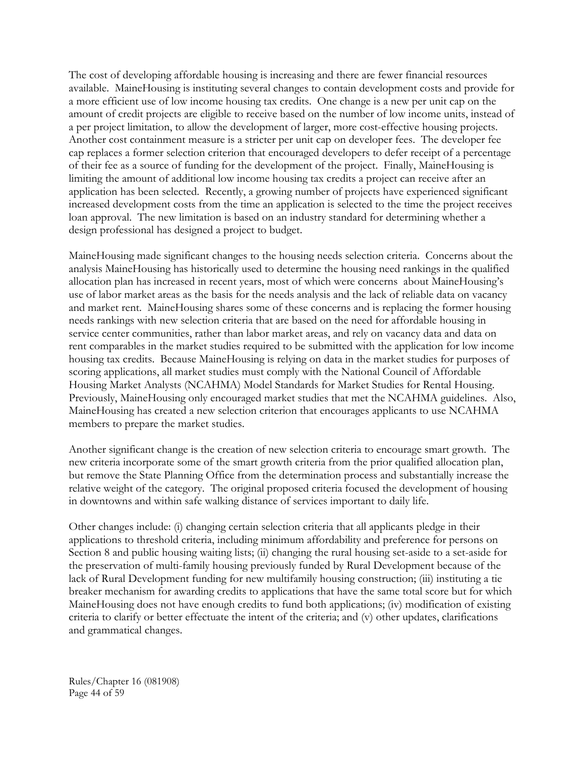The cost of developing affordable housing is increasing and there are fewer financial resources available. MaineHousing is instituting several changes to contain development costs and provide for a more efficient use of low income housing tax credits. One change is a new per unit cap on the amount of credit projects are eligible to receive based on the number of low income units, instead of a per project limitation, to allow the development of larger, more cost-effective housing projects. Another cost containment measure is a stricter per unit cap on developer fees. The developer fee cap replaces a former selection criterion that encouraged developers to defer receipt of a percentage of their fee as a source of funding for the development of the project. Finally, MaineHousing is limiting the amount of additional low income housing tax credits a project can receive after an application has been selected. Recently, a growing number of projects have experienced significant increased development costs from the time an application is selected to the time the project receives loan approval. The new limitation is based on an industry standard for determining whether a design professional has designed a project to budget.

MaineHousing made significant changes to the housing needs selection criteria. Concerns about the analysis MaineHousing has historically used to determine the housing need rankings in the qualified allocation plan has increased in recent years, most of which were concerns about MaineHousing's use of labor market areas as the basis for the needs analysis and the lack of reliable data on vacancy and market rent. MaineHousing shares some of these concerns and is replacing the former housing needs rankings with new selection criteria that are based on the need for affordable housing in service center communities, rather than labor market areas, and rely on vacancy data and data on rent comparables in the market studies required to be submitted with the application for low income housing tax credits. Because MaineHousing is relying on data in the market studies for purposes of scoring applications, all market studies must comply with the National Council of Affordable Housing Market Analysts (NCAHMA) Model Standards for Market Studies for Rental Housing. Previously, MaineHousing only encouraged market studies that met the NCAHMA guidelines. Also, MaineHousing has created a new selection criterion that encourages applicants to use NCAHMA members to prepare the market studies.

Another significant change is the creation of new selection criteria to encourage smart growth. The new criteria incorporate some of the smart growth criteria from the prior qualified allocation plan, but remove the State Planning Office from the determination process and substantially increase the relative weight of the category. The original proposed criteria focused the development of housing in downtowns and within safe walking distance of services important to daily life.

Other changes include: (i) changing certain selection criteria that all applicants pledge in their applications to threshold criteria, including minimum affordability and preference for persons on Section 8 and public housing waiting lists; (ii) changing the rural housing set-aside to a set-aside for the preservation of multi-family housing previously funded by Rural Development because of the lack of Rural Development funding for new multifamily housing construction; (iii) instituting a tie breaker mechanism for awarding credits to applications that have the same total score but for which MaineHousing does not have enough credits to fund both applications; (iv) modification of existing criteria to clarify or better effectuate the intent of the criteria; and (v) other updates, clarifications and grammatical changes.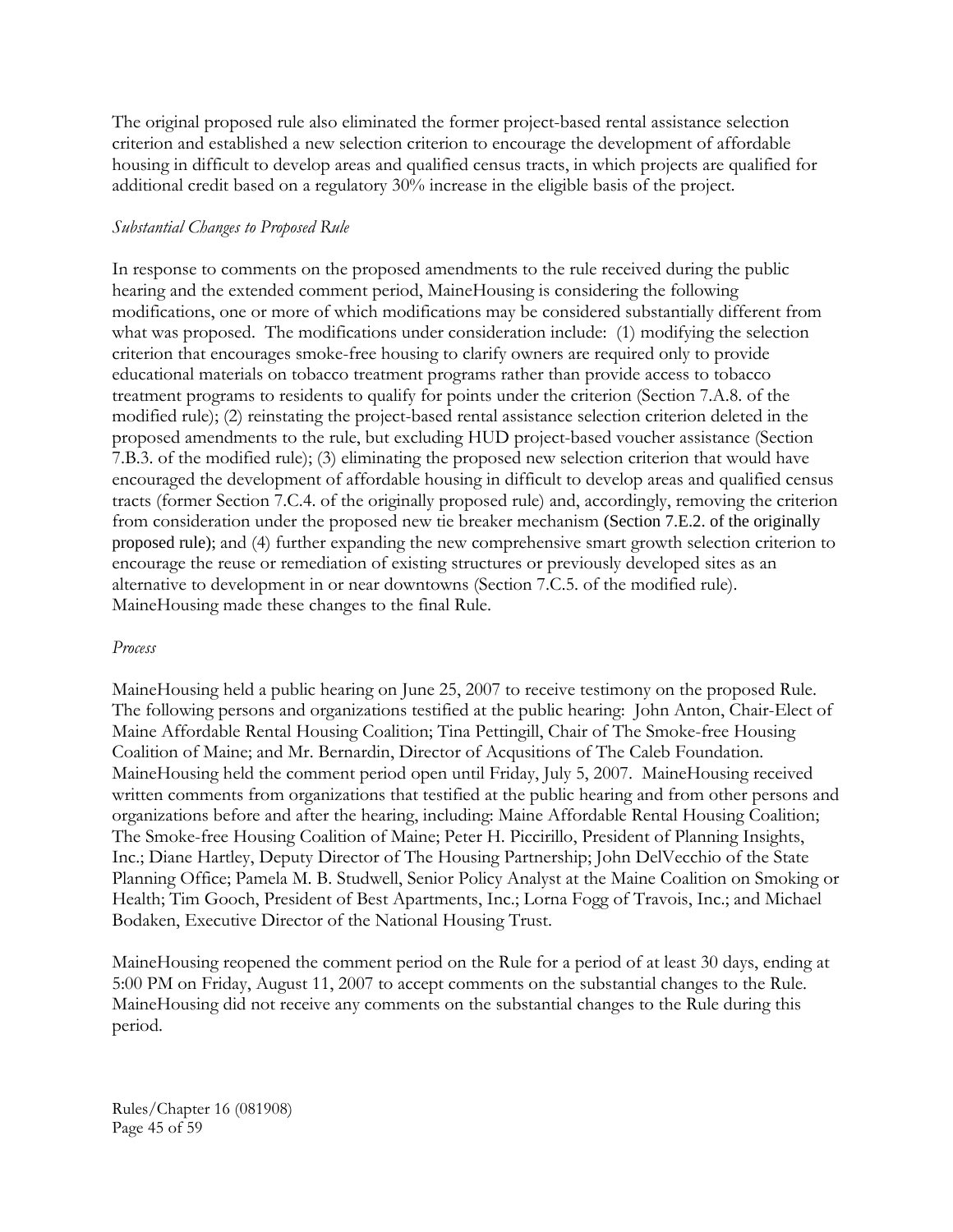The original proposed rule also eliminated the former project-based rental assistance selection criterion and established a new selection criterion to encourage the development of affordable housing in difficult to develop areas and qualified census tracts, in which projects are qualified for additional credit based on a regulatory 30% increase in the eligible basis of the project.

*Substantial Changes to Proposed Rule*

In response to comments on the proposed amendments to the rule received during the public hearing and the extended comment period, MaineHousing is considering the following modifications, one or more of which modifications may be considered substantially different from what was proposed. The modifications under consideration include: (1) modifying the selection criterion that encourages smoke-free housing to clarify owners are required only to provide educational materials on tobacco treatment programs rather than provide access to tobacco treatment programs to residents to qualify for points under the criterion (Section 7.A.8. of the modified rule); (2) reinstating the project-based rental assistance selection criterion deleted in the proposed amendments to the rule, but excluding HUD project-based voucher assistance (Section 7.B.3. of the modified rule); (3) eliminating the proposed new selection criterion that would have encouraged the development of affordable housing in difficult to develop areas and qualified census tracts (former Section 7.C.4. of the originally proposed rule) and, accordingly, removing the criterion from consideration under the proposed new tie breaker mechanism (Section 7.E.2. of the originally proposed rule); and (4) further expanding the new comprehensive smart growth selection criterion to encourage the reuse or remediation of existing structures or previously developed sites as an alternative to development in or near downtowns (Section 7.C.5. of the modified rule). MaineHousing made these changes to the final Rule.

*Process*

MaineHousing held a public hearing on June 25, 2007 to receive testimony on the proposed Rule. The following persons and organizations testified at the public hearing: John Anton, Chair-Elect of Maine Affordable Rental Housing Coalition; Tina Pettingill, Chair of The Smoke-free Housing Coalition of Maine; and Mr. Bernardin, Director of Acqusitions of The Caleb Foundation. MaineHousing held the comment period open until Friday, July 5, 2007. MaineHousing received written comments from organizations that testified at the public hearing and from other persons and organizations before and after the hearing, including: Maine Affordable Rental Housing Coalition; The Smoke-free Housing Coalition of Maine; Peter H. Piccirillo, President of Planning Insights, Inc.; Diane Hartley, Deputy Director of The Housing Partnership; John DelVecchio of the State Planning Office; Pamela M. B. Studwell, Senior Policy Analyst at the Maine Coalition on Smoking or Health; Tim Gooch, President of Best Apartments, Inc.; Lorna Fogg of Travois, Inc.; and Michael Bodaken, Executive Director of the National Housing Trust.

MaineHousing reopened the comment period on the Rule for a period of at least 30 days, ending at 5:00 PM on Friday, August 11, 2007 to accept comments on the substantial changes to the Rule. MaineHousing did not receive any comments on the substantial changes to the Rule during this period.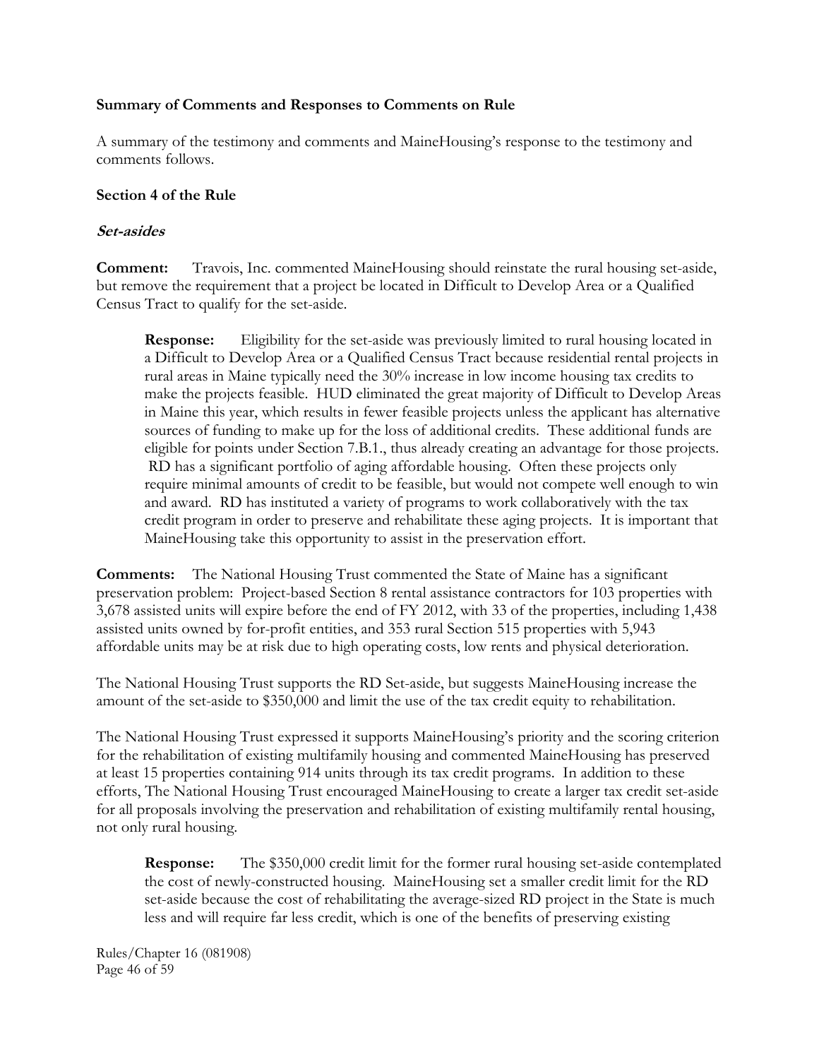**Summary of Comments and Responses to Comments on Rule**

A summary of the testimony and comments and MaineHousing's response to the testimony and comments follows.

**Section 4 of the Rule**

***Set-asides***

**Comment:** Travois, Inc. commented MaineHousing should reinstate the rural housing set-aside, but remove the requirement that a project be located in Difficult to Develop Area or a Qualified Census Tract to qualify for the set-aside.

> **Response:** Eligibility for the set-aside was previously limited to rural housing located in a Difficult to Develop Area or a Qualified Census Tract because residential rental projects in rural areas in Maine typically need the 30% increase in low income housing tax credits to make the projects feasible. HUD eliminated the great majority of Difficult to Develop Areas in Maine this year, which results in fewer feasible projects unless the applicant has alternative sources of funding to make up for the loss of additional credits. These additional funds are eligible for points under Section 7.B.1., thus already creating an advantage for those projects. RD has a significant portfolio of aging affordable housing. Often these projects only require minimal amounts of credit to be feasible, but would not compete well enough to win and award. RD has instituted a variety of programs to work collaboratively with the tax credit program in order to preserve and rehabilitate these aging projects. It is important that MaineHousing take this opportunity to assist in the preservation effort.

**Comments:** The National Housing Trust commented the State of Maine has a significant preservation problem: Project-based Section 8 rental assistance contractors for 103 properties with 3,678 assisted units will expire before the end of FY 2012, with 33 of the properties, including 1,438 assisted units owned by for-profit entities, and 353 rural Section 515 properties with 5,943 affordable units may be at risk due to high operating costs, low rents and physical deterioration.

The National Housing Trust supports the RD Set-aside, but suggests MaineHousing increase the amount of the set-aside to $350,000 and limit the use of the tax credit equity to rehabilitation.

The National Housing Trust expressed it supports MaineHousing's priority and the scoring criterion for the rehabilitation of existing multifamily housing and commented MaineHousing has preserved at least 15 properties containing 914 units through its tax credit programs. In addition to these efforts, The National Housing Trust encouraged MaineHousing to create a larger tax credit set-aside for all proposals involving the preservation and rehabilitation of existing multifamily rental housing, not only rural housing.

> **Response:** The $350,000 credit limit for the former rural housing set-aside contemplated the cost of newly-constructed housing. MaineHousing set a smaller credit limit for the RD set-aside because the cost of rehabilitating the average-sized RD project in the State is much less and will require far less credit, which is one of the benefits of preserving existing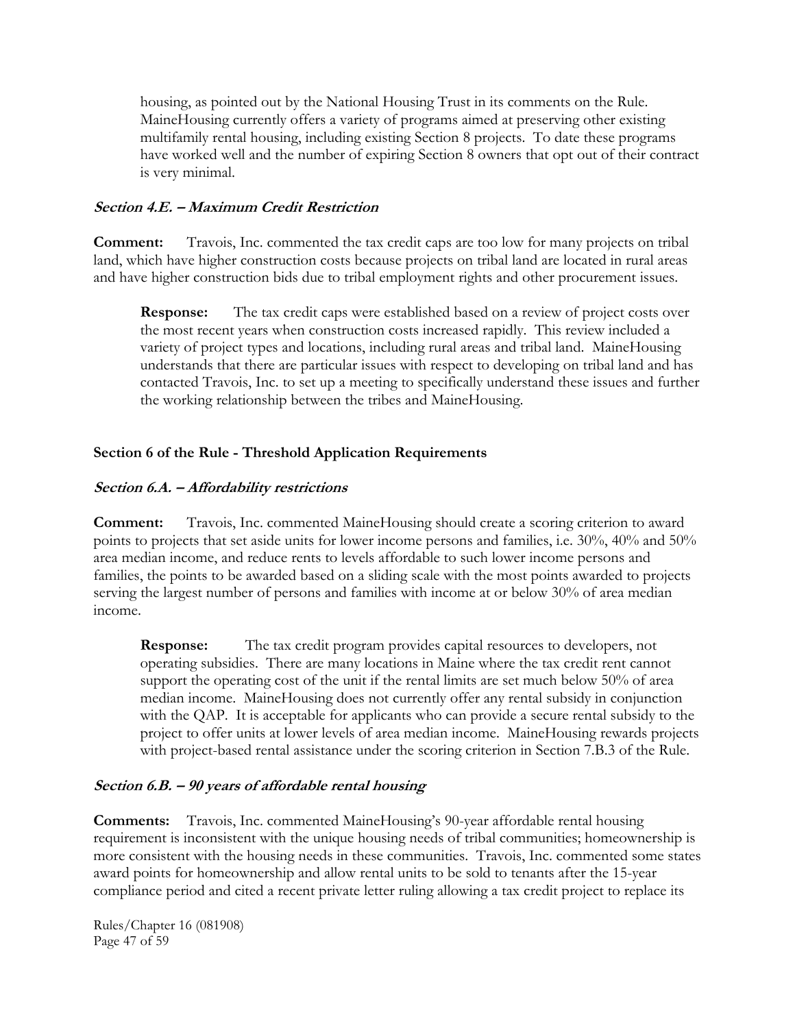housing, as pointed out by the National Housing Trust in its comments on the Rule. MaineHousing currently offers a variety of programs aimed at preserving other existing multifamily rental housing, including existing Section 8 projects. To date these programs have worked well and the number of expiring Section 8 owners that opt out of their contract is very minimal.

***Section 4.E. – Maximum Credit Restriction***

**Comment:** Travois, Inc. commented the tax credit caps are too low for many projects on tribal land, which have higher construction costs because projects on tribal land are located in rural areas and have higher construction bids due to tribal employment rights and other procurement issues.

> **Response:** The tax credit caps were established based on a review of project costs over the most recent years when construction costs increased rapidly. This review included a variety of project types and locations, including rural areas and tribal land. MaineHousing understands that there are particular issues with respect to developing on tribal land and has contacted Travois, Inc. to set up a meeting to specifically understand these issues and further the working relationship between the tribes and MaineHousing.

**Section 6 of the Rule - Threshold Application Requirements**

***Section 6.A. – Affordability restrictions***

**Comment:** Travois, Inc. commented MaineHousing should create a scoring criterion to award points to projects that set aside units for lower income persons and families, i.e. 30%, 40% and 50% area median income, and reduce rents to levels affordable to such lower income persons and families, the points to be awarded based on a sliding scale with the most points awarded to projects serving the largest number of persons and families with income at or below 30% of area median income.

> **Response:** The tax credit program provides capital resources to developers, not operating subsidies. There are many locations in Maine where the tax credit rent cannot support the operating cost of the unit if the rental limits are set much below 50% of area median income. MaineHousing does not currently offer any rental subsidy in conjunction with the QAP. It is acceptable for applicants who can provide a secure rental subsidy to the project to offer units at lower levels of area median income. MaineHousing rewards projects with project-based rental assistance under the scoring criterion in Section 7.B.3 of the Rule.

***Section 6.B. – 90 years of affordable rental housing***

**Comments:** Travois, Inc. commented MaineHousing's 90-year affordable rental housing requirement is inconsistent with the unique housing needs of tribal communities; homeownership is more consistent with the housing needs in these communities. Travois, Inc. commented some states award points for homeownership and allow rental units to be sold to tenants after the 15-year compliance period and cited a recent private letter ruling allowing a tax credit project to replace its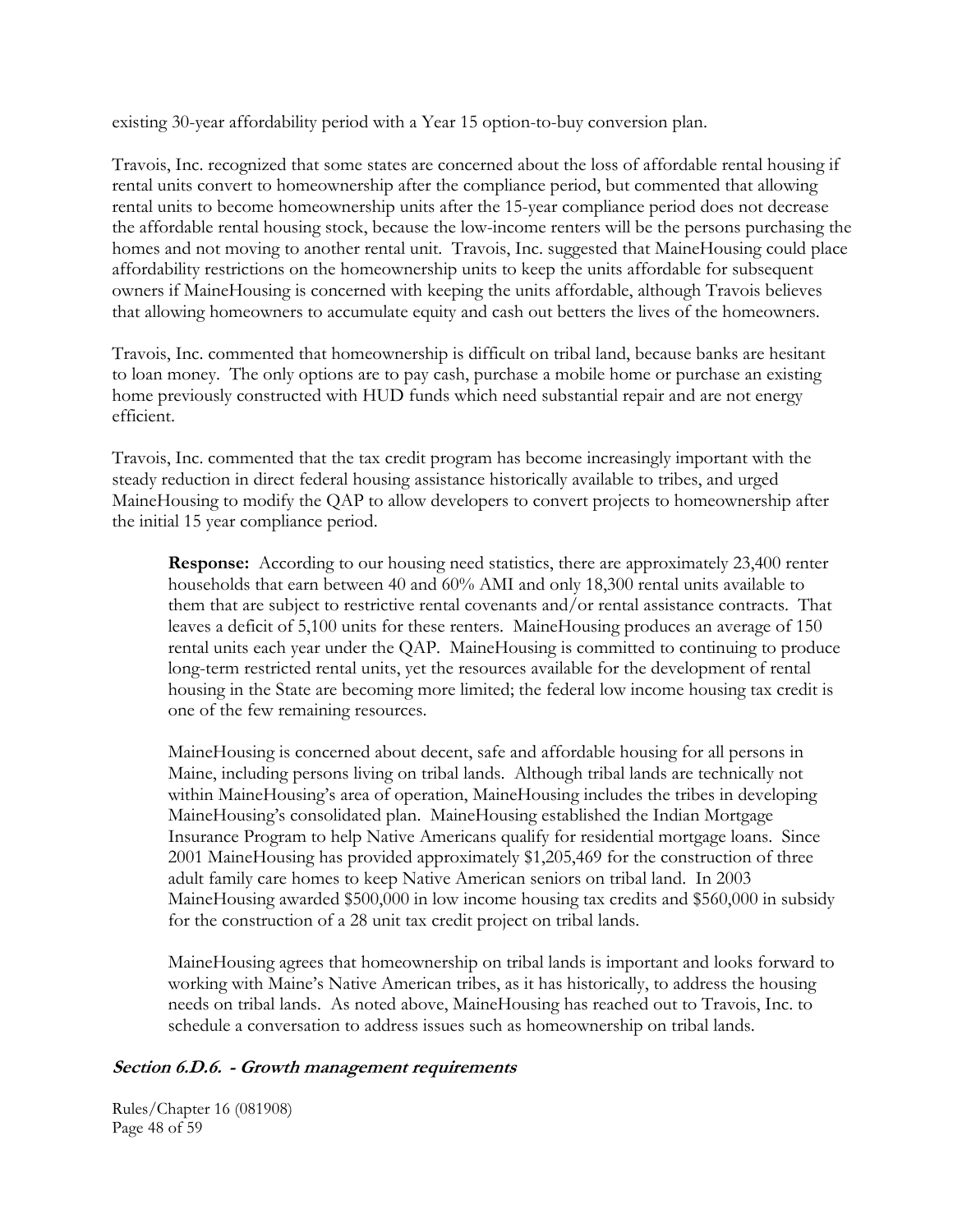existing 30-year affordability period with a Year 15 option-to-buy conversion plan.

Travois, Inc. recognized that some states are concerned about the loss of affordable rental housing if rental units convert to homeownership after the compliance period, but commented that allowing rental units to become homeownership units after the 15-year compliance period does not decrease the affordable rental housing stock, because the low-income renters will be the persons purchasing the homes and not moving to another rental unit. Travois, Inc. suggested that MaineHousing could place affordability restrictions on the homeownership units to keep the units affordable for subsequent owners if MaineHousing is concerned with keeping the units affordable, although Travois believes that allowing homeowners to accumulate equity and cash out betters the lives of the homeowners.

Travois, Inc. commented that homeownership is difficult on tribal land, because banks are hesitant to loan money. The only options are to pay cash, purchase a mobile home or purchase an existing home previously constructed with HUD funds which need substantial repair and are not energy efficient.

Travois, Inc. commented that the tax credit program has become increasingly important with the steady reduction in direct federal housing assistance historically available to tribes, and urged MaineHousing to modify the QAP to allow developers to convert projects to homeownership after the initial 15 year compliance period.

> **Response:** According to our housing need statistics, there are approximately 23,400 renter households that earn between 40 and 60% AMI and only 18,300 rental units available to them that are subject to restrictive rental covenants and/or rental assistance contracts. That leaves a deficit of 5,100 units for these renters. MaineHousing produces an average of 150 rental units each year under the QAP. MaineHousing is committed to continuing to produce long-term restricted rental units, yet the resources available for the development of rental housing in the State are becoming more limited; the federal low income housing tax credit is one of the few remaining resources.
>
> MaineHousing is concerned about decent, safe and affordable housing for all persons in Maine, including persons living on tribal lands. Although tribal lands are technically not within MaineHousing's area of operation, MaineHousing includes the tribes in developing MaineHousing's consolidated plan. MaineHousing established the Indian Mortgage Insurance Program to help Native Americans qualify for residential mortgage loans. Since 2001 MaineHousing has provided approximately $1,205,469 for the construction of three adult family care homes to keep Native American seniors on tribal land. In 2003 MaineHousing awarded $500,000 in low income housing tax credits and $560,000 in subsidy for the construction of a 28 unit tax credit project on tribal lands.
>
> MaineHousing agrees that homeownership on tribal lands is important and looks forward to working with Maine's Native American tribes, as it has historically, to address the housing needs on tribal lands. As noted above, MaineHousing has reached out to Travois, Inc. to schedule a conversation to address issues such as homeownership on tribal lands.

### ***Section 6.D.6. - Growth management requirements***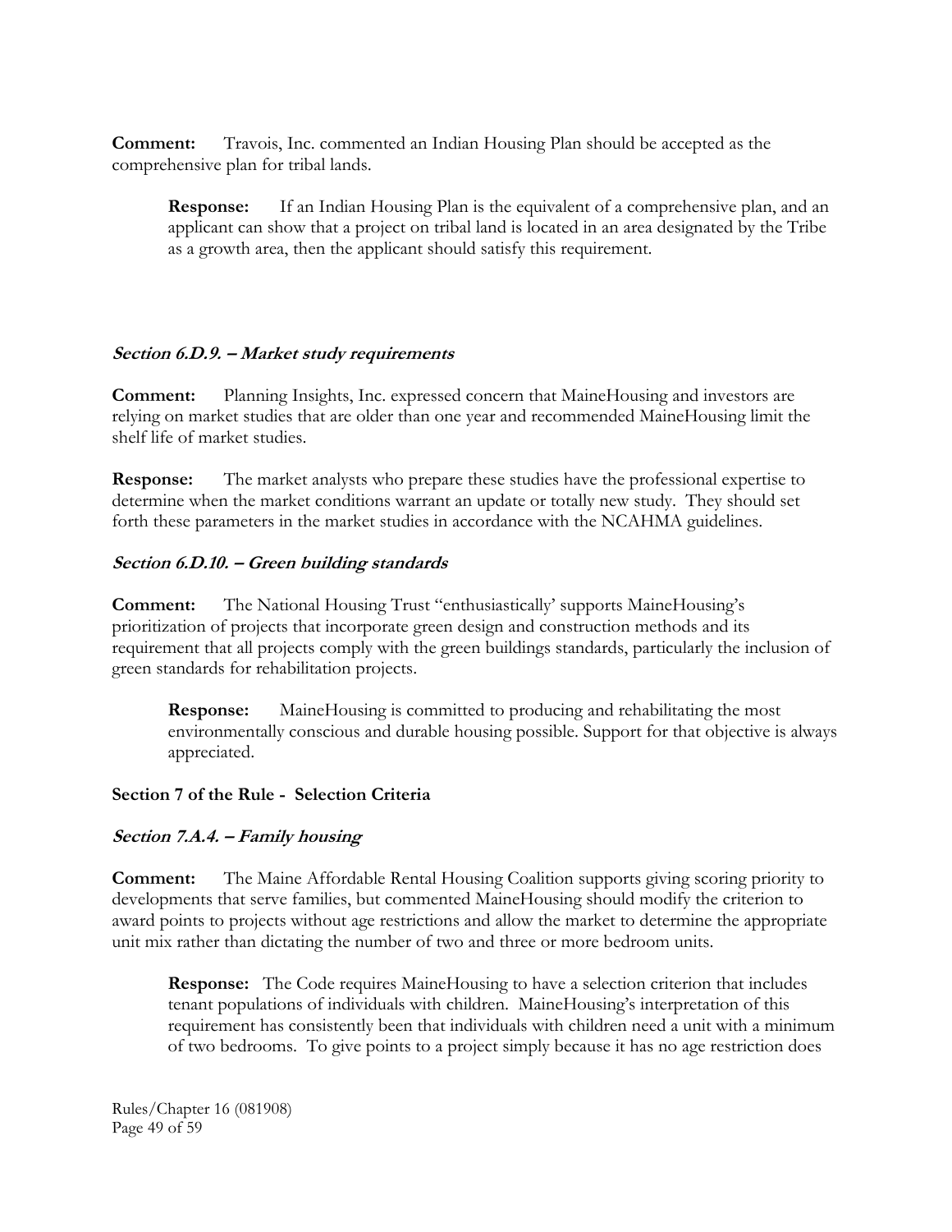**Comment:** Travois, Inc. commented an Indian Housing Plan should be accepted as the comprehensive plan for tribal lands.

> **Response:** If an Indian Housing Plan is the equivalent of a comprehensive plan, and an applicant can show that a project on tribal land is located in an area designated by the Tribe as a growth area, then the applicant should satisfy this requirement.

### *Section 6.D.9. – Market study requirements*

**Comment:** Planning Insights, Inc. expressed concern that MaineHousing and investors are relying on market studies that are older than one year and recommended MaineHousing limit the shelf life of market studies.

**Response:** The market analysts who prepare these studies have the professional expertise to determine when the market conditions warrant an update or totally new study. They should set forth these parameters in the market studies in accordance with the NCAHMA guidelines.

### *Section 6.D.10. – Green building standards*

**Comment:** The National Housing Trust "enthusiastically' supports MaineHousing's prioritization of projects that incorporate green design and construction methods and its requirement that all projects comply with the green buildings standards, particularly the inclusion of green standards for rehabilitation projects.

> **Response:** MaineHousing is committed to producing and rehabilitating the most environmentally conscious and durable housing possible. Support for that objective is always appreciated.

## Section 7 of the Rule - Selection Criteria

### *Section 7.A.4. – Family housing*

**Comment:** The Maine Affordable Rental Housing Coalition supports giving scoring priority to developments that serve families, but commented MaineHousing should modify the criterion to award points to projects without age restrictions and allow the market to determine the appropriate unit mix rather than dictating the number of two and three or more bedroom units.

> **Response:** The Code requires MaineHousing to have a selection criterion that includes tenant populations of individuals with children. MaineHousing's interpretation of this requirement has consistently been that individuals with children need a unit with a minimum of two bedrooms. To give points to a project simply because it has no age restriction does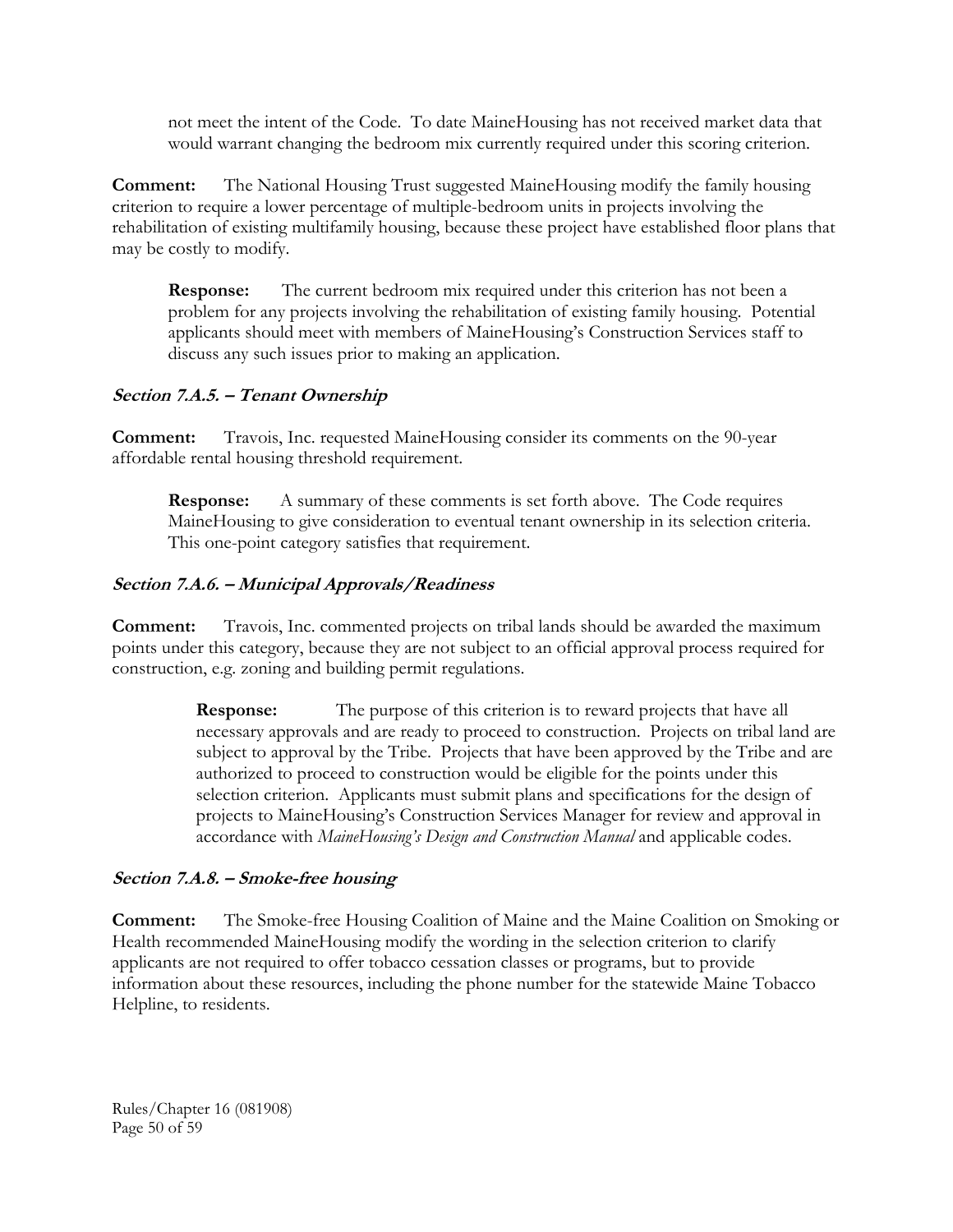not meet the intent of the Code. To date MaineHousing has not received market data that would warrant changing the bedroom mix currently required under this scoring criterion.

**Comment:** The National Housing Trust suggested MaineHousing modify the family housing criterion to require a lower percentage of multiple-bedroom units in projects involving the rehabilitation of existing multifamily housing, because these project have established floor plans that may be costly to modify.

> **Response:** The current bedroom mix required under this criterion has not been a problem for any projects involving the rehabilitation of existing family housing. Potential applicants should meet with members of MaineHousing's Construction Services staff to discuss any such issues prior to making an application.

### *Section 7.A.5. – Tenant Ownership*

**Comment:** Travois, Inc. requested MaineHousing consider its comments on the 90-year affordable rental housing threshold requirement.

> **Response:** A summary of these comments is set forth above. The Code requires MaineHousing to give consideration to eventual tenant ownership in its selection criteria. This one-point category satisfies that requirement.

### *Section 7.A.6. – Municipal Approvals/Readiness*

**Comment:** Travois, Inc. commented projects on tribal lands should be awarded the maximum points under this category, because they are not subject to an official approval process required for construction, e.g. zoning and building permit regulations.

> **Response:** The purpose of this criterion is to reward projects that have all necessary approvals and are ready to proceed to construction. Projects on tribal land are subject to approval by the Tribe. Projects that have been approved by the Tribe and are authorized to proceed to construction would be eligible for the points under this selection criterion. Applicants must submit plans and specifications for the design of projects to MaineHousing's Construction Services Manager for review and approval in accordance with *MaineHousing's Design and Construction Manual* and applicable codes.

### *Section 7.A.8. – Smoke-free housing*

**Comment:** The Smoke-free Housing Coalition of Maine and the Maine Coalition on Smoking or Health recommended MaineHousing modify the wording in the selection criterion to clarify applicants are not required to offer tobacco cessation classes or programs, but to provide information about these resources, including the phone number for the statewide Maine Tobacco Helpline, to residents.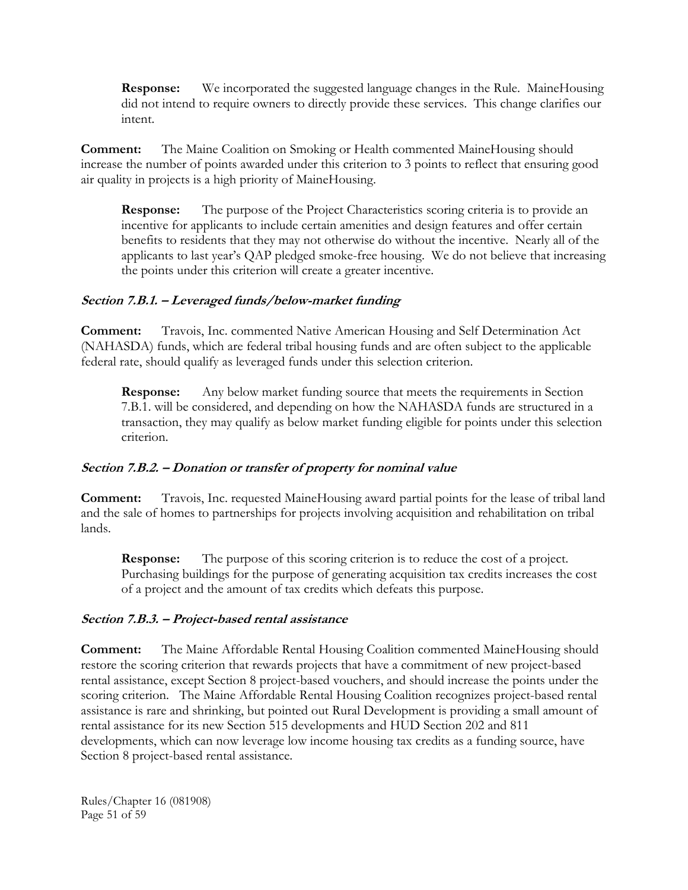**Response:** We incorporated the suggested language changes in the Rule. MaineHousing did not intend to require owners to directly provide these services. This change clarifies our intent.

**Comment:** The Maine Coalition on Smoking or Health commented MaineHousing should increase the number of points awarded under this criterion to 3 points to reflect that ensuring good air quality in projects is a high priority of MaineHousing.

**Response:** The purpose of the Project Characteristics scoring criteria is to provide an incentive for applicants to include certain amenities and design features and offer certain benefits to residents that they may not otherwise do without the incentive. Nearly all of the applicants to last year's QAP pledged smoke-free housing. We do not believe that increasing the points under this criterion will create a greater incentive.

### *Section 7.B.1. – Leveraged funds/below-market funding*

**Comment:** Travois, Inc. commented Native American Housing and Self Determination Act (NAHASDA) funds, which are federal tribal housing funds and are often subject to the applicable federal rate, should qualify as leveraged funds under this selection criterion.

**Response:** Any below market funding source that meets the requirements in Section 7.B.1. will be considered, and depending on how the NAHASDA funds are structured in a transaction, they may qualify as below market funding eligible for points under this selection criterion.

### *Section 7.B.2. – Donation or transfer of property for nominal value*

**Comment:** Travois, Inc. requested MaineHousing award partial points for the lease of tribal land and the sale of homes to partnerships for projects involving acquisition and rehabilitation on tribal lands.

**Response:** The purpose of this scoring criterion is to reduce the cost of a project. Purchasing buildings for the purpose of generating acquisition tax credits increases the cost of a project and the amount of tax credits which defeats this purpose.

### *Section 7.B.3. – Project-based rental assistance*

**Comment:** The Maine Affordable Rental Housing Coalition commented MaineHousing should restore the scoring criterion that rewards projects that have a commitment of new project-based rental assistance, except Section 8 project-based vouchers, and should increase the points under the scoring criterion. The Maine Affordable Rental Housing Coalition recognizes project-based rental assistance is rare and shrinking, but pointed out Rural Development is providing a small amount of rental assistance for its new Section 515 developments and HUD Section 202 and 811 developments, which can now leverage low income housing tax credits as a funding source, have Section 8 project-based rental assistance.

Rules/Chapter 16 (081908)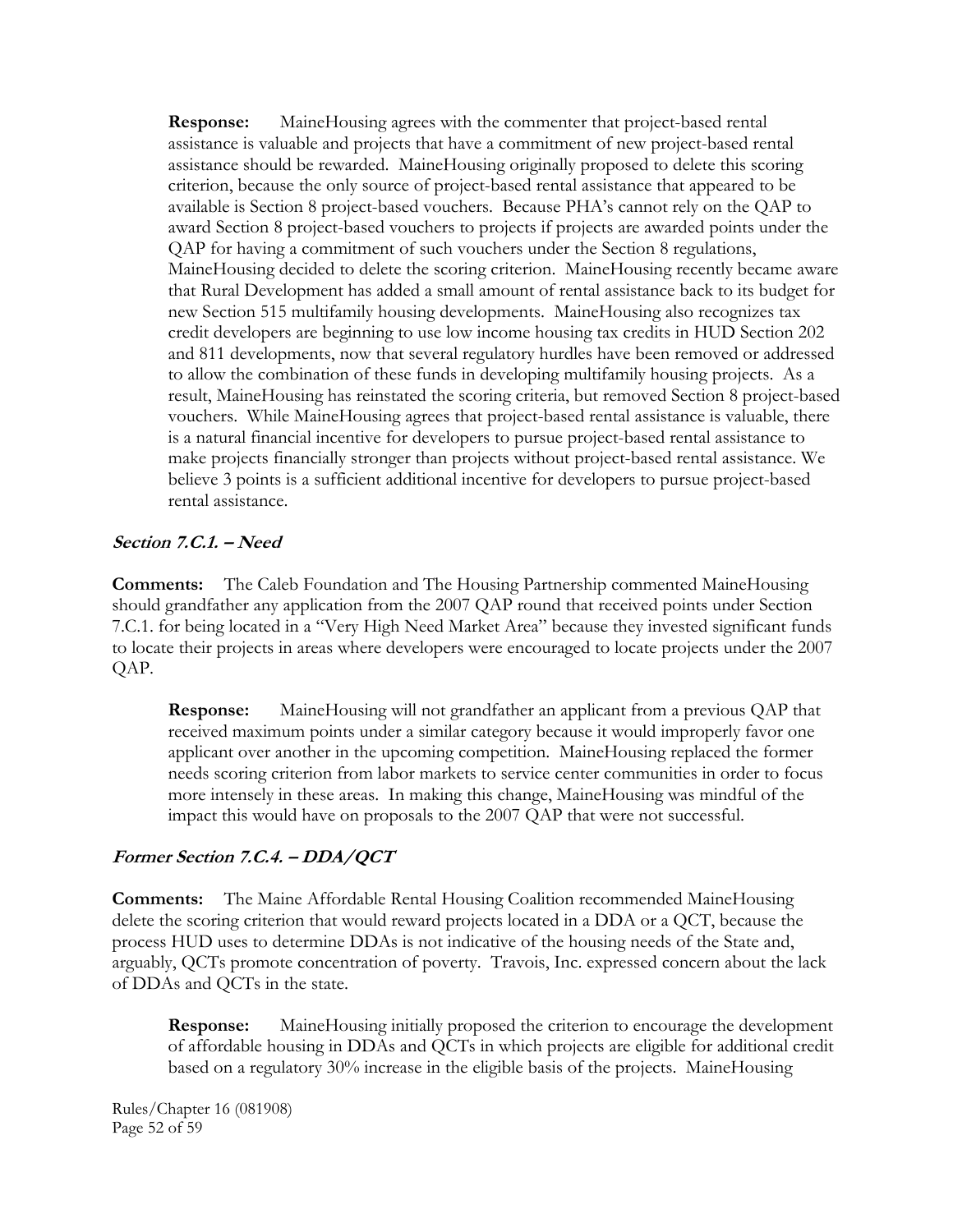**Response:** MaineHousing agrees with the commenter that project-based rental assistance is valuable and projects that have a commitment of new project-based rental assistance should be rewarded. MaineHousing originally proposed to delete this scoring criterion, because the only source of project-based rental assistance that appeared to be available is Section 8 project-based vouchers. Because PHA's cannot rely on the QAP to award Section 8 project-based vouchers to projects if projects are awarded points under the QAP for having a commitment of such vouchers under the Section 8 regulations, MaineHousing decided to delete the scoring criterion. MaineHousing recently became aware that Rural Development has added a small amount of rental assistance back to its budget for new Section 515 multifamily housing developments. MaineHousing also recognizes tax credit developers are beginning to use low income housing tax credits in HUD Section 202 and 811 developments, now that several regulatory hurdles have been removed or addressed to allow the combination of these funds in developing multifamily housing projects. As a result, MaineHousing has reinstated the scoring criteria, but removed Section 8 project-based vouchers. While MaineHousing agrees that project-based rental assistance is valuable, there is a natural financial incentive for developers to pursue project-based rental assistance to make projects financially stronger than projects without project-based rental assistance. We believe 3 points is a sufficient additional incentive for developers to pursue project-based rental assistance.

### *Section 7.C.1. – Need*

**Comments:** The Caleb Foundation and The Housing Partnership commented MaineHousing should grandfather any application from the 2007 QAP round that received points under Section 7.C.1. for being located in a "Very High Need Market Area" because they invested significant funds to locate their projects in areas where developers were encouraged to locate projects under the 2007 QAP.

**Response:** MaineHousing will not grandfather an applicant from a previous QAP that received maximum points under a similar category because it would improperly favor one applicant over another in the upcoming competition. MaineHousing replaced the former needs scoring criterion from labor markets to service center communities in order to focus more intensely in these areas. In making this change, MaineHousing was mindful of the impact this would have on proposals to the 2007 QAP that were not successful.

### *Former Section 7.C.4. – DDA/QCT*

**Comments:** The Maine Affordable Rental Housing Coalition recommended MaineHousing delete the scoring criterion that would reward projects located in a DDA or a QCT, because the process HUD uses to determine DDAs is not indicative of the housing needs of the State and, arguably, QCTs promote concentration of poverty. Travois, Inc. expressed concern about the lack of DDAs and QCTs in the state.

**Response:** MaineHousing initially proposed the criterion to encourage the development of affordable housing in DDAs and QCTs in which projects are eligible for additional credit based on a regulatory 30% increase in the eligible basis of the projects. MaineHousing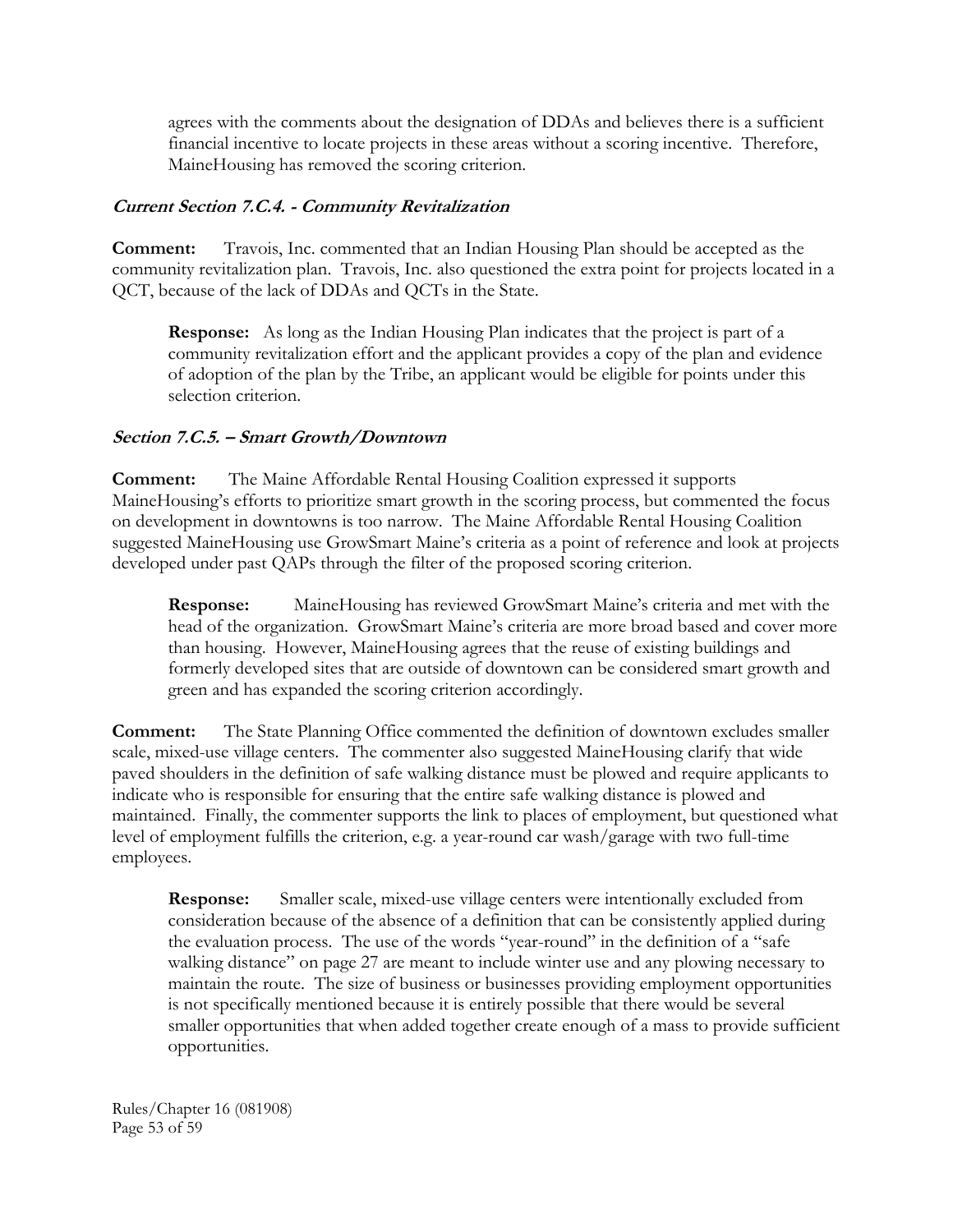agrees with the comments about the designation of DDAs and believes there is a sufficient financial incentive to locate projects in these areas without a scoring incentive. Therefore, MaineHousing has removed the scoring criterion.

### ***Current Section 7.C.4. - Community Revitalization***

**Comment:** Travois, Inc. commented that an Indian Housing Plan should be accepted as the community revitalization plan. Travois, Inc. also questioned the extra point for projects located in a QCT, because of the lack of DDAs and QCTs in the State.

> **Response:** As long as the Indian Housing Plan indicates that the project is part of a community revitalization effort and the applicant provides a copy of the plan and evidence of adoption of the plan by the Tribe, an applicant would be eligible for points under this selection criterion.

### ***Section 7.C.5. – Smart Growth/Downtown***

**Comment:** The Maine Affordable Rental Housing Coalition expressed it supports MaineHousing's efforts to prioritize smart growth in the scoring process, but commented the focus on development in downtowns is too narrow. The Maine Affordable Rental Housing Coalition suggested MaineHousing use GrowSmart Maine's criteria as a point of reference and look at projects developed under past QAPs through the filter of the proposed scoring criterion.

> **Response:** MaineHousing has reviewed GrowSmart Maine's criteria and met with the head of the organization. GrowSmart Maine's criteria are more broad based and cover more than housing. However, MaineHousing agrees that the reuse of existing buildings and formerly developed sites that are outside of downtown can be considered smart growth and green and has expanded the scoring criterion accordingly.

**Comment:** The State Planning Office commented the definition of downtown excludes smaller scale, mixed-use village centers. The commenter also suggested MaineHousing clarify that wide paved shoulders in the definition of safe walking distance must be plowed and require applicants to indicate who is responsible for ensuring that the entire safe walking distance is plowed and maintained. Finally, the commenter supports the link to places of employment, but questioned what level of employment fulfills the criterion, e.g. a year-round car wash/garage with two full-time employees.

> **Response:** Smaller scale, mixed-use village centers were intentionally excluded from consideration because of the absence of a definition that can be consistently applied during the evaluation process. The use of the words "year-round" in the definition of a "safe walking distance" on page 27 are meant to include winter use and any plowing necessary to maintain the route. The size of business or businesses providing employment opportunities is not specifically mentioned because it is entirely possible that there would be several smaller opportunities that when added together create enough of a mass to provide sufficient opportunities.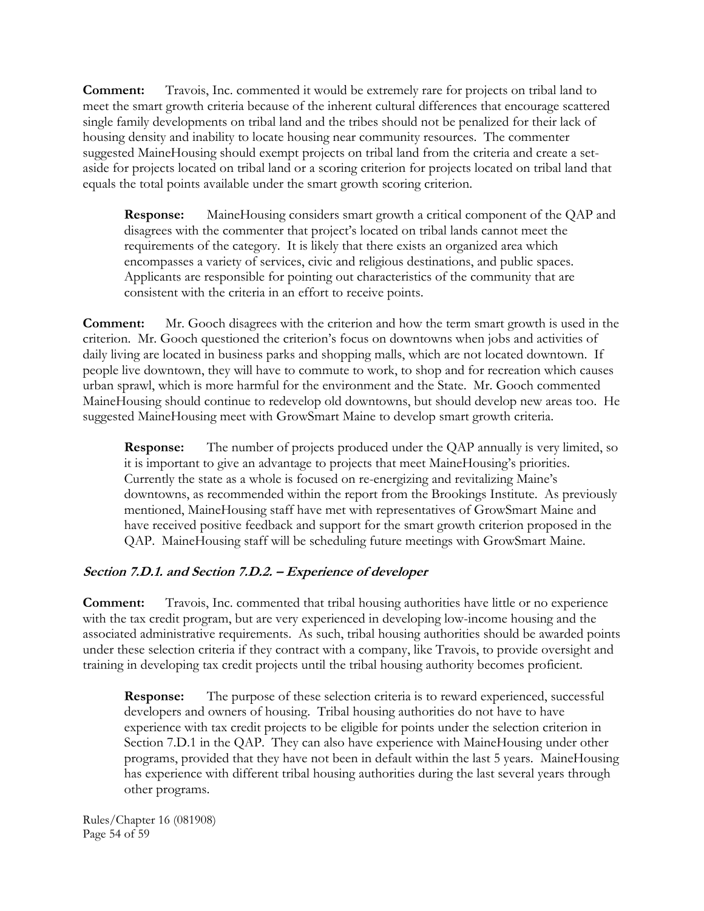**Comment:** Travois, Inc. commented it would be extremely rare for projects on tribal land to meet the smart growth criteria because of the inherent cultural differences that encourage scattered single family developments on tribal land and the tribes should not be penalized for their lack of housing density and inability to locate housing near community resources. The commenter suggested MaineHousing should exempt projects on tribal land from the criteria and create a set-aside for projects located on tribal land or a scoring criterion for projects located on tribal land that equals the total points available under the smart growth scoring criterion.

> **Response:** MaineHousing considers smart growth a critical component of the QAP and disagrees with the commenter that project's located on tribal lands cannot meet the requirements of the category. It is likely that there exists an organized area which encompasses a variety of services, civic and religious destinations, and public spaces. Applicants are responsible for pointing out characteristics of the community that are consistent with the criteria in an effort to receive points.

**Comment:** Mr. Gooch disagrees with the criterion and how the term smart growth is used in the criterion. Mr. Gooch questioned the criterion's focus on downtowns when jobs and activities of daily living are located in business parks and shopping malls, which are not located downtown. If people live downtown, they will have to commute to work, to shop and for recreation which causes urban sprawl, which is more harmful for the environment and the State. Mr. Gooch commented MaineHousing should continue to redevelop old downtowns, but should develop new areas too. He suggested MaineHousing meet with GrowSmart Maine to develop smart growth criteria.

> **Response:** The number of projects produced under the QAP annually is very limited, so it is important to give an advantage to projects that meet MaineHousing's priorities. Currently the state as a whole is focused on re-energizing and revitalizing Maine's downtowns, as recommended within the report from the Brookings Institute. As previously mentioned, MaineHousing staff have met with representatives of GrowSmart Maine and have received positive feedback and support for the smart growth criterion proposed in the QAP. MaineHousing staff will be scheduling future meetings with GrowSmart Maine.

### *Section 7.D.1. and Section 7.D.2. – Experience of developer*

**Comment:** Travois, Inc. commented that tribal housing authorities have little or no experience with the tax credit program, but are very experienced in developing low-income housing and the associated administrative requirements. As such, tribal housing authorities should be awarded points under these selection criteria if they contract with a company, like Travois, to provide oversight and training in developing tax credit projects until the tribal housing authority becomes proficient.

> **Response:** The purpose of these selection criteria is to reward experienced, successful developers and owners of housing. Tribal housing authorities do not have to have experience with tax credit projects to be eligible for points under the selection criterion in Section 7.D.1 in the QAP. They can also have experience with MaineHousing under other programs, provided that they have not been in default within the last 5 years. MaineHousing has experience with different tribal housing authorities during the last several years through other programs.

Rules/Chapter 16 (081908)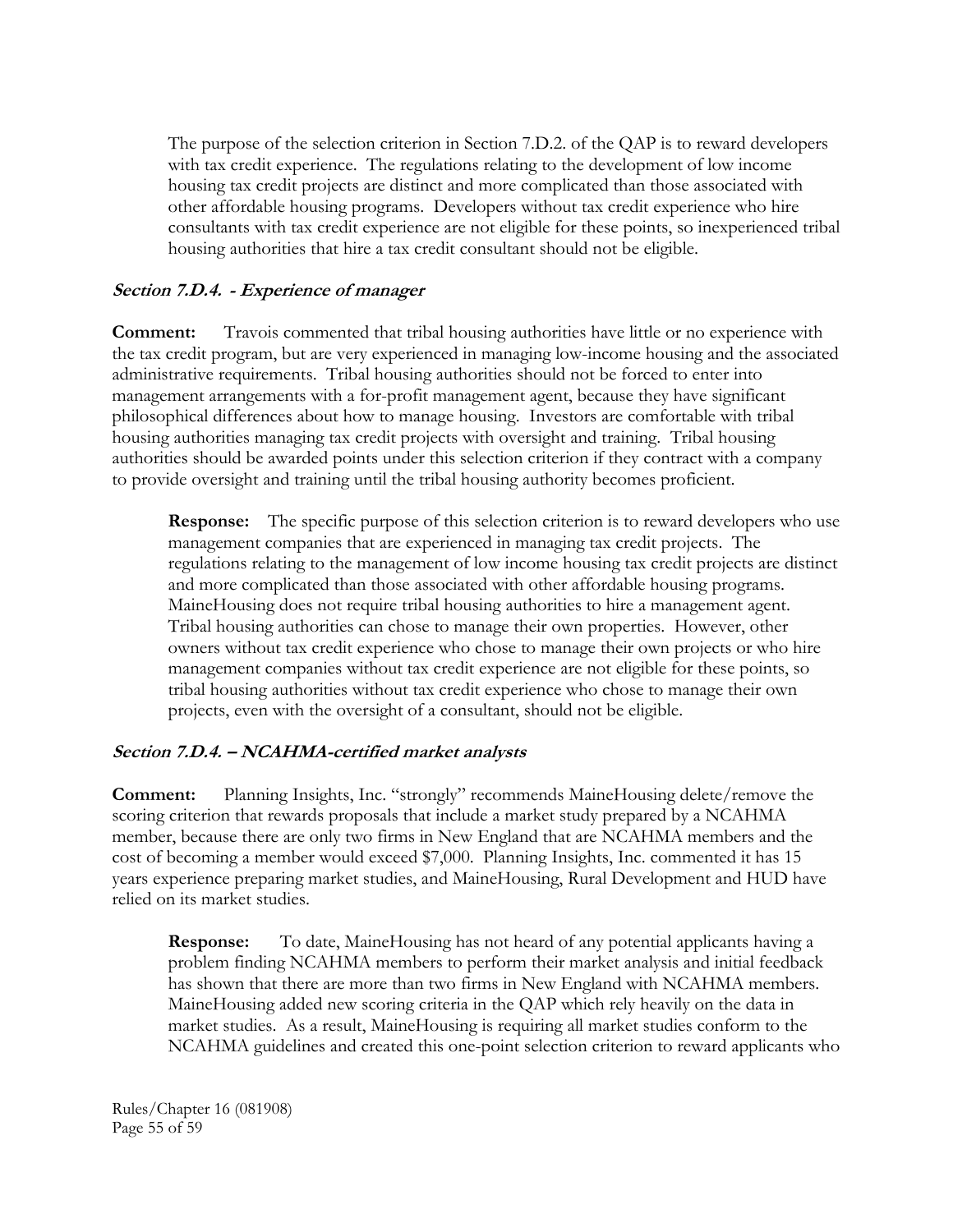The purpose of the selection criterion in Section 7.D.2. of the QAP is to reward developers with tax credit experience. The regulations relating to the development of low income housing tax credit projects are distinct and more complicated than those associated with other affordable housing programs. Developers without tax credit experience who hire consultants with tax credit experience are not eligible for these points, so inexperienced tribal housing authorities that hire a tax credit consultant should not be eligible.

### *Section 7.D.4. - Experience of manager*

**Comment:** Travois commented that tribal housing authorities have little or no experience with the tax credit program, but are very experienced in managing low-income housing and the associated administrative requirements. Tribal housing authorities should not be forced to enter into management arrangements with a for-profit management agent, because they have significant philosophical differences about how to manage housing. Investors are comfortable with tribal housing authorities managing tax credit projects with oversight and training. Tribal housing authorities should be awarded points under this selection criterion if they contract with a company to provide oversight and training until the tribal housing authority becomes proficient.

> **Response:** The specific purpose of this selection criterion is to reward developers who use management companies that are experienced in managing tax credit projects. The regulations relating to the management of low income housing tax credit projects are distinct and more complicated than those associated with other affordable housing programs. MaineHousing does not require tribal housing authorities to hire a management agent. Tribal housing authorities can chose to manage their own properties. However, other owners without tax credit experience who chose to manage their own projects or who hire management companies without tax credit experience are not eligible for these points, so tribal housing authorities without tax credit experience who chose to manage their own projects, even with the oversight of a consultant, should not be eligible.

### *Section 7.D.4. – NCAHMA-certified market analysts*

**Comment:** Planning Insights, Inc. "strongly" recommends MaineHousing delete/remove the scoring criterion that rewards proposals that include a market study prepared by a NCAHMA member, because there are only two firms in New England that are NCAHMA members and the cost of becoming a member would exceed $7,000. Planning Insights, Inc. commented it has 15 years experience preparing market studies, and MaineHousing, Rural Development and HUD have relied on its market studies.

> **Response:** To date, MaineHousing has not heard of any potential applicants having a problem finding NCAHMA members to perform their market analysis and initial feedback has shown that there are more than two firms in New England with NCAHMA members. MaineHousing added new scoring criteria in the QAP which rely heavily on the data in market studies. As a result, MaineHousing is requiring all market studies conform to the NCAHMA guidelines and created this one-point selection criterion to reward applicants who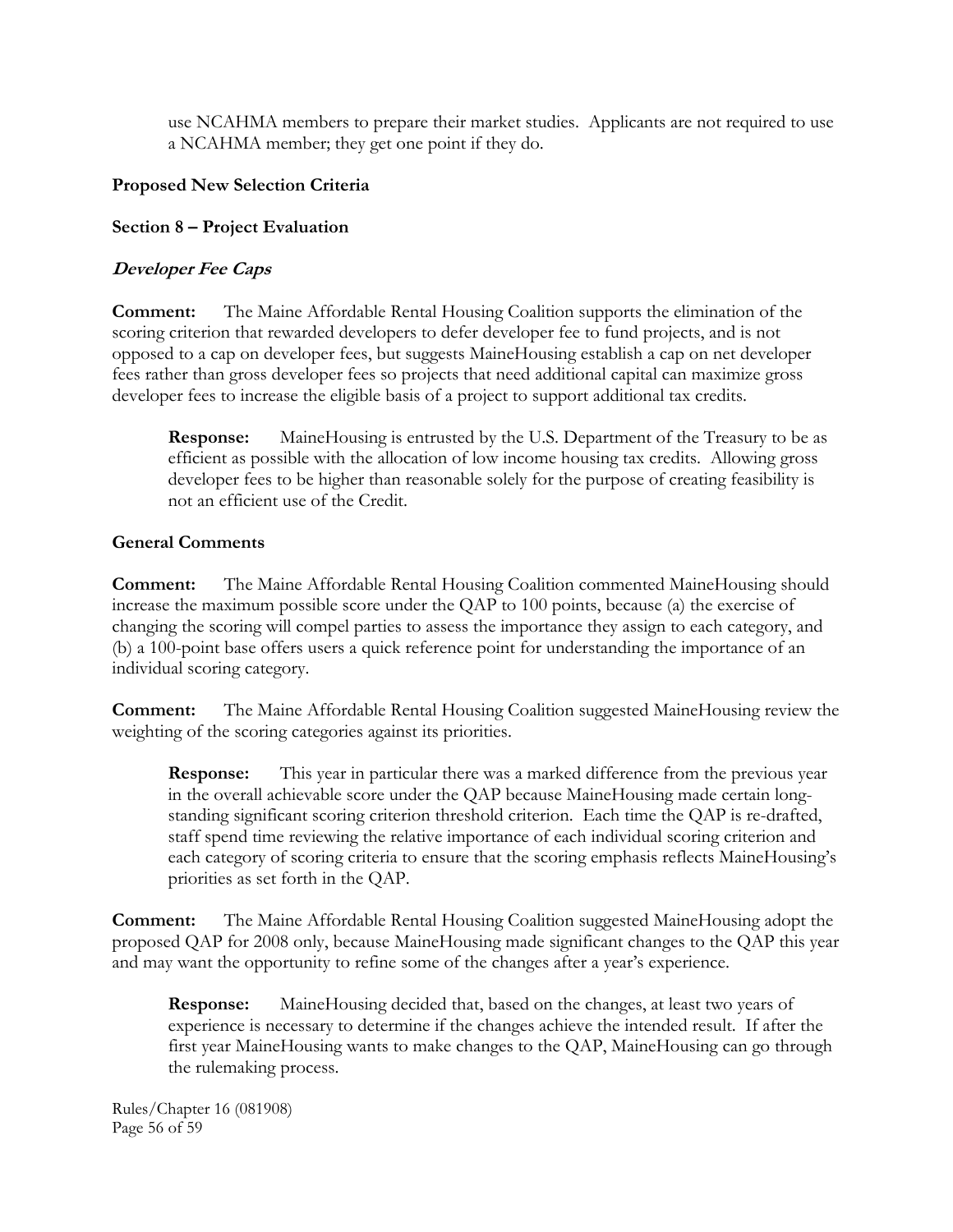use NCAHMA members to prepare their market studies. Applicants are not required to use a NCAHMA member; they get one point if they do.

**Proposed New Selection Criteria**

**Section 8 – Project Evaluation**

***Developer Fee Caps***

**Comment:** The Maine Affordable Rental Housing Coalition supports the elimination of the scoring criterion that rewarded developers to defer developer fee to fund projects, and is not opposed to a cap on developer fees, but suggests MaineHousing establish a cap on net developer fees rather than gross developer fees so projects that need additional capital can maximize gross developer fees to increase the eligible basis of a project to support additional tax credits.

> **Response:** MaineHousing is entrusted by the U.S. Department of the Treasury to be as efficient as possible with the allocation of low income housing tax credits. Allowing gross developer fees to be higher than reasonable solely for the purpose of creating feasibility is not an efficient use of the Credit.

**General Comments**

**Comment:** The Maine Affordable Rental Housing Coalition commented MaineHousing should increase the maximum possible score under the QAP to 100 points, because (a) the exercise of changing the scoring will compel parties to assess the importance they assign to each category, and (b) a 100-point base offers users a quick reference point for understanding the importance of an individual scoring category.

**Comment:** The Maine Affordable Rental Housing Coalition suggested MaineHousing review the weighting of the scoring categories against its priorities.

> **Response:** This year in particular there was a marked difference from the previous year in the overall achievable score under the QAP because MaineHousing made certain long-standing significant scoring criterion threshold criterion. Each time the QAP is re-drafted, staff spend time reviewing the relative importance of each individual scoring criterion and each category of scoring criteria to ensure that the scoring emphasis reflects MaineHousing's priorities as set forth in the QAP.

**Comment:** The Maine Affordable Rental Housing Coalition suggested MaineHousing adopt the proposed QAP for 2008 only, because MaineHousing made significant changes to the QAP this year and may want the opportunity to refine some of the changes after a year's experience.

> **Response:** MaineHousing decided that, based on the changes, at least two years of experience is necessary to determine if the changes achieve the intended result. If after the first year MaineHousing wants to make changes to the QAP, MaineHousing can go through the rulemaking process.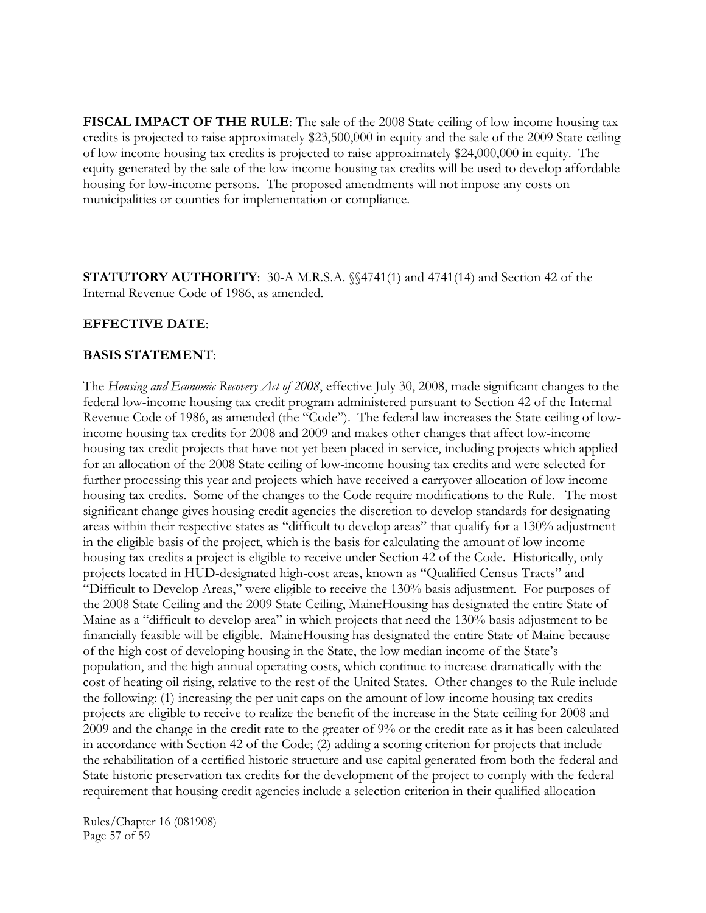**FISCAL IMPACT OF THE RULE**: The sale of the 2008 State ceiling of low income housing tax credits is projected to raise approximately $23,500,000 in equity and the sale of the 2009 State ceiling of low income housing tax credits is projected to raise approximately $24,000,000 in equity. The equity generated by the sale of the low income housing tax credits will be used to develop affordable housing for low-income persons. The proposed amendments will not impose any costs on municipalities or counties for implementation or compliance.

**STATUTORY AUTHORITY**: 30-A M.R.S.A. §§4741(1) and 4741(14) and Section 42 of the Internal Revenue Code of 1986, as amended.

**EFFECTIVE DATE**:

**BASIS STATEMENT**:

The *Housing and Economic Recovery Act of 2008*, effective July 30, 2008, made significant changes to the federal low-income housing tax credit program administered pursuant to Section 42 of the Internal Revenue Code of 1986, as amended (the "Code"). The federal law increases the State ceiling of low-income housing tax credits for 2008 and 2009 and makes other changes that affect low-income housing tax credit projects that have not yet been placed in service, including projects which applied for an allocation of the 2008 State ceiling of low-income housing tax credits and were selected for further processing this year and projects which have received a carryover allocation of low income housing tax credits. Some of the changes to the Code require modifications to the Rule. The most significant change gives housing credit agencies the discretion to develop standards for designating areas within their respective states as "difficult to develop areas" that qualify for a 130% adjustment in the eligible basis of the project, which is the basis for calculating the amount of low income housing tax credits a project is eligible to receive under Section 42 of the Code. Historically, only projects located in HUD-designated high-cost areas, known as "Qualified Census Tracts" and "Difficult to Develop Areas," were eligible to receive the 130% basis adjustment. For purposes of the 2008 State Ceiling and the 2009 State Ceiling, MaineHousing has designated the entire State of Maine as a "difficult to develop area" in which projects that need the 130% basis adjustment to be financially feasible will be eligible. MaineHousing has designated the entire State of Maine because of the high cost of developing housing in the State, the low median income of the State's population, and the high annual operating costs, which continue to increase dramatically with the cost of heating oil rising, relative to the rest of the United States. Other changes to the Rule include the following: (1) increasing the per unit caps on the amount of low-income housing tax credits projects are eligible to receive to realize the benefit of the increase in the State ceiling for 2008 and 2009 and the change in the credit rate to the greater of 9% or the credit rate as it has been calculated in accordance with Section 42 of the Code; (2) adding a scoring criterion for projects that include the rehabilitation of a certified historic structure and use capital generated from both the federal and State historic preservation tax credits for the development of the project to comply with the federal requirement that housing credit agencies include a selection criterion in their qualified allocation

Rules/Chapter 16 (081908)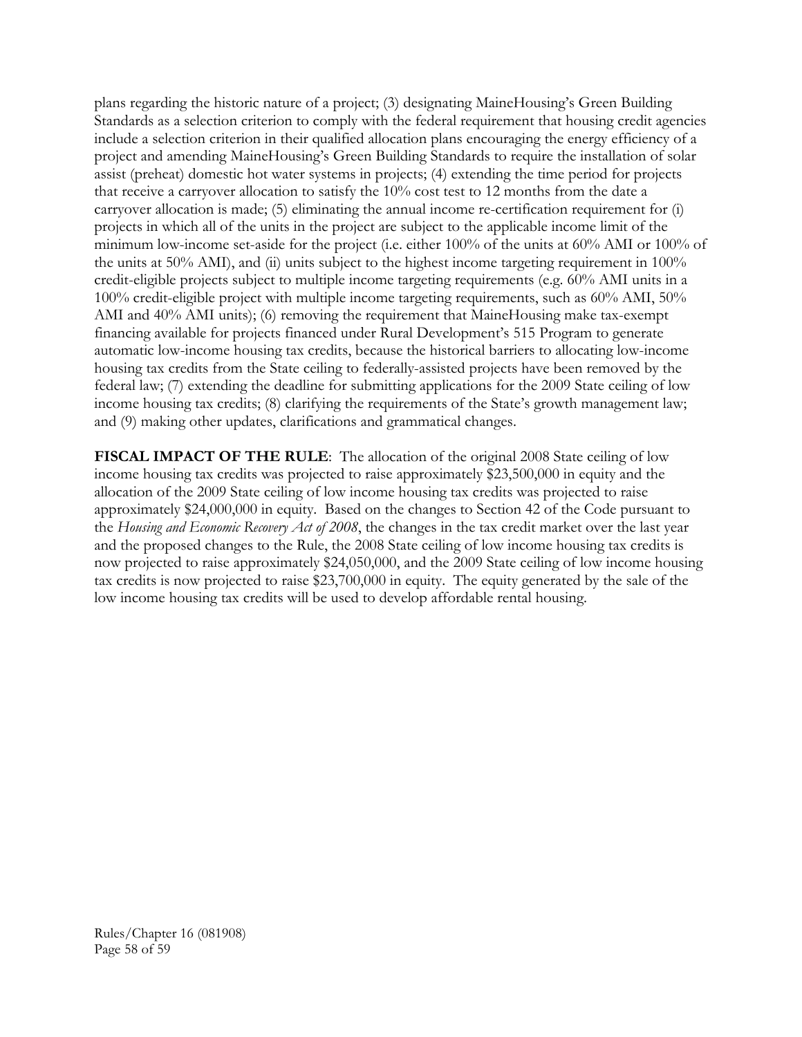plans regarding the historic nature of a project; (3) designating MaineHousing's Green Building Standards as a selection criterion to comply with the federal requirement that housing credit agencies include a selection criterion in their qualified allocation plans encouraging the energy efficiency of a project and amending MaineHousing's Green Building Standards to require the installation of solar assist (preheat) domestic hot water systems in projects; (4) extending the time period for projects that receive a carryover allocation to satisfy the 10% cost test to 12 months from the date a carryover allocation is made; (5) eliminating the annual income re-certification requirement for (i) projects in which all of the units in the project are subject to the applicable income limit of the minimum low-income set-aside for the project (i.e. either 100% of the units at 60% AMI or 100% of the units at 50% AMI), and (ii) units subject to the highest income targeting requirement in 100% credit-eligible projects subject to multiple income targeting requirements (e.g. 60% AMI units in a 100% credit-eligible project with multiple income targeting requirements, such as 60% AMI, 50% AMI and 40% AMI units); (6) removing the requirement that MaineHousing make tax-exempt financing available for projects financed under Rural Development's 515 Program to generate automatic low-income housing tax credits, because the historical barriers to allocating low-income housing tax credits from the State ceiling to federally-assisted projects have been removed by the federal law; (7) extending the deadline for submitting applications for the 2009 State ceiling of low income housing tax credits; (8) clarifying the requirements of the State's growth management law; and (9) making other updates, clarifications and grammatical changes.

**FISCAL IMPACT OF THE RULE**: The allocation of the original 2008 State ceiling of low income housing tax credits was projected to raise approximately $23,500,000 in equity and the allocation of the 2009 State ceiling of low income housing tax credits was projected to raise approximately $24,000,000 in equity. Based on the changes to Section 42 of the Code pursuant to the *Housing and Economic Recovery Act of 2008*, the changes in the tax credit market over the last year and the proposed changes to the Rule, the 2008 State ceiling of low income housing tax credits is now projected to raise approximately $24,050,000, and the 2009 State ceiling of low income housing tax credits is now projected to raise $23,700,000 in equity. The equity generated by the sale of the low income housing tax credits will be used to develop affordable rental housing.

Rules/Chapter 16 (081908)